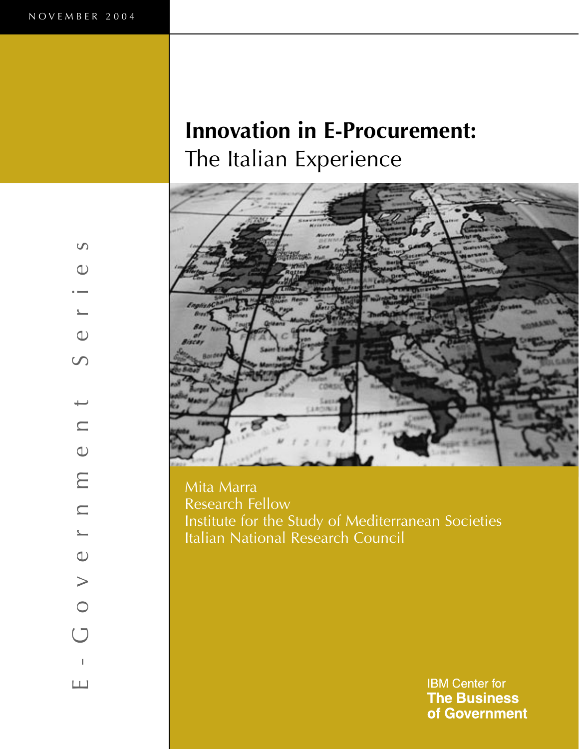NOVEMBER 2004

E-Government Series

# Innovation in E-Procurement:
## The Italian Experience

Mita Marra
Research Fellow
Institute for the Study of Mediterranean Societies
Italian National Research Council

IBM Center for
**The Business of Government**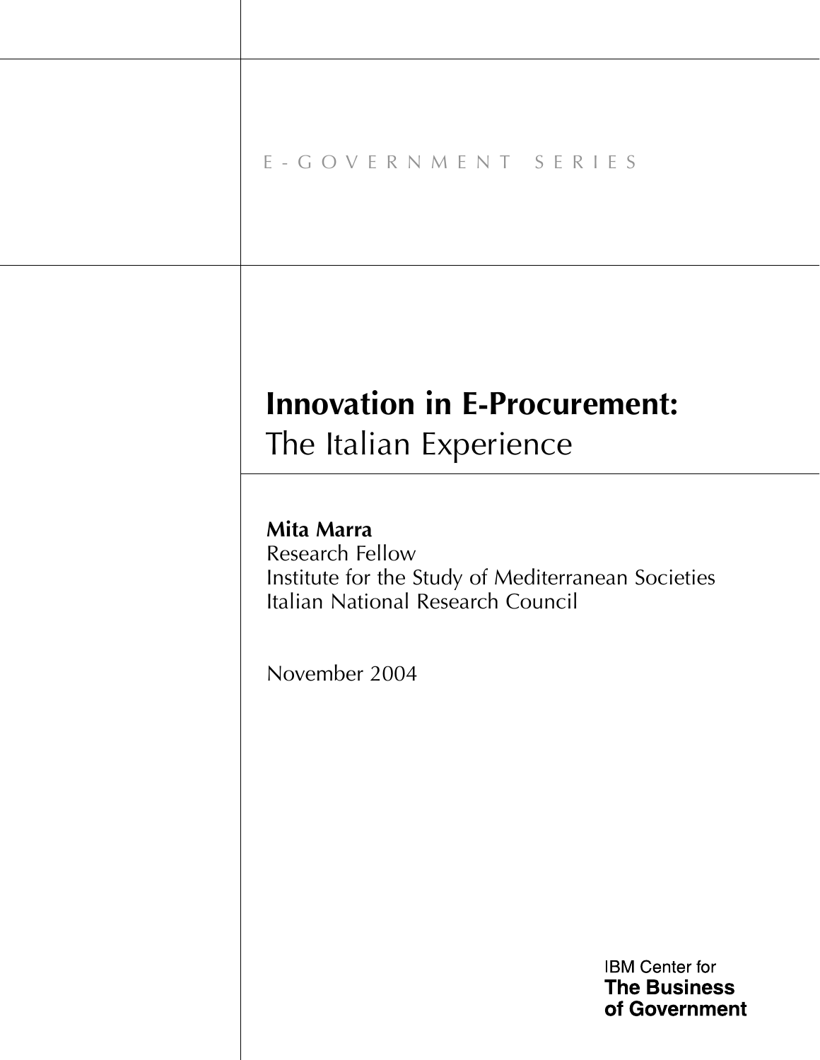E-GOVERNMENT SERIES

# Innovation in E-Procurement:
## The Italian Experience

**Mita Marra**
Research Fellow
Institute for the Study of Mediterranean Societies
Italian National Research Council

November 2004

IBM Center for
**The Business of Government**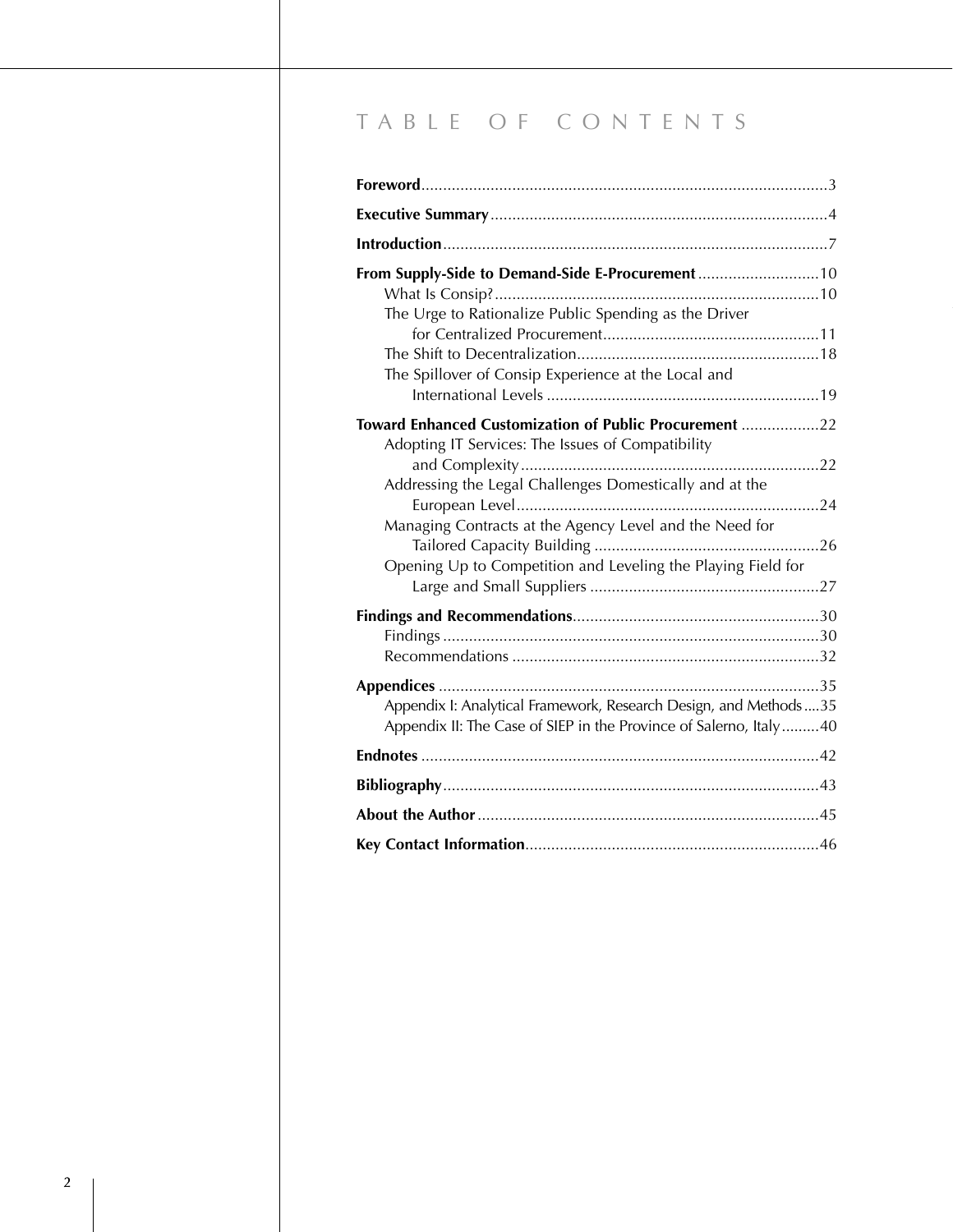# TABLE OF CONTENTS

**Foreword**......3

**Executive Summary**......4

**Introduction**......7

**From Supply-Side to Demand-Side E-Procurement**......10
- What Is Consip?......10
- The Urge to Rationalize Public Spending as the Driver for Centralized Procurement......11
- The Shift to Decentralization......18
- The Spillover of Consip Experience at the Local and International Levels......19

**Toward Enhanced Customization of Public Procurement**......22
- Adopting IT Services: The Issues of Compatibility and Complexity......22
- Addressing the Legal Challenges Domestically and at the European Level......24
- Managing Contracts at the Agency Level and the Need for Tailored Capacity Building......26
- Opening Up to Competition and Leveling the Playing Field for Large and Small Suppliers......27

**Findings and Recommendations**......30
- Findings......30
- Recommendations......32

**Appendices**......35
- Appendix I: Analytical Framework, Research Design, and Methods......35
- Appendix II: The Case of SIEP in the Province of Salerno, Italy......40

**Endnotes**......42

**Bibliography**......43

**About the Author**......45

**Key Contact Information**......46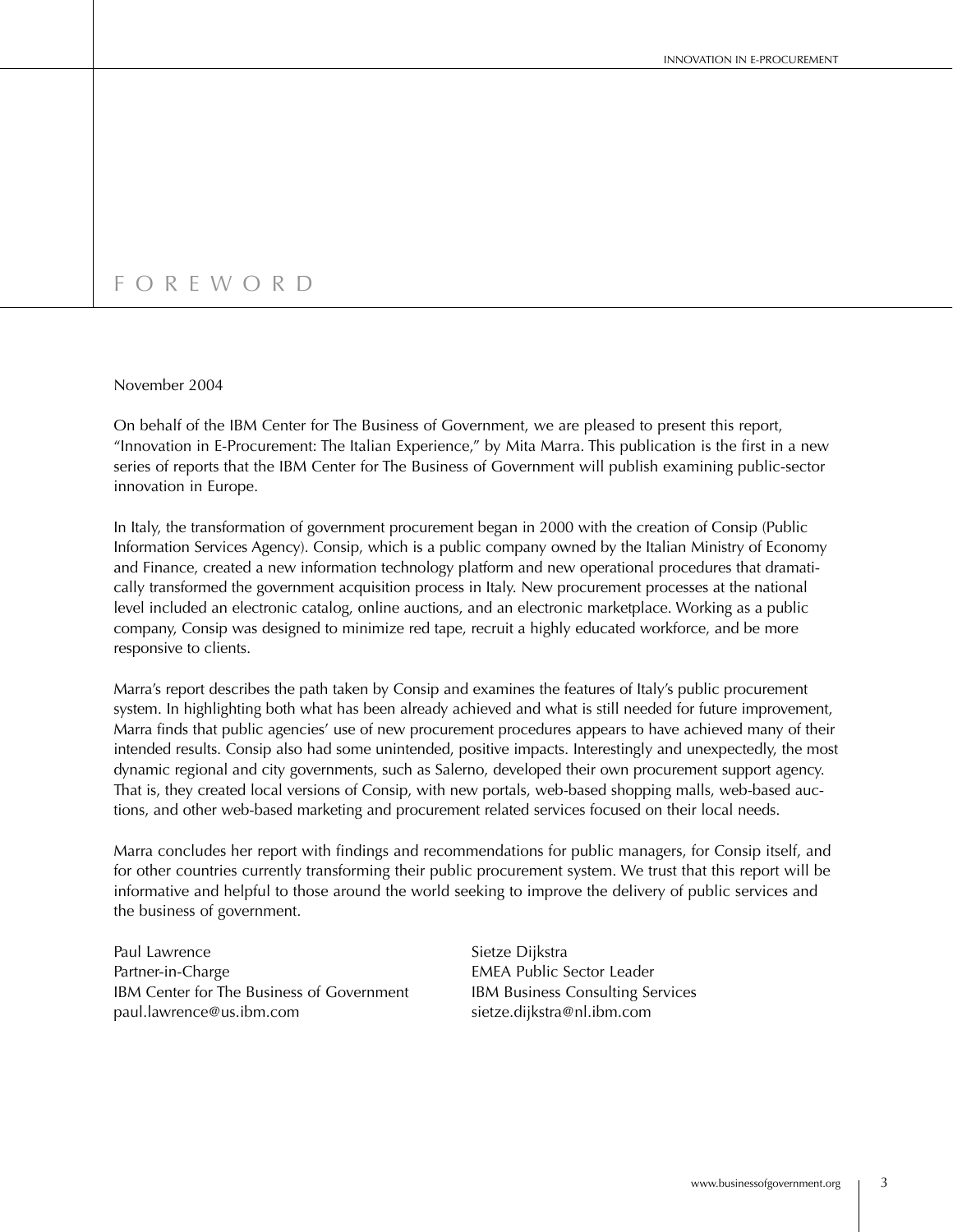# FOREWORD

November 2004

On behalf of the IBM Center for The Business of Government, we are pleased to present this report, "Innovation in E-Procurement: The Italian Experience," by Mita Marra. This publication is the first in a new series of reports that the IBM Center for The Business of Government will publish examining public-sector innovation in Europe.

In Italy, the transformation of government procurement began in 2000 with the creation of Consip (Public Information Services Agency). Consip, which is a public company owned by the Italian Ministry of Economy and Finance, created a new information technology platform and new operational procedures that dramatically transformed the government acquisition process in Italy. New procurement processes at the national level included an electronic catalog, online auctions, and an electronic marketplace. Working as a public company, Consip was designed to minimize red tape, recruit a highly educated workforce, and be more responsive to clients.

Marra's report describes the path taken by Consip and examines the features of Italy's public procurement system. In highlighting both what has been already achieved and what is still needed for future improvement, Marra finds that public agencies' use of new procurement procedures appears to have achieved many of their intended results. Consip also had some unintended, positive impacts. Interestingly and unexpectedly, the most dynamic regional and city governments, such as Salerno, developed their own procurement support agency. That is, they created local versions of Consip, with new portals, web-based shopping malls, web-based auctions, and other web-based marketing and procurement related services focused on their local needs.

Marra concludes her report with findings and recommendations for public managers, for Consip itself, and for other countries currently transforming their public procurement system. We trust that this report will be informative and helpful to those around the world seeking to improve the delivery of public services and the business of government.

Paul Lawrence
Partner-in-Charge
IBM Center for The Business of Government
paul.lawrence@us.ibm.com

Sietze Dijkstra
EMEA Public Sector Leader
IBM Business Consulting Services
sietze.dijkstra@nl.ibm.com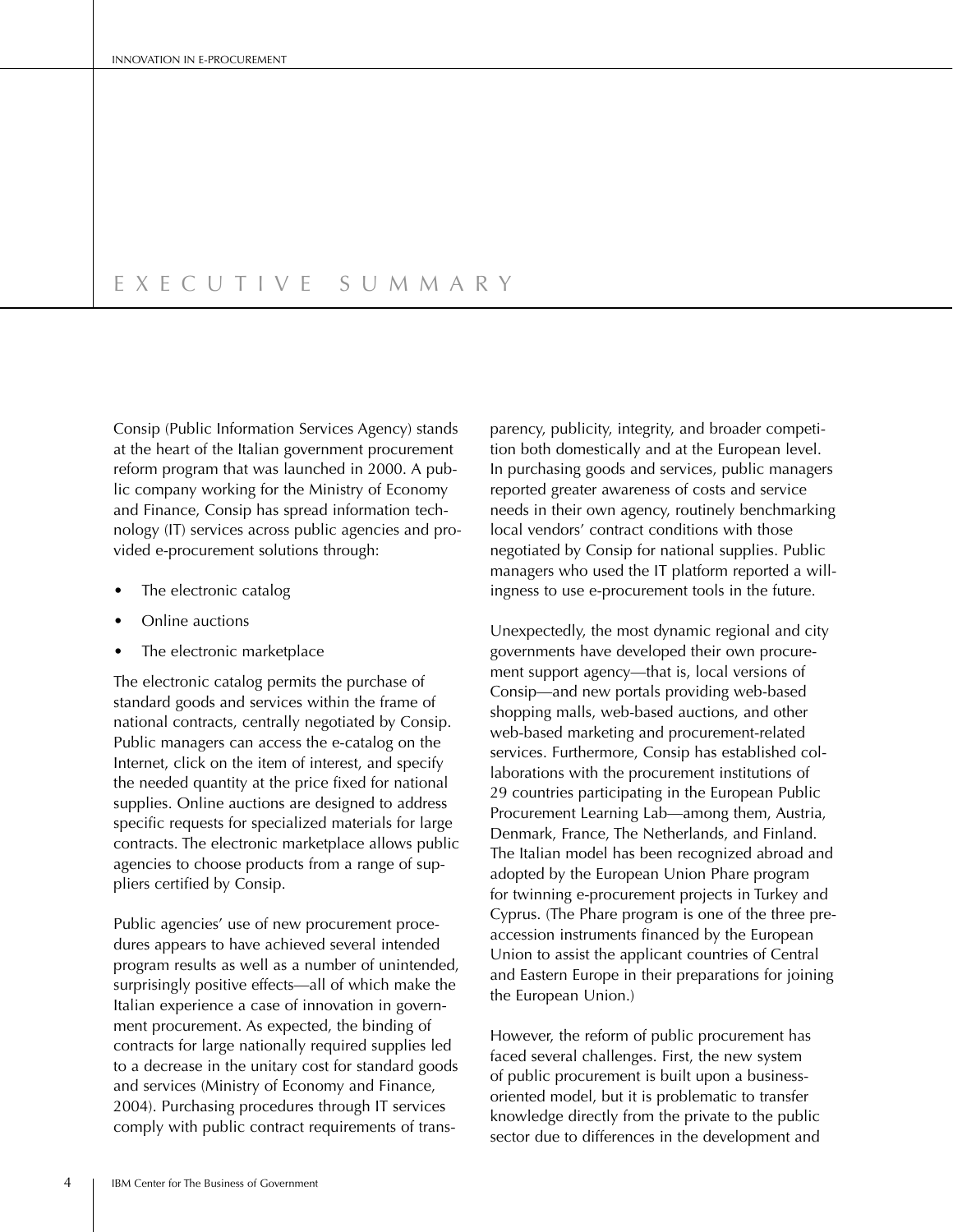# Executive Summary

Consip (Public Information Services Agency) stands at the heart of the Italian government procurement reform program that was launched in 2000. A public company working for the Ministry of Economy and Finance, Consip has spread information technology (IT) services across public agencies and provided e-procurement solutions through:

- The electronic catalog
- Online auctions
- The electronic marketplace

The electronic catalog permits the purchase of standard goods and services within the frame of national contracts, centrally negotiated by Consip. Public managers can access the e-catalog on the Internet, click on the item of interest, and specify the needed quantity at the price fixed for national supplies. Online auctions are designed to address specific requests for specialized materials for large contracts. The electronic marketplace allows public agencies to choose products from a range of suppliers certified by Consip.

Public agencies' use of new procurement procedures appears to have achieved several intended program results as well as a number of unintended, surprisingly positive effects—all of which make the Italian experience a case of innovation in government procurement. As expected, the binding of contracts for large nationally required supplies led to a decrease in the unitary cost for standard goods and services (Ministry of Economy and Finance, 2004). Purchasing procedures through IT services comply with public contract requirements of transparency, publicity, integrity, and broader competition both domestically and at the European level. In purchasing goods and services, public managers reported greater awareness of costs and service needs in their own agency, routinely benchmarking local vendors' contract conditions with those negotiated by Consip for national supplies. Public managers who used the IT platform reported a willingness to use e-procurement tools in the future.

Unexpectedly, the most dynamic regional and city governments have developed their own procurement support agency—that is, local versions of Consip—and new portals providing web-based shopping malls, web-based auctions, and other web-based marketing and procurement-related services. Furthermore, Consip has established collaborations with the procurement institutions of 29 countries participating in the European Public Procurement Learning Lab—among them, Austria, Denmark, France, The Netherlands, and Finland. The Italian model has been recognized abroad and adopted by the European Union Phare program for twinning e-procurement projects in Turkey and Cyprus. (The Phare program is one of the three pre-accession instruments financed by the European Union to assist the applicant countries of Central and Eastern Europe in their preparations for joining the European Union.)

However, the reform of public procurement has faced several challenges. First, the new system of public procurement is built upon a business-oriented model, but it is problematic to transfer knowledge directly from the private to the public sector due to differences in the development and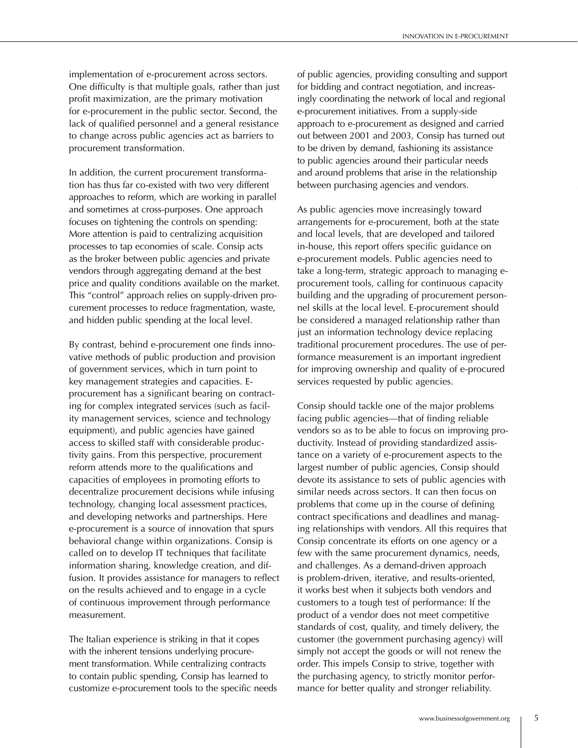implementation of e-procurement across sectors. One difficulty is that multiple goals, rather than just profit maximization, are the primary motivation for e-procurement in the public sector. Second, the lack of qualified personnel and a general resistance to change across public agencies act as barriers to procurement transformation.

In addition, the current procurement transformation has thus far co-existed with two very different approaches to reform, which are working in parallel and sometimes at cross-purposes. One approach focuses on tightening the controls on spending: More attention is paid to centralizing acquisition processes to tap economies of scale. Consip acts as the broker between public agencies and private vendors through aggregating demand at the best price and quality conditions available on the market. This "control" approach relies on supply-driven procurement processes to reduce fragmentation, waste, and hidden public spending at the local level.

By contrast, behind e-procurement one finds innovative methods of public production and provision of government services, which in turn point to key management strategies and capacities. E-procurement has a significant bearing on contracting for complex integrated services (such as facility management services, science and technology equipment), and public agencies have gained access to skilled staff with considerable productivity gains. From this perspective, procurement reform attends more to the qualifications and capacities of employees in promoting efforts to decentralize procurement decisions while infusing technology, changing local assessment practices, and developing networks and partnerships. Here e-procurement is a source of innovation that spurs behavioral change within organizations. Consip is called on to develop IT techniques that facilitate information sharing, knowledge creation, and diffusion. It provides assistance for managers to reflect on the results achieved and to engage in a cycle of continuous improvement through performance measurement.

The Italian experience is striking in that it copes with the inherent tensions underlying procurement transformation. While centralizing contracts to contain public spending, Consip has learned to customize e-procurement tools to the specific needs of public agencies, providing consulting and support for bidding and contract negotiation, and increasingly coordinating the network of local and regional e-procurement initiatives. From a supply-side approach to e-procurement as designed and carried out between 2001 and 2003, Consip has turned out to be driven by demand, fashioning its assistance to public agencies around their particular needs and around problems that arise in the relationship between purchasing agencies and vendors.

As public agencies move increasingly toward arrangements for e-procurement, both at the state and local levels, that are developed and tailored in-house, this report offers specific guidance on e-procurement models. Public agencies need to take a long-term, strategic approach to managing e-procurement tools, calling for continuous capacity building and the upgrading of procurement personnel skills at the local level. E-procurement should be considered a managed relationship rather than just an information technology device replacing traditional procurement procedures. The use of performance measurement is an important ingredient for improving ownership and quality of e-procured services requested by public agencies.

Consip should tackle one of the major problems facing public agencies—that of finding reliable vendors so as to be able to focus on improving productivity. Instead of providing standardized assistance on a variety of e-procurement aspects to the largest number of public agencies, Consip should devote its assistance to sets of public agencies with similar needs across sectors. It can then focus on problems that come up in the course of defining contract specifications and deadlines and managing relationships with vendors. All this requires that Consip concentrate its efforts on one agency or a few with the same procurement dynamics, needs, and challenges. As a demand-driven approach is problem-driven, iterative, and results-oriented, it works best when it subjects both vendors and customers to a tough test of performance: If the product of a vendor does not meet competitive standards of cost, quality, and timely delivery, the customer (the government purchasing agency) will simply not accept the goods or will not renew the order. This impels Consip to strive, together with the purchasing agency, to strictly monitor performance for better quality and stronger reliability.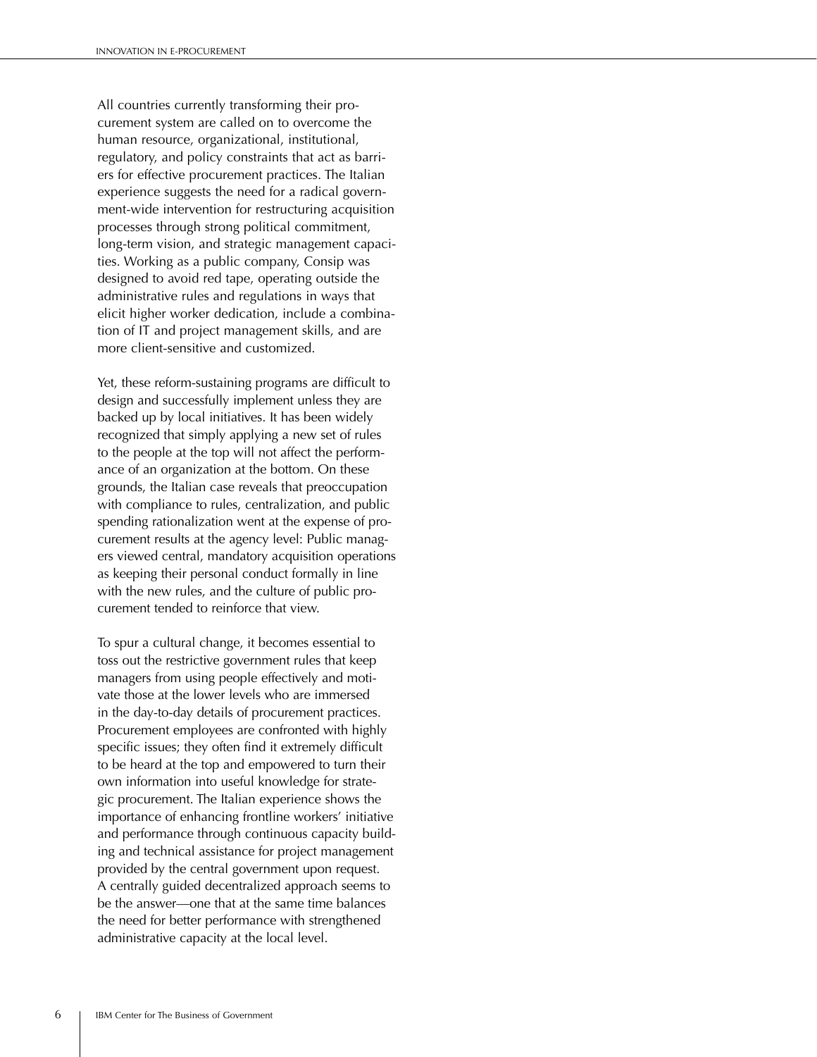All countries currently transforming their procurement system are called on to overcome the human resource, organizational, institutional, regulatory, and policy constraints that act as barriers for effective procurement practices. The Italian experience suggests the need for a radical government-wide intervention for restructuring acquisition processes through strong political commitment, long-term vision, and strategic management capacities. Working as a public company, Consip was designed to avoid red tape, operating outside the administrative rules and regulations in ways that elicit higher worker dedication, include a combination of IT and project management skills, and are more client-sensitive and customized.

Yet, these reform-sustaining programs are difficult to design and successfully implement unless they are backed up by local initiatives. It has been widely recognized that simply applying a new set of rules to the people at the top will not affect the performance of an organization at the bottom. On these grounds, the Italian case reveals that preoccupation with compliance to rules, centralization, and public spending rationalization went at the expense of procurement results at the agency level: Public managers viewed central, mandatory acquisition operations as keeping their personal conduct formally in line with the new rules, and the culture of public procurement tended to reinforce that view.

To spur a cultural change, it becomes essential to toss out the restrictive government rules that keep managers from using people effectively and motivate those at the lower levels who are immersed in the day-to-day details of procurement practices. Procurement employees are confronted with highly specific issues; they often find it extremely difficult to be heard at the top and empowered to turn their own information into useful knowledge for strategic procurement. The Italian experience shows the importance of enhancing frontline workers' initiative and performance through continuous capacity building and technical assistance for project management provided by the central government upon request. A centrally guided decentralized approach seems to be the answer—one that at the same time balances the need for better performance with strengthened administrative capacity at the local level.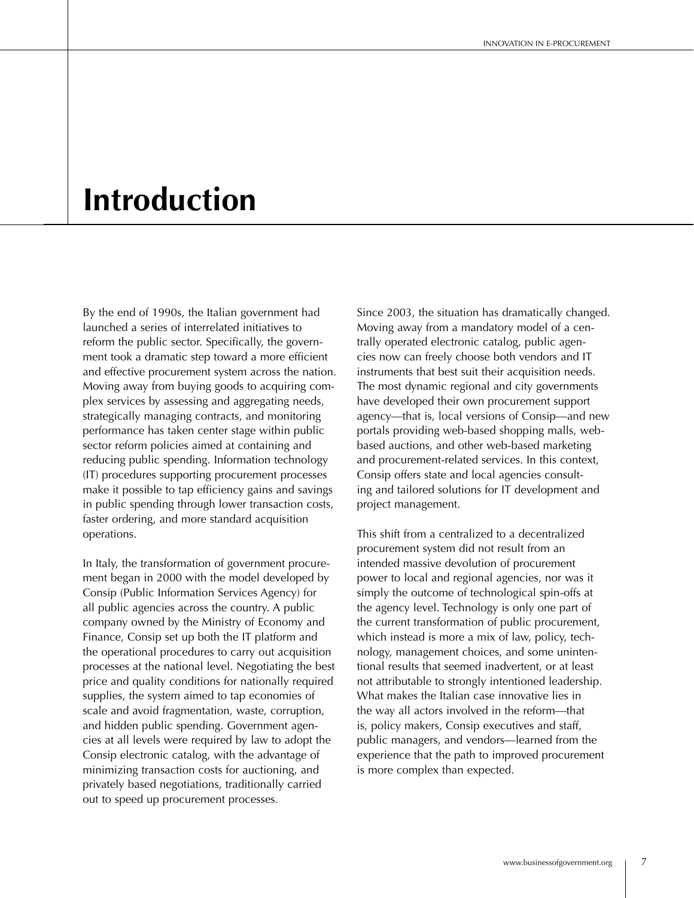# Introduction

By the end of 1990s, the Italian government had launched a series of interrelated initiatives to reform the public sector. Specifically, the government took a dramatic step toward a more efficient and effective procurement system across the nation. Moving away from buying goods to acquiring complex services by assessing and aggregating needs, strategically managing contracts, and monitoring performance has taken center stage within public sector reform policies aimed at containing and reducing public spending. Information technology (IT) procedures supporting procurement processes make it possible to tap efficiency gains and savings in public spending through lower transaction costs, faster ordering, and more standard acquisition operations.

In Italy, the transformation of government procurement began in 2000 with the model developed by Consip (Public Information Services Agency) for all public agencies across the country. A public company owned by the Ministry of Economy and Finance, Consip set up both the IT platform and the operational procedures to carry out acquisition processes at the national level. Negotiating the best price and quality conditions for nationally required supplies, the system aimed to tap economies of scale and avoid fragmentation, waste, corruption, and hidden public spending. Government agencies at all levels were required by law to adopt the Consip electronic catalog, with the advantage of minimizing transaction costs for auctioning, and privately based negotiations, traditionally carried out to speed up procurement processes.

Since 2003, the situation has dramatically changed. Moving away from a mandatory model of a centrally operated electronic catalog, public agencies now can freely choose both vendors and IT instruments that best suit their acquisition needs. The most dynamic regional and city governments have developed their own procurement support agency—that is, local versions of Consip—and new portals providing web-based shopping malls, web-based auctions, and other web-based marketing and procurement-related services. In this context, Consip offers state and local agencies consulting and tailored solutions for IT development and project management.

This shift from a centralized to a decentralized procurement system did not result from an intended massive devolution of procurement power to local and regional agencies, nor was it simply the outcome of technological spin-offs at the agency level. Technology is only one part of the current transformation of public procurement, which instead is more a mix of law, policy, technology, management choices, and some unintentional results that seemed inadvertent, or at least not attributable to strongly intentioned leadership. What makes the Italian case innovative lies in the way all actors involved in the reform—that is, policy makers, Consip executives and staff, public managers, and vendors—learned from the experience that the path to improved procurement is more complex than expected.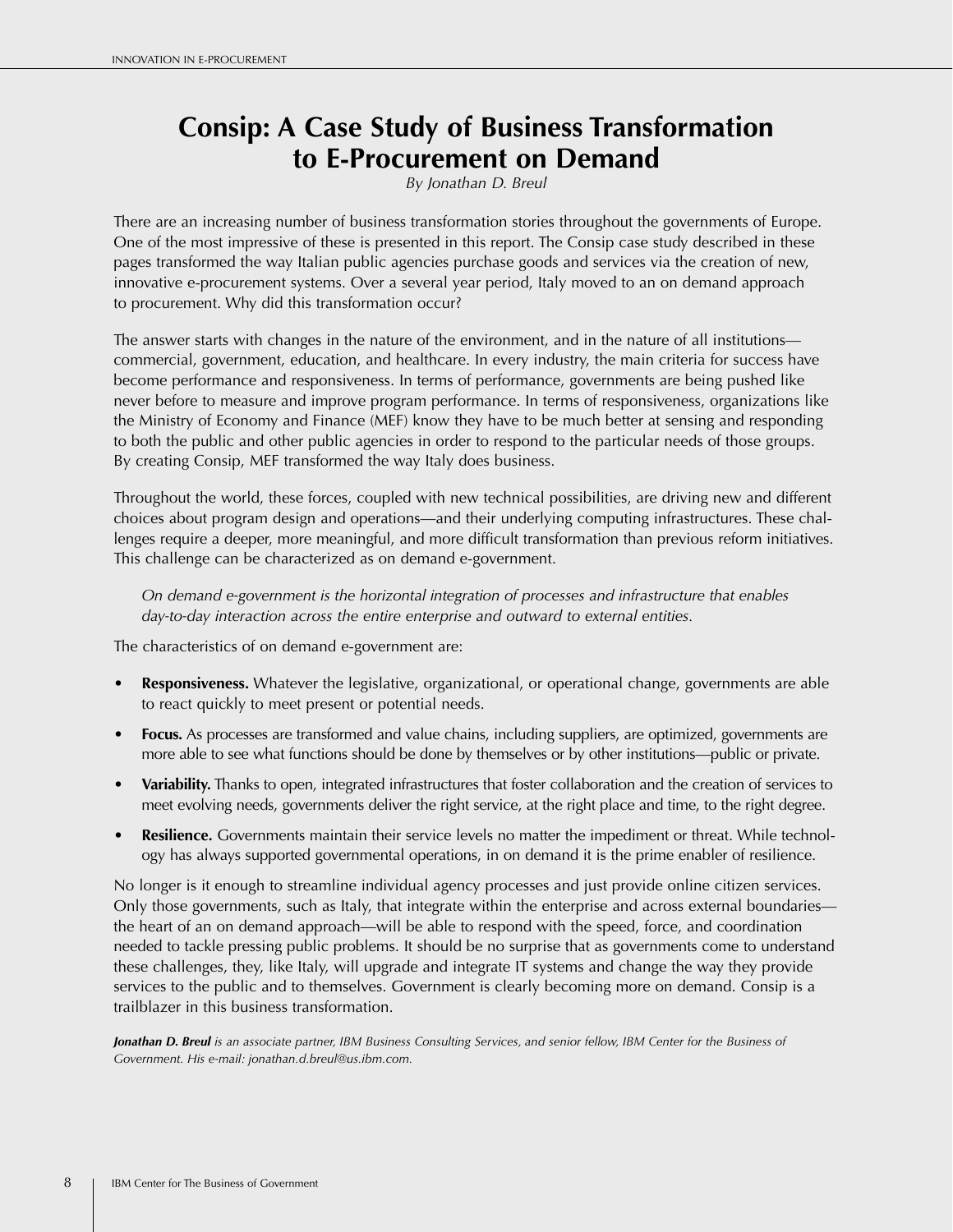# Consip: A Case Study of Business Transformation to E-Procurement on Demand

*By Jonathan D. Breul*

There are an increasing number of business transformation stories throughout the governments of Europe. One of the most impressive of these is presented in this report. The Consip case study described in these pages transformed the way Italian public agencies purchase goods and services via the creation of new, innovative e-procurement systems. Over a several year period, Italy moved to an on demand approach to procurement. Why did this transformation occur?

The answer starts with changes in the nature of the environment, and in the nature of all institutions—commercial, government, education, and healthcare. In every industry, the main criteria for success have become performance and responsiveness. In terms of performance, governments are being pushed like never before to measure and improve program performance. In terms of responsiveness, organizations like the Ministry of Economy and Finance (MEF) know they have to be much better at sensing and responding to both the public and other public agencies in order to respond to the particular needs of those groups. By creating Consip, MEF transformed the way Italy does business.

Throughout the world, these forces, coupled with new technical possibilities, are driving new and different choices about program design and operations—and their underlying computing infrastructures. These challenges require a deeper, more meaningful, and more difficult transformation than previous reform initiatives. This challenge can be characterized as on demand e-government.

> *On demand e-government is the horizontal integration of processes and infrastructure that enables day-to-day interaction across the entire enterprise and outward to external entities.*

The characteristics of on demand e-government are:

- **Responsiveness.** Whatever the legislative, organizational, or operational change, governments are able to react quickly to meet present or potential needs.
- **Focus.** As processes are transformed and value chains, including suppliers, are optimized, governments are more able to see what functions should be done by themselves or by other institutions—public or private.
- **Variability.** Thanks to open, integrated infrastructures that foster collaboration and the creation of services to meet evolving needs, governments deliver the right service, at the right place and time, to the right degree.
- **Resilience.** Governments maintain their service levels no matter the impediment or threat. While technology has always supported governmental operations, in on demand it is the prime enabler of resilience.

No longer is it enough to streamline individual agency processes and just provide online citizen services. Only those governments, such as Italy, that integrate within the enterprise and across external boundaries—the heart of an on demand approach—will be able to respond with the speed, force, and coordination needed to tackle pressing public problems. It should be no surprise that as governments come to understand these challenges, they, like Italy, will upgrade and integrate IT systems and change the way they provide services to the public and to themselves. Government is clearly becoming more on demand. Consip is a trailblazer in this business transformation.

***Jonathan D. Breul*** *is an associate partner, IBM Business Consulting Services, and senior fellow, IBM Center for the Business of Government. His e-mail: jonathan.d.breul@us.ibm.com.*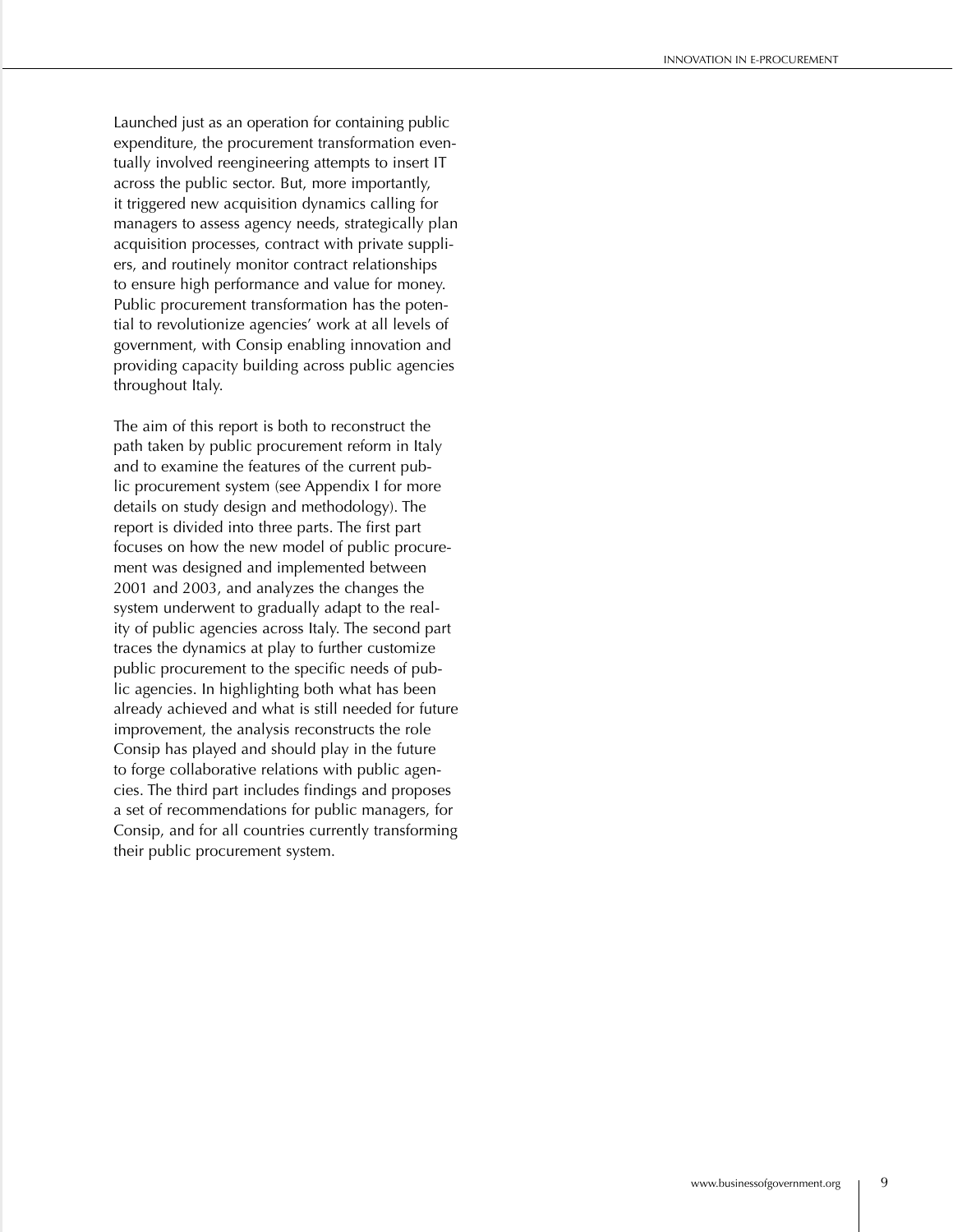Launched just as an operation for containing public expenditure, the procurement transformation eventually involved reengineering attempts to insert IT across the public sector. But, more importantly, it triggered new acquisition dynamics calling for managers to assess agency needs, strategically plan acquisition processes, contract with private suppliers, and routinely monitor contract relationships to ensure high performance and value for money. Public procurement transformation has the potential to revolutionize agencies' work at all levels of government, with Consip enabling innovation and providing capacity building across public agencies throughout Italy.

The aim of this report is both to reconstruct the path taken by public procurement reform in Italy and to examine the features of the current public procurement system (see Appendix I for more details on study design and methodology). The report is divided into three parts. The first part focuses on how the new model of public procurement was designed and implemented between 2001 and 2003, and analyzes the changes the system underwent to gradually adapt to the reality of public agencies across Italy. The second part traces the dynamics at play to further customize public procurement to the specific needs of public agencies. In highlighting both what has been already achieved and what is still needed for future improvement, the analysis reconstructs the role Consip has played and should play in the future to forge collaborative relations with public agencies. The third part includes findings and proposes a set of recommendations for public managers, for Consip, and for all countries currently transforming their public procurement system.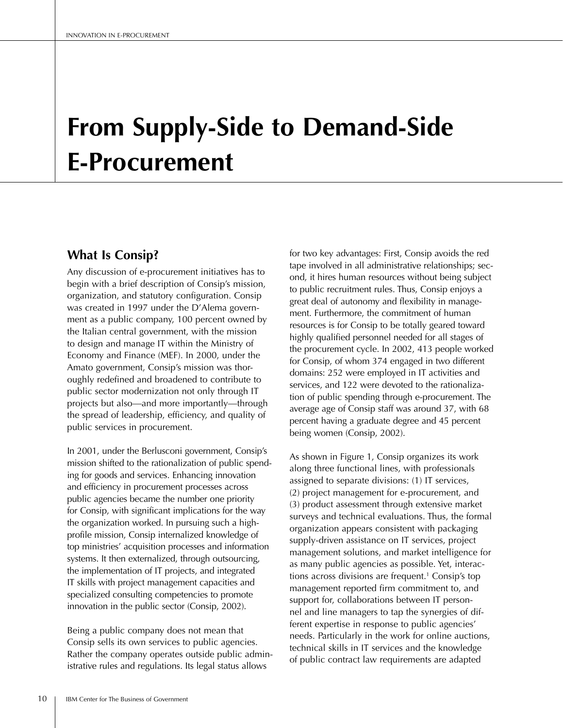# From Supply-Side to Demand-Side E-Procurement

## What Is Consip?

Any discussion of e-procurement initiatives has to begin with a brief description of Consip's mission, organization, and statutory configuration. Consip was created in 1997 under the D'Alema government as a public company, 100 percent owned by the Italian central government, with the mission to design and manage IT within the Ministry of Economy and Finance (MEF). In 2000, under the Amato government, Consip's mission was thoroughly redefined and broadened to contribute to public sector modernization not only through IT projects but also—and more importantly—through the spread of leadership, efficiency, and quality of public services in procurement.

In 2001, under the Berlusconi government, Consip's mission shifted to the rationalization of public spending for goods and services. Enhancing innovation and efficiency in procurement processes across public agencies became the number one priority for Consip, with significant implications for the way the organization worked. In pursuing such a high-profile mission, Consip internalized knowledge of top ministries' acquisition processes and information systems. It then externalized, through outsourcing, the implementation of IT projects, and integrated IT skills with project management capacities and specialized consulting competencies to promote innovation in the public sector (Consip, 2002).

Being a public company does not mean that Consip sells its own services to public agencies. Rather the company operates outside public administrative rules and regulations. Its legal status allows for two key advantages: First, Consip avoids the red tape involved in all administrative relationships; second, it hires human resources without being subject to public recruitment rules. Thus, Consip enjoys a great deal of autonomy and flexibility in management. Furthermore, the commitment of human resources is for Consip to be totally geared toward highly qualified personnel needed for all stages of the procurement cycle. In 2002, 413 people worked for Consip, of whom 374 engaged in two different domains: 252 were employed in IT activities and services, and 122 were devoted to the rationalization of public spending through e-procurement. The average age of Consip staff was around 37, with 68 percent having a graduate degree and 45 percent being women (Consip, 2002).

As shown in Figure 1, Consip organizes its work along three functional lines, with professionals assigned to separate divisions: (1) IT services, (2) project management for e-procurement, and (3) product assessment through extensive market surveys and technical evaluations. Thus, the formal organization appears consistent with packaging supply-driven assistance on IT services, project management solutions, and market intelligence for as many public agencies as possible. Yet, interactions across divisions are frequent.[1] Consip's top management reported firm commitment to, and support for, collaborations between IT personnel and line managers to tap the synergies of different expertise in response to public agencies' needs. Particularly in the work for online auctions, technical skills in IT services and the knowledge of public contract law requirements are adapted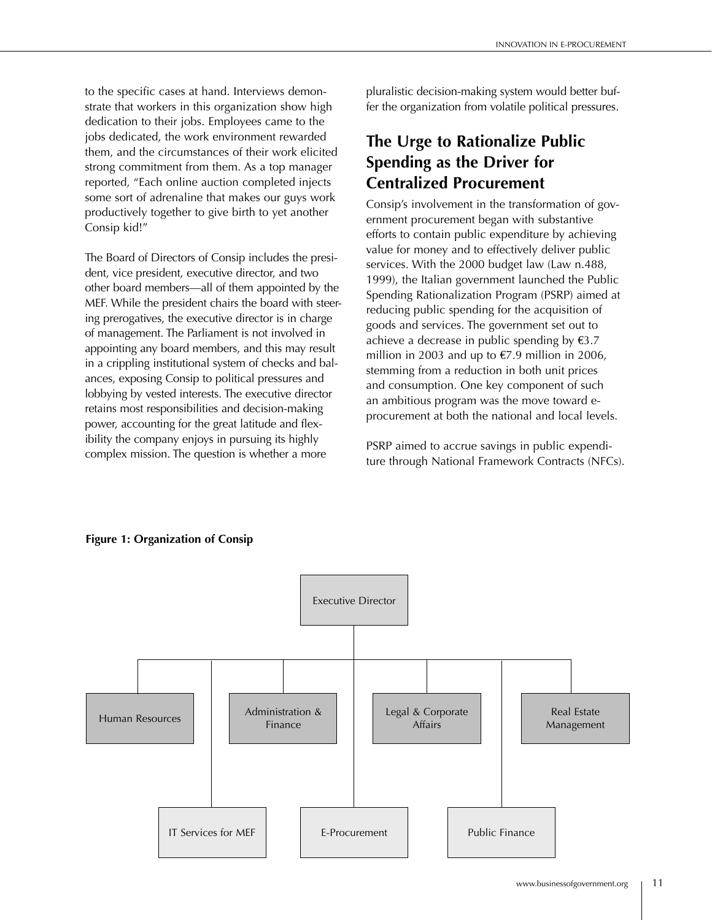to the specific cases at hand. Interviews demonstrate that workers in this organization show high dedication to their jobs. Employees came to the jobs dedicated, the work environment rewarded them, and the circumstances of their work elicited strong commitment from them. As a top manager reported, "Each online auction completed injects some sort of adrenaline that makes our guys work productively together to give birth to yet another Consip kid!"

The Board of Directors of Consip includes the president, vice president, executive director, and two other board members—all of them appointed by the MEF. While the president chairs the board with steering prerogatives, the executive director is in charge of management. The Parliament is not involved in appointing any board members, and this may result in a crippling institutional system of checks and balances, exposing Consip to political pressures and lobbying by vested interests. The executive director retains most responsibilities and decision-making power, accounting for the great latitude and flexibility the company enjoys in pursuing its highly complex mission. The question is whether a more pluralistic decision-making system would better buffer the organization from volatile political pressures.

## The Urge to Rationalize Public Spending as the Driver for Centralized Procurement

Consip's involvement in the transformation of government procurement began with substantive efforts to contain public expenditure by achieving value for money and to effectively deliver public services. With the 2000 budget law (Law n.488, 1999), the Italian government launched the Public Spending Rationalization Program (PSRP) aimed at reducing public spending for the acquisition of goods and services. The government set out to achieve a decrease in public spending by €3.7 million in 2003 and up to €7.9 million in 2006, stemming from a reduction in both unit prices and consumption. One key component of such an ambitious program was the move toward e-procurement at both the national and local levels.

PSRP aimed to accrue savings in public expenditure through National Framework Contracts (NFCs).

**Figure 1: Organization of Consip**

- Executive Director
  - Human Resources
  - IT Services for MEF
  - Administration & Finance
  - E-Procurement
  - Legal & Corporate Affairs
  - Public Finance
  - Real Estate Management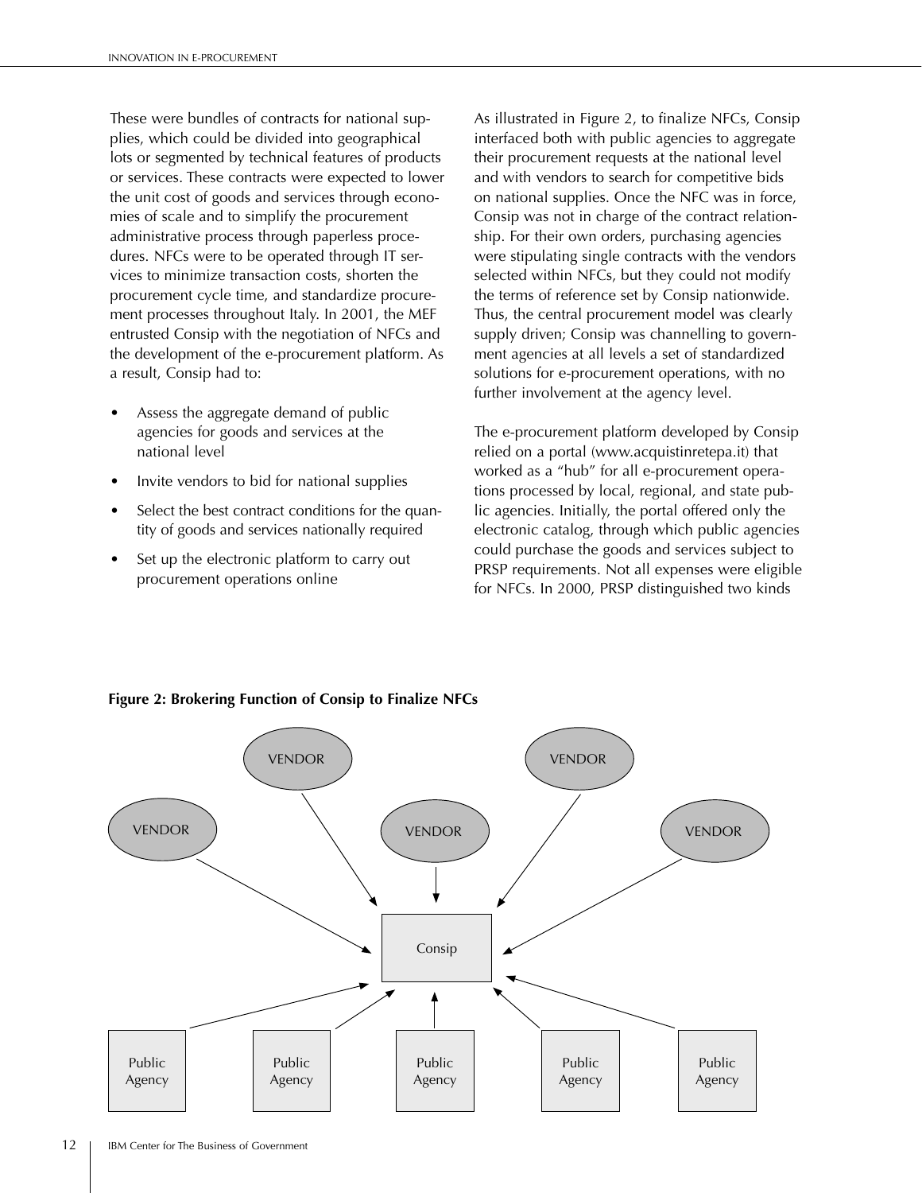These were bundles of contracts for national supplies, which could be divided into geographical lots or segmented by technical features of products or services. These contracts were expected to lower the unit cost of goods and services through economies of scale and to simplify the procurement administrative process through paperless procedures. NFCs were to be operated through IT services to minimize transaction costs, shorten the procurement cycle time, and standardize procurement processes throughout Italy. In 2001, the MEF entrusted Consip with the negotiation of NFCs and the development of the e-procurement platform. As a result, Consip had to:

- Assess the aggregate demand of public agencies for goods and services at the national level
- Invite vendors to bid for national supplies
- Select the best contract conditions for the quantity of goods and services nationally required
- Set up the electronic platform to carry out procurement operations online

As illustrated in Figure 2, to finalize NFCs, Consip interfaced both with public agencies to aggregate their procurement requests at the national level and with vendors to search for competitive bids on national supplies. Once the NFC was in force, Consip was not in charge of the contract relationship. For their own orders, purchasing agencies were stipulating single contracts with the vendors selected within NFCs, but they could not modify the terms of reference set by Consip nationwide. Thus, the central procurement model was clearly supply driven; Consip was channelling to government agencies at all levels a set of standardized solutions for e-procurement operations, with no further involvement at the agency level.

The e-procurement platform developed by Consip relied on a portal (www.acquistinretepa.it) that worked as a "hub" for all e-procurement operations processed by local, regional, and state public agencies. Initially, the portal offered only the electronic catalog, through which public agencies could purchase the goods and services subject to PRSP requirements. Not all expenses were eligible for NFCs. In 2000, PRSP distinguished two kinds

**Figure 2: Brokering Function of Consip to Finalize NFCs**

VENDOR, VENDOR, VENDOR, VENDOR, VENDOR → Consip ← Public Agency, Public Agency, Public Agency, Public Agency, Public Agency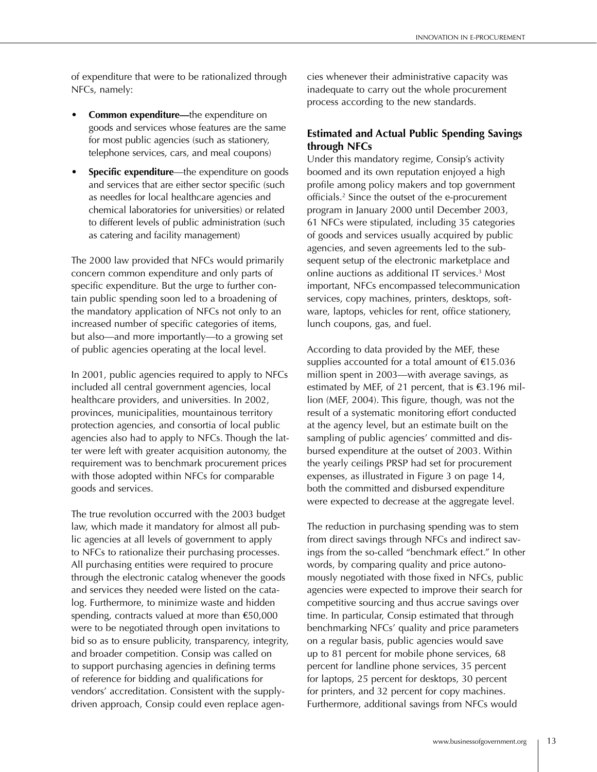of expenditure that were to be rationalized through NFCs, namely:

- **Common expenditure—**the expenditure on goods and services whose features are the same for most public agencies (such as stationery, telephone services, cars, and meal coupons)
- **Specific expenditure**—the expenditure on goods and services that are either sector specific (such as needles for local healthcare agencies and chemical laboratories for universities) or related to different levels of public administration (such as catering and facility management)

The 2000 law provided that NFCs would primarily concern common expenditure and only parts of specific expenditure. But the urge to further contain public spending soon led to a broadening of the mandatory application of NFCs not only to an increased number of specific categories of items, but also—and more importantly—to a growing set of public agencies operating at the local level.

In 2001, public agencies required to apply to NFCs included all central government agencies, local healthcare providers, and universities. In 2002, provinces, municipalities, mountainous territory protection agencies, and consortia of local public agencies also had to apply to NFCs. Though the latter were left with greater acquisition autonomy, the requirement was to benchmark procurement prices with those adopted within NFCs for comparable goods and services.

The true revolution occurred with the 2003 budget law, which made it mandatory for almost all public agencies at all levels of government to apply to NFCs to rationalize their purchasing processes. All purchasing entities were required to procure through the electronic catalog whenever the goods and services they needed were listed on the catalog. Furthermore, to minimize waste and hidden spending, contracts valued at more than €50,000 were to be negotiated through open invitations to bid so as to ensure publicity, transparency, integrity, and broader competition. Consip was called on to support purchasing agencies in defining terms of reference for bidding and qualifications for vendors' accreditation. Consistent with the supply-driven approach, Consip could even replace agencies whenever their administrative capacity was inadequate to carry out the whole procurement process according to the new standards.

## Estimated and Actual Public Spending Savings through NFCs

Under this mandatory regime, Consip's activity boomed and its own reputation enjoyed a high profile among policy makers and top government officials.[2] Since the outset of the e-procurement program in January 2000 until December 2003, 61 NFCs were stipulated, including 35 categories of goods and services usually acquired by public agencies, and seven agreements led to the subsequent setup of the electronic marketplace and online auctions as additional IT services.[3] Most important, NFCs encompassed telecommunication services, copy machines, printers, desktops, software, laptops, vehicles for rent, office stationery, lunch coupons, gas, and fuel.

According to data provided by the MEF, these supplies accounted for a total amount of €15.036 million spent in 2003—with average savings, as estimated by MEF, of 21 percent, that is €3.196 million (MEF, 2004). This figure, though, was not the result of a systematic monitoring effort conducted at the agency level, but an estimate built on the sampling of public agencies' committed and disbursed expenditure at the outset of 2003. Within the yearly ceilings PRSP had set for procurement expenses, as illustrated in Figure 3 on page 14, both the committed and disbursed expenditure were expected to decrease at the aggregate level.

The reduction in purchasing spending was to stem from direct savings through NFCs and indirect savings from the so-called "benchmark effect." In other words, by comparing quality and price autonomously negotiated with those fixed in NFCs, public agencies were expected to improve their search for competitive sourcing and thus accrue savings over time. In particular, Consip estimated that through benchmarking NFCs' quality and price parameters on a regular basis, public agencies would save up to 81 percent for mobile phone services, 68 percent for landline phone services, 35 percent for laptops, 25 percent for desktops, 30 percent for printers, and 32 percent for copy machines. Furthermore, additional savings from NFCs would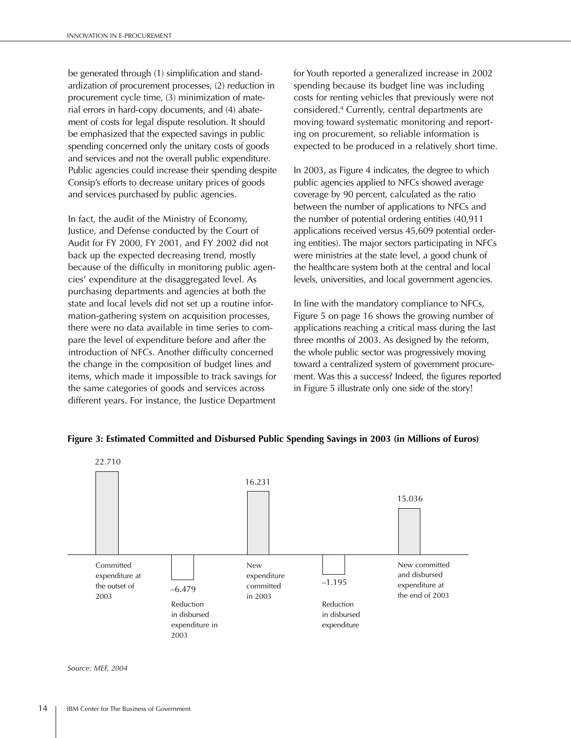be generated through (1) simplification and standardization of procurement processes, (2) reduction in procurement cycle time, (3) minimization of material errors in hard-copy documents, and (4) abatement of costs for legal dispute resolution. It should be emphasized that the expected savings in public spending concerned only the unitary costs of goods and services and not the overall public expenditure. Public agencies could increase their spending despite Consip's efforts to decrease unitary prices of goods and services purchased by public agencies.

In fact, the audit of the Ministry of Economy, Justice, and Defense conducted by the Court of Audit for FY 2000, FY 2001, and FY 2002 did not back up the expected decreasing trend, mostly because of the difficulty in monitoring public agencies' expenditure at the disaggregated level. As purchasing departments and agencies at both the state and local levels did not set up a routine information-gathering system on acquisition processes, there were no data available in time series to compare the level of expenditure before and after the introduction of NFCs. Another difficulty concerned the change in the composition of budget lines and items, which made it impossible to track savings for the same categories of goods and services across different years. For instance, the Justice Department for Youth reported a generalized increase in 2002 spending because its budget line was including costs for renting vehicles that previously were not considered.[4] Currently, central departments are moving toward systematic monitoring and reporting on procurement, so reliable information is expected to be produced in a relatively short time.

In 2003, as Figure 4 indicates, the degree to which public agencies applied to NFCs showed average coverage by 90 percent, calculated as the ratio between the number of applications to NFCs and the number of potential ordering entities (40,911 applications received versus 45,609 potential ordering entities). The major sectors participating in NFCs were ministries at the state level, a good chunk of the healthcare system both at the central and local levels, universities, and local government agencies.

In line with the mandatory compliance to NFCs, Figure 5 on page 16 shows the growing number of applications reaching a critical mass during the last three months of 2003. As designed by the reform, the whole public sector was progressively moving toward a centralized system of government procurement. Was this a success? Indeed, the figures reported in Figure 5 illustrate only one side of the story!

**Figure 3: Estimated Committed and Disbursed Public Spending Savings in 2003 (in Millions of Euros)**

| Item | Value |
|---|---|
| Committed expenditure at the outset of 2003 | 22.710 |
| Reduction in disbursed expenditure in 2003 | –6.479 |
| New expenditure committed in 2003 | 16.231 |
| Reduction in disbursed expenditure | –1.195 |
| New committed and disbursed expenditure at the end of 2003 | 15.036 |

*Source: MEF, 2004*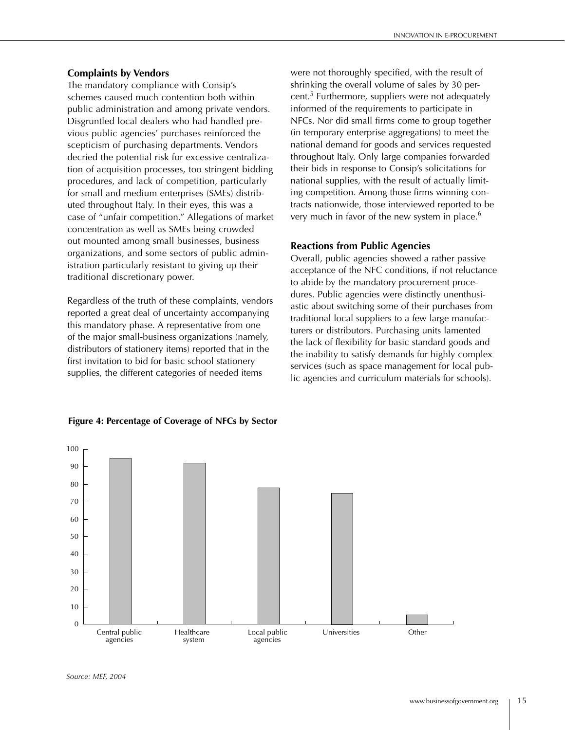### Complaints by Vendors

The mandatory compliance with Consip's schemes caused much contention both within public administration and among private vendors. Disgruntled local dealers who had handled previous public agencies' purchases reinforced the scepticism of purchasing departments. Vendors decried the potential risk for excessive centralization of acquisition processes, too stringent bidding procedures, and lack of competition, particularly for small and medium enterprises (SMEs) distributed throughout Italy. In their eyes, this was a case of "unfair competition." Allegations of market concentration as well as SMEs being crowded out mounted among small businesses, business organizations, and some sectors of public administration particularly resistant to giving up their traditional discretionary power.

Regardless of the truth of these complaints, vendors reported a great deal of uncertainty accompanying this mandatory phase. A representative from one of the major small-business organizations (namely, distributors of stationery items) reported that in the first invitation to bid for basic school stationery supplies, the different categories of needed items were not thoroughly specified, with the result of shrinking the overall volume of sales by 30 percent.[5] Furthermore, suppliers were not adequately informed of the requirements to participate in NFCs. Nor did small firms come to group together (in temporary enterprise aggregations) to meet the national demand for goods and services requested throughout Italy. Only large companies forwarded their bids in response to Consip's solicitations for national supplies, with the result of actually limiting competition. Among those firms winning contracts nationwide, those interviewed reported to be very much in favor of the new system in place.[6]

### Reactions from Public Agencies

Overall, public agencies showed a rather passive acceptance of the NFC conditions, if not reluctance to abide by the mandatory procurement procedures. Public agencies were distinctly unenthusiastic about switching some of their purchases from traditional local suppliers to a few large manufacturers or distributors. Purchasing units lamented the lack of flexibility for basic standard goods and the inability to satisfy demands for highly complex services (such as space management for local public agencies and curriculum materials for schools).

**Figure 4: Percentage of Coverage of NFCs by Sector**

| Sector | Coverage (%) |
|---|---|
| Central public agencies | 95 |
| Healthcare system | 92 |
| Local public agencies | 78 |
| Universities | 75 |
| Other | 5 |

*Source: MEF, 2004*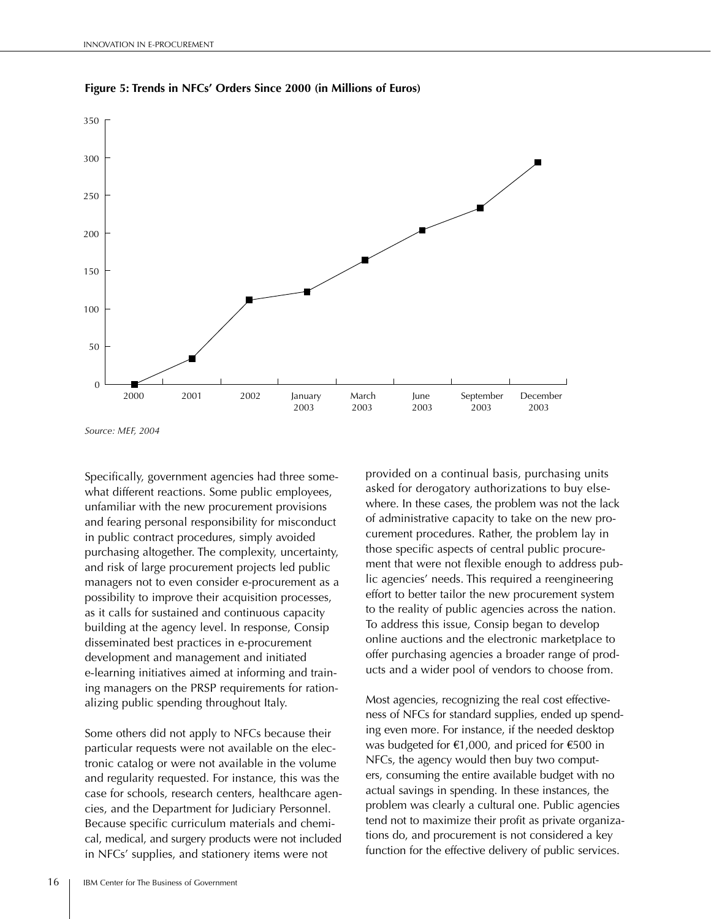**Figure 5: Trends in NFCs' Orders Since 2000 (in Millions of Euros)**

*Source: MEF, 2004*

Specifically, government agencies had three somewhat different reactions. Some public employees, unfamiliar with the new procurement provisions and fearing personal responsibility for misconduct in public contract procedures, simply avoided purchasing altogether. The complexity, uncertainty, and risk of large procurement projects led public managers not to even consider e-procurement as a possibility to improve their acquisition processes, as it calls for sustained and continuous capacity building at the agency level. In response, Consip disseminated best practices in e-procurement development and management and initiated e-learning initiatives aimed at informing and training managers on the PRSP requirements for rationalizing public spending throughout Italy.

Some others did not apply to NFCs because their particular requests were not available on the electronic catalog or were not available in the volume and regularity requested. For instance, this was the case for schools, research centers, healthcare agencies, and the Department for Judiciary Personnel. Because specific curriculum materials and chemical, medical, and surgery products were not included in NFCs' supplies, and stationery items were not provided on a continual basis, purchasing units asked for derogatory authorizations to buy elsewhere. In these cases, the problem was not the lack of administrative capacity to take on the new procurement procedures. Rather, the problem lay in those specific aspects of central public procurement that were not flexible enough to address public agencies' needs. This required a reengineering effort to better tailor the new procurement system to the reality of public agencies across the nation. To address this issue, Consip began to develop online auctions and the electronic marketplace to offer purchasing agencies a broader range of products and a wider pool of vendors to choose from.

Most agencies, recognizing the real cost effectiveness of NFCs for standard supplies, ended up spending even more. For instance, if the needed desktop was budgeted for €1,000, and priced for €500 in NFCs, the agency would then buy two computers, consuming the entire available budget with no actual savings in spending. In these instances, the problem was clearly a cultural one. Public agencies tend not to maximize their profit as private organizations do, and procurement is not considered a key function for the effective delivery of public services.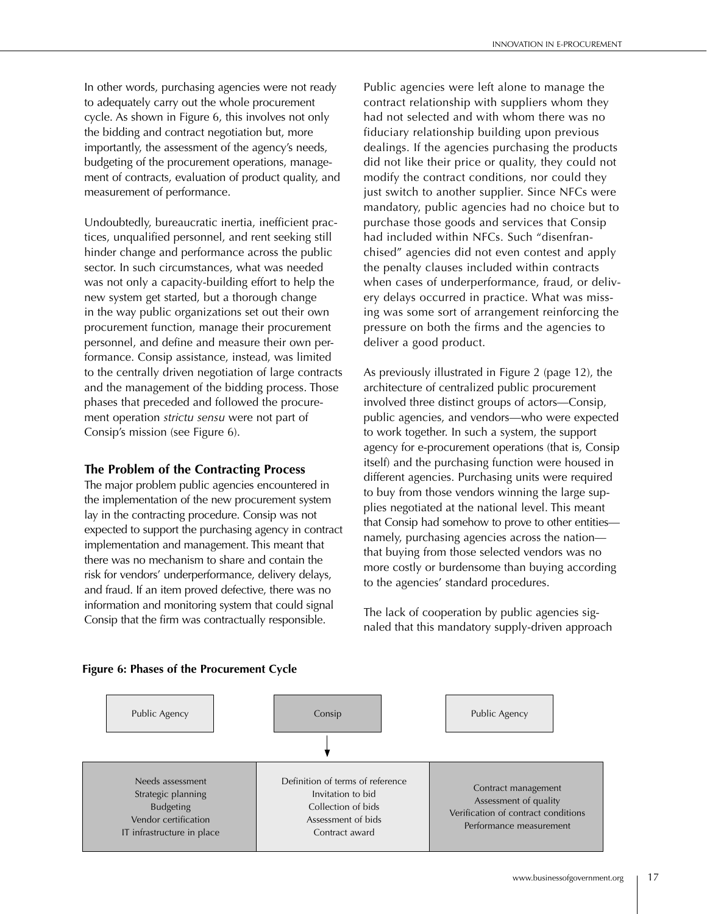In other words, purchasing agencies were not ready to adequately carry out the whole procurement cycle. As shown in Figure 6, this involves not only the bidding and contract negotiation but, more importantly, the assessment of the agency's needs, budgeting of the procurement operations, management of contracts, evaluation of product quality, and measurement of performance.

Undoubtedly, bureaucratic inertia, inefficient practices, unqualified personnel, and rent seeking still hinder change and performance across the public sector. In such circumstances, what was needed was not only a capacity-building effort to help the new system get started, but a thorough change in the way public organizations set out their own procurement function, manage their procurement personnel, and define and measure their own performance. Consip assistance, instead, was limited to the centrally driven negotiation of large contracts and the management of the bidding process. Those phases that preceded and followed the procurement operation *strictu sensu* were not part of Consip's mission (see Figure 6).

### The Problem of the Contracting Process

The major problem public agencies encountered in the implementation of the new procurement system lay in the contracting procedure. Consip was not expected to support the purchasing agency in contract implementation and management. This meant that there was no mechanism to share and contain the risk for vendors' underperformance, delivery delays, and fraud. If an item proved defective, there was no information and monitoring system that could signal Consip that the firm was contractually responsible.

Public agencies were left alone to manage the contract relationship with suppliers whom they had not selected and with whom there was no fiduciary relationship building upon previous dealings. If the agencies purchasing the products did not like their price or quality, they could not modify the contract conditions, nor could they just switch to another supplier. Since NFCs were mandatory, public agencies had no choice but to purchase those goods and services that Consip had included within NFCs. Such "disenfranchised" agencies did not even contest and apply the penalty clauses included within contracts when cases of underperformance, fraud, or delivery delays occurred in practice. What was missing was some sort of arrangement reinforcing the pressure on both the firms and the agencies to deliver a good product.

As previously illustrated in Figure 2 (page 12), the architecture of centralized public procurement involved three distinct groups of actors—Consip, public agencies, and vendors—who were expected to work together. In such a system, the support agency for e-procurement operations (that is, Consip itself) and the purchasing function were housed in different agencies. Purchasing units were required to buy from those vendors winning the large supplies negotiated at the national level. This meant that Consip had somehow to prove to other entities—namely, purchasing agencies across the nation—that buying from those selected vendors was no more costly or burdensome than buying according to the agencies' standard procedures.

The lack of cooperation by public agencies signaled that this mandatory supply-driven approach

**Figure 6: Phases of the Procurement Cycle**

| Public Agency | Consip | Public Agency |
|---|---|---|
| Needs assessment<br>Strategic planning<br>Budgeting<br>Vendor certification<br>IT infrastructure in place | Definition of terms of reference<br>Invitation to bid<br>Collection of bids<br>Assessment of bids<br>Contract award | Contract management<br>Assessment of quality<br>Verification of contract conditions<br>Performance measurement |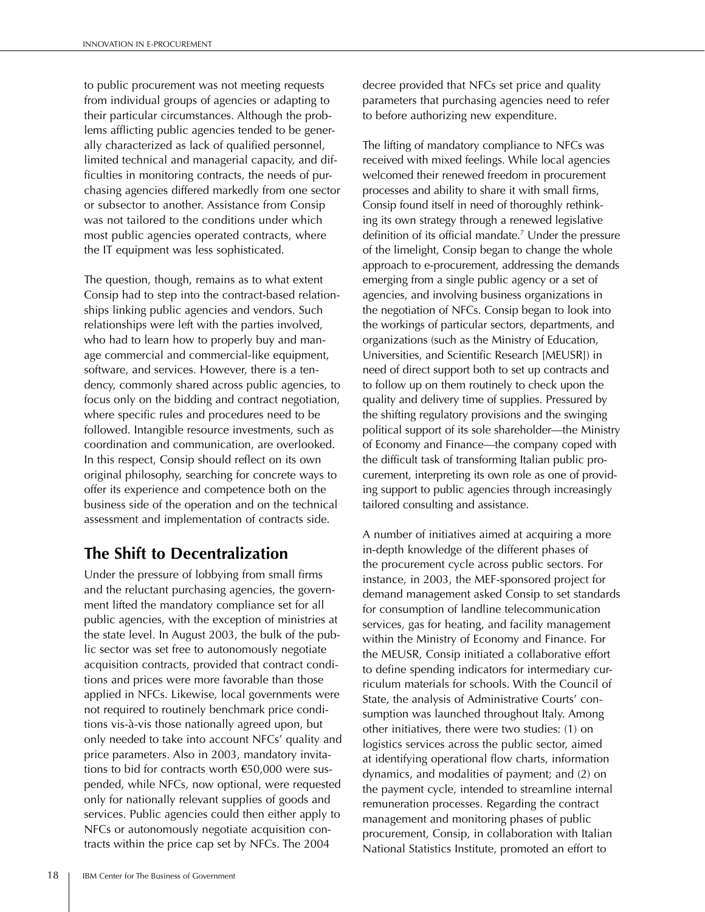to public procurement was not meeting requests from individual groups of agencies or adapting to their particular circumstances. Although the problems afflicting public agencies tended to be generally characterized as lack of qualified personnel, limited technical and managerial capacity, and difficulties in monitoring contracts, the needs of purchasing agencies differed markedly from one sector or subsector to another. Assistance from Consip was not tailored to the conditions under which most public agencies operated contracts, where the IT equipment was less sophisticated.

The question, though, remains as to what extent Consip had to step into the contract-based relationships linking public agencies and vendors. Such relationships were left with the parties involved, who had to learn how to properly buy and manage commercial and commercial-like equipment, software, and services. However, there is a tendency, commonly shared across public agencies, to focus only on the bidding and contract negotiation, where specific rules and procedures need to be followed. Intangible resource investments, such as coordination and communication, are overlooked. In this respect, Consip should reflect on its own original philosophy, searching for concrete ways to offer its experience and competence both on the business side of the operation and on the technical assessment and implementation of contracts side.

## The Shift to Decentralization

Under the pressure of lobbying from small firms and the reluctant purchasing agencies, the government lifted the mandatory compliance set for all public agencies, with the exception of ministries at the state level. In August 2003, the bulk of the public sector was set free to autonomously negotiate acquisition contracts, provided that contract conditions and prices were more favorable than those applied in NFCs. Likewise, local governments were not required to routinely benchmark price conditions vis-à-vis those nationally agreed upon, but only needed to take into account NFCs' quality and price parameters. Also in 2003, mandatory invitations to bid for contracts worth €50,000 were suspended, while NFCs, now optional, were requested only for nationally relevant supplies of goods and services. Public agencies could then either apply to NFCs or autonomously negotiate acquisition contracts within the price cap set by NFCs. The 2004 decree provided that NFCs set price and quality parameters that purchasing agencies need to refer to before authorizing new expenditure.

The lifting of mandatory compliance to NFCs was received with mixed feelings. While local agencies welcomed their renewed freedom in procurement processes and ability to share it with small firms, Consip found itself in need of thoroughly rethinking its own strategy through a renewed legislative definition of its official mandate.[7] Under the pressure of the limelight, Consip began to change the whole approach to e-procurement, addressing the demands emerging from a single public agency or a set of agencies, and involving business organizations in the negotiation of NFCs. Consip began to look into the workings of particular sectors, departments, and organizations (such as the Ministry of Education, Universities, and Scientific Research [MEUSR]) in need of direct support both to set up contracts and to follow up on them routinely to check upon the quality and delivery time of supplies. Pressured by the shifting regulatory provisions and the swinging political support of its sole shareholder—the Ministry of Economy and Finance—the company coped with the difficult task of transforming Italian public procurement, interpreting its own role as one of providing support to public agencies through increasingly tailored consulting and assistance.

A number of initiatives aimed at acquiring a more in-depth knowledge of the different phases of the procurement cycle across public sectors. For instance, in 2003, the MEF-sponsored project for demand management asked Consip to set standards for consumption of landline telecommunication services, gas for heating, and facility management within the Ministry of Economy and Finance. For the MEUSR, Consip initiated a collaborative effort to define spending indicators for intermediary curriculum materials for schools. With the Council of State, the analysis of Administrative Courts' consumption was launched throughout Italy. Among other initiatives, there were two studies: (1) on logistics services across the public sector, aimed at identifying operational flow charts, information dynamics, and modalities of payment; and (2) on the payment cycle, intended to streamline internal remuneration processes. Regarding the contract management and monitoring phases of public procurement, Consip, in collaboration with Italian National Statistics Institute, promoted an effort to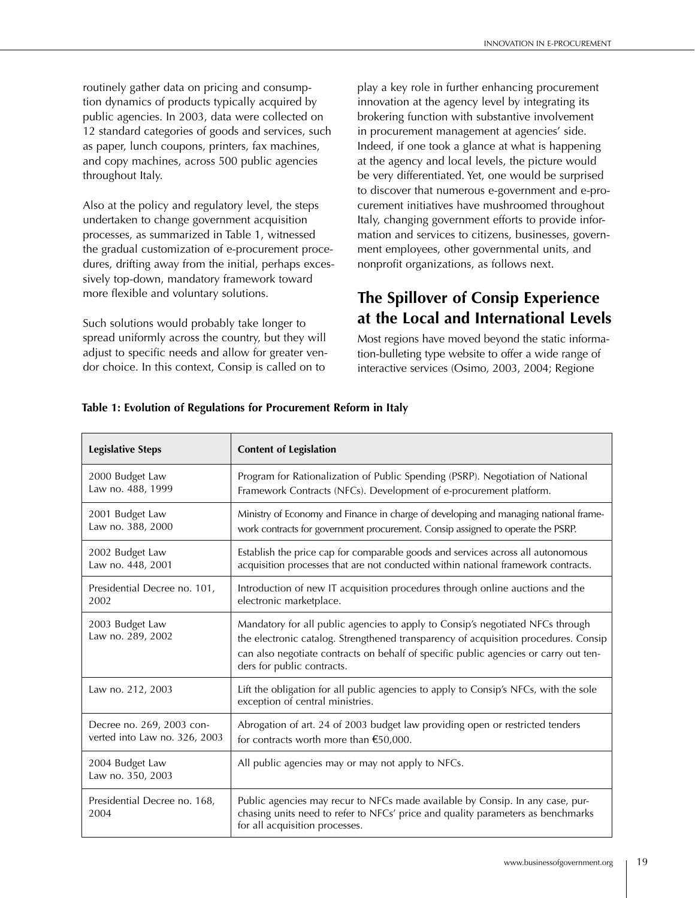routinely gather data on pricing and consumption dynamics of products typically acquired by public agencies. In 2003, data were collected on 12 standard categories of goods and services, such as paper, lunch coupons, printers, fax machines, and copy machines, across 500 public agencies throughout Italy.

Also at the policy and regulatory level, the steps undertaken to change government acquisition processes, as summarized in Table 1, witnessed the gradual customization of e-procurement procedures, drifting away from the initial, perhaps excessively top-down, mandatory framework toward more flexible and voluntary solutions.

Such solutions would probably take longer to spread uniformly across the country, but they will adjust to specific needs and allow for greater vendor choice. In this context, Consip is called on to play a key role in further enhancing procurement innovation at the agency level by integrating its brokering function with substantive involvement in procurement management at agencies' side. Indeed, if one took a glance at what is happening at the agency and local levels, the picture would be very differentiated. Yet, one would be surprised to discover that numerous e-government and e-procurement initiatives have mushroomed throughout Italy, changing government efforts to provide information and services to citizens, businesses, government employees, other governmental units, and nonprofit organizations, as follows next.

## The Spillover of Consip Experience at the Local and International Levels

Most regions have moved beyond the static information-bulleting type website to offer a wide range of interactive services (Osimo, 2003, 2004; Regione

**Table 1: Evolution of Regulations for Procurement Reform in Italy**

| Legislative Steps | Content of Legislation |
|---|---|
| 2000 Budget Law<br>Law no. 488, 1999 | Program for Rationalization of Public Spending (PSRP). Negotiation of National Framework Contracts (NFCs). Development of e-procurement platform. |
| 2001 Budget Law<br>Law no. 388, 2000 | Ministry of Economy and Finance in charge of developing and managing national framework contracts for government procurement. Consip assigned to operate the PSRP. |
| 2002 Budget Law<br>Law no. 448, 2001 | Establish the price cap for comparable goods and services across all autonomous acquisition processes that are not conducted within national framework contracts. |
| Presidential Decree no. 101, 2002 | Introduction of new IT acquisition procedures through online auctions and the electronic marketplace. |
| 2003 Budget Law<br>Law no. 289, 2002 | Mandatory for all public agencies to apply to Consip's negotiated NFCs through the electronic catalog. Strengthened transparency of acquisition procedures. Consip can also negotiate contracts on behalf of specific public agencies or carry out tenders for public contracts. |
| Law no. 212, 2003 | Lift the obligation for all public agencies to apply to Consip's NFCs, with the sole exception of central ministries. |
| Decree no. 269, 2003 converted into Law no. 326, 2003 | Abrogation of art. 24 of 2003 budget law providing open or restricted tenders for contracts worth more than €50,000. |
| 2004 Budget Law<br>Law no. 350, 2003 | All public agencies may or may not apply to NFCs. |
| Presidential Decree no. 168, 2004 | Public agencies may recur to NFCs made available by Consip. In any case, purchasing units need to refer to NFCs' price and quality parameters as benchmarks for all acquisition processes. |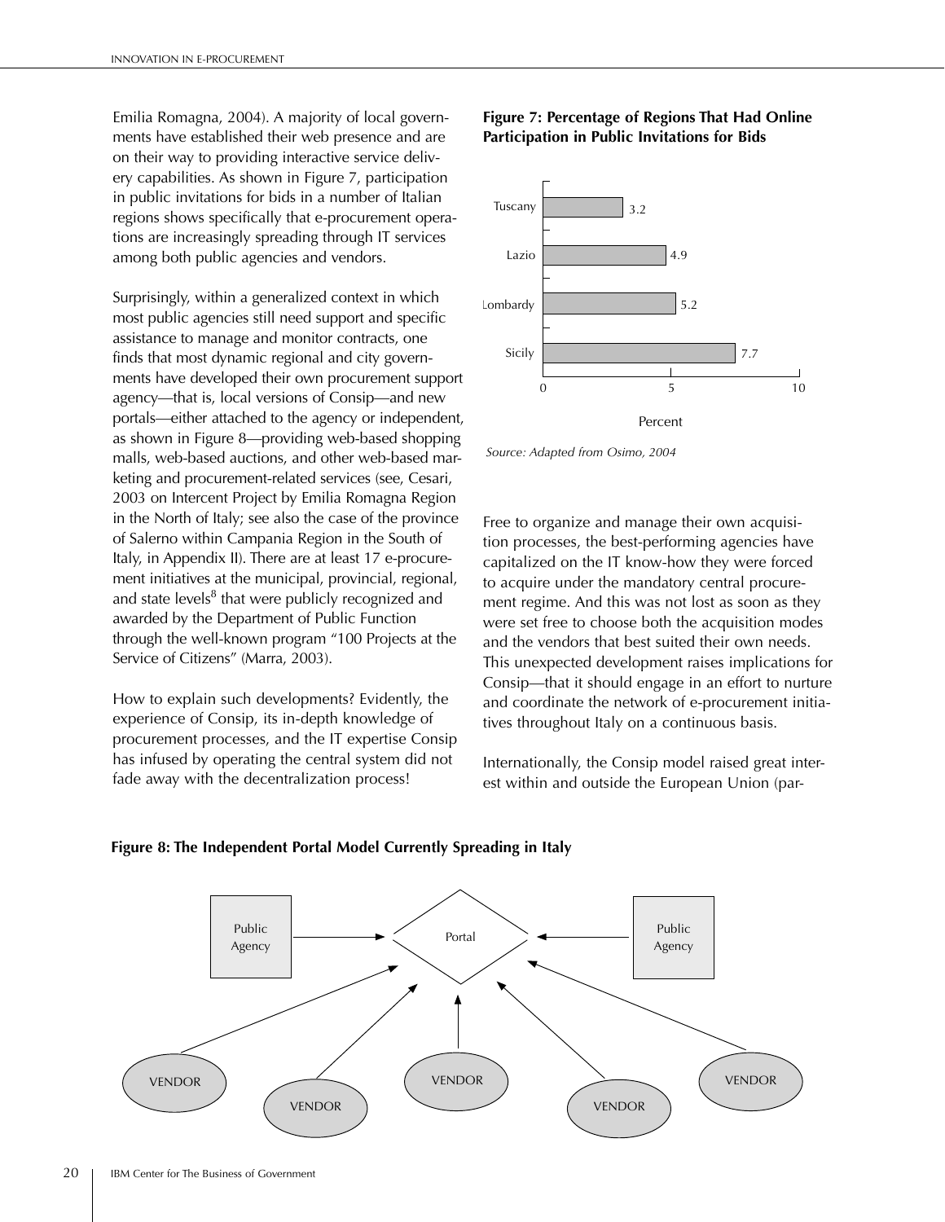Emilia Romagna, 2004). A majority of local governments have established their web presence and are on their way to providing interactive service delivery capabilities. As shown in Figure 7, participation in public invitations for bids in a number of Italian regions shows specifically that e-procurement operations are increasingly spreading through IT services among both public agencies and vendors.

Surprisingly, within a generalized context in which most public agencies still need support and specific assistance to manage and monitor contracts, one finds that most dynamic regional and city governments have developed their own procurement support agency—that is, local versions of Consip—and new portals—either attached to the agency or independent, as shown in Figure 8—providing web-based shopping malls, web-based auctions, and other web-based marketing and procurement-related services (see, Cesari, 2003 on Intercent Project by Emilia Romagna Region in the North of Italy; see also the case of the province of Salerno within Campania Region in the South of Italy, in Appendix II). There are at least 17 e-procurement initiatives at the municipal, provincial, regional, and state levels[8] that were publicly recognized and awarded by the Department of Public Function through the well-known program "100 Projects at the Service of Citizens" (Marra, 2003).

How to explain such developments? Evidently, the experience of Consip, its in-depth knowledge of procurement processes, and the IT expertise Consip has infused by operating the central system did not fade away with the decentralization process!

**Figure 7: Percentage of Regions That Had Online Participation in Public Invitations for Bids**

| Region | Percent |
|---|---|
| Tuscany | 3.2 |
| Lazio | 4.9 |
| Lombardy | 5.2 |
| Sicily | 7.7 |

*Source: Adapted from Osimo, 2004*

Free to organize and manage their own acquisition processes, the best-performing agencies have capitalized on the IT know-how they were forced to acquire under the mandatory central procurement regime. And this was not lost as soon as they were set free to choose both the acquisition modes and the vendors that best suited their own needs. This unexpected development raises implications for Consip—that it should engage in an effort to nurture and coordinate the network of e-procurement initiatives throughout Italy on a continuous basis.

Internationally, the Consip model raised great interest within and outside the European Union (par-

**Figure 8: The Independent Portal Model Currently Spreading in Italy**

Public Agency → Portal ← Public Agency

VENDOR, VENDOR, VENDOR, VENDOR, VENDOR → Portal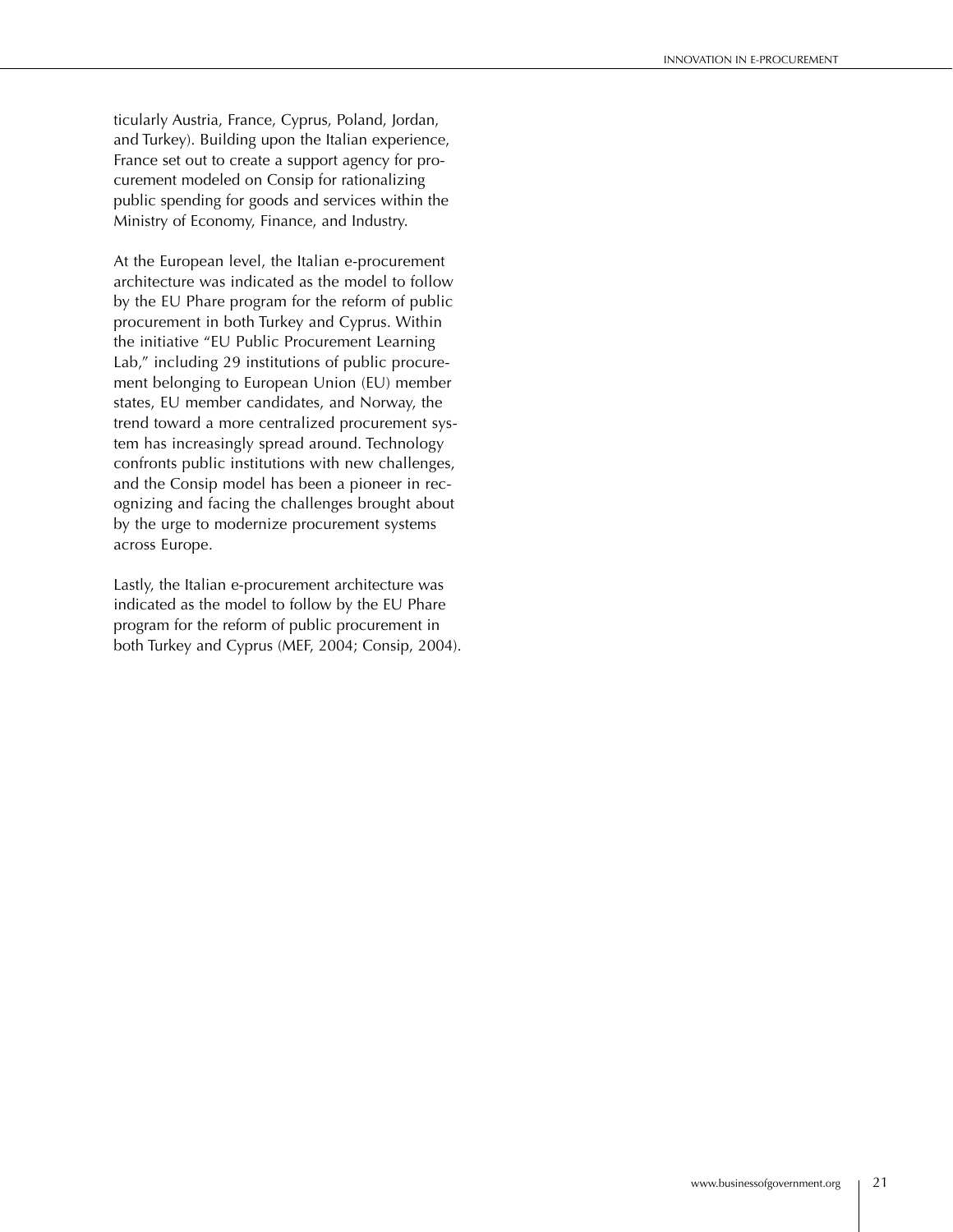ticularly Austria, France, Cyprus, Poland, Jordan, and Turkey). Building upon the Italian experience, France set out to create a support agency for procurement modeled on Consip for rationalizing public spending for goods and services within the Ministry of Economy, Finance, and Industry.

At the European level, the Italian e-procurement architecture was indicated as the model to follow by the EU Phare program for the reform of public procurement in both Turkey and Cyprus. Within the initiative "EU Public Procurement Learning Lab," including 29 institutions of public procurement belonging to European Union (EU) member states, EU member candidates, and Norway, the trend toward a more centralized procurement system has increasingly spread around. Technology confronts public institutions with new challenges, and the Consip model has been a pioneer in recognizing and facing the challenges brought about by the urge to modernize procurement systems across Europe.

Lastly, the Italian e-procurement architecture was indicated as the model to follow by the EU Phare program for the reform of public procurement in both Turkey and Cyprus (MEF, 2004; Consip, 2004).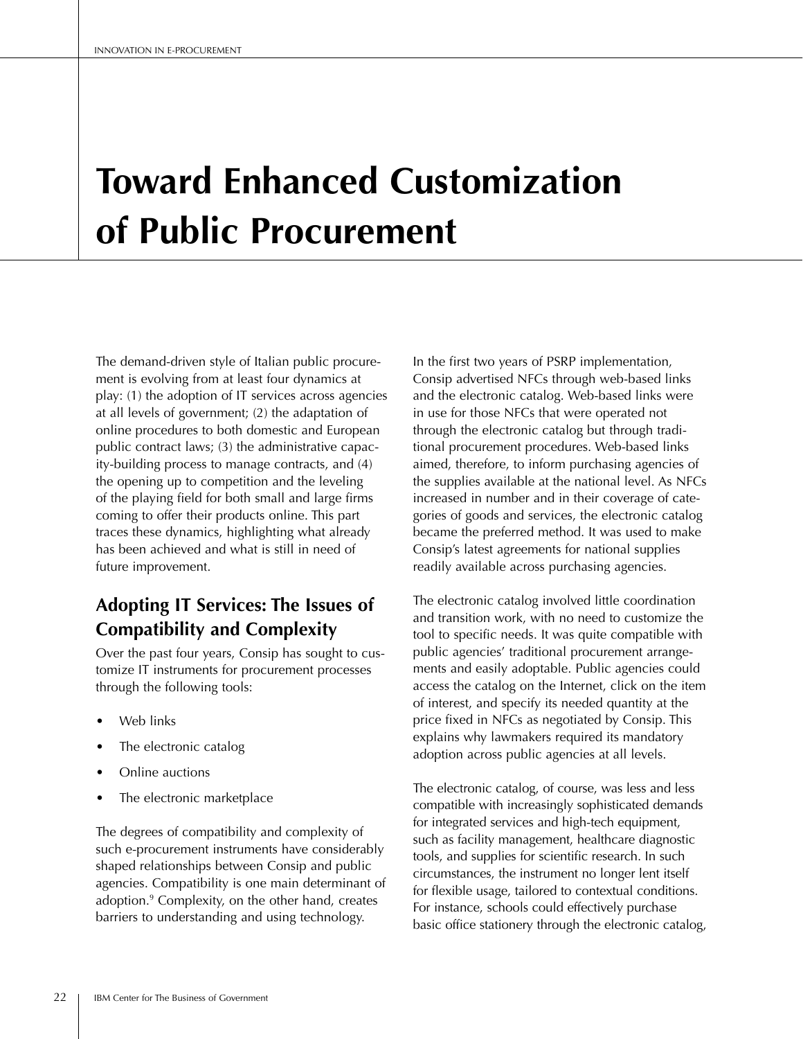# Toward Enhanced Customization of Public Procurement

The demand-driven style of Italian public procurement is evolving from at least four dynamics at play: (1) the adoption of IT services across agencies at all levels of government; (2) the adaptation of online procedures to both domestic and European public contract laws; (3) the administrative capacity-building process to manage contracts, and (4) the opening up to competition and the leveling of the playing field for both small and large firms coming to offer their products online. This part traces these dynamics, highlighting what already has been achieved and what is still in need of future improvement.

## Adopting IT Services: The Issues of Compatibility and Complexity

Over the past four years, Consip has sought to customize IT instruments for procurement processes through the following tools:

- Web links
- The electronic catalog
- Online auctions
- The electronic marketplace

The degrees of compatibility and complexity of such e-procurement instruments have considerably shaped relationships between Consip and public agencies. Compatibility is one main determinant of adoption.[9] Complexity, on the other hand, creates barriers to understanding and using technology.

In the first two years of PSRP implementation, Consip advertised NFCs through web-based links and the electronic catalog. Web-based links were in use for those NFCs that were operated not through the electronic catalog but through traditional procurement procedures. Web-based links aimed, therefore, to inform purchasing agencies of the supplies available at the national level. As NFCs increased in number and in their coverage of categories of goods and services, the electronic catalog became the preferred method. It was used to make Consip's latest agreements for national supplies readily available across purchasing agencies.

The electronic catalog involved little coordination and transition work, with no need to customize the tool to specific needs. It was quite compatible with public agencies' traditional procurement arrangements and easily adoptable. Public agencies could access the catalog on the Internet, click on the item of interest, and specify its needed quantity at the price fixed in NFCs as negotiated by Consip. This explains why lawmakers required its mandatory adoption across public agencies at all levels.

The electronic catalog, of course, was less and less compatible with increasingly sophisticated demands for integrated services and high-tech equipment, such as facility management, healthcare diagnostic tools, and supplies for scientific research. In such circumstances, the instrument no longer lent itself for flexible usage, tailored to contextual conditions. For instance, schools could effectively purchase basic office stationery through the electronic catalog,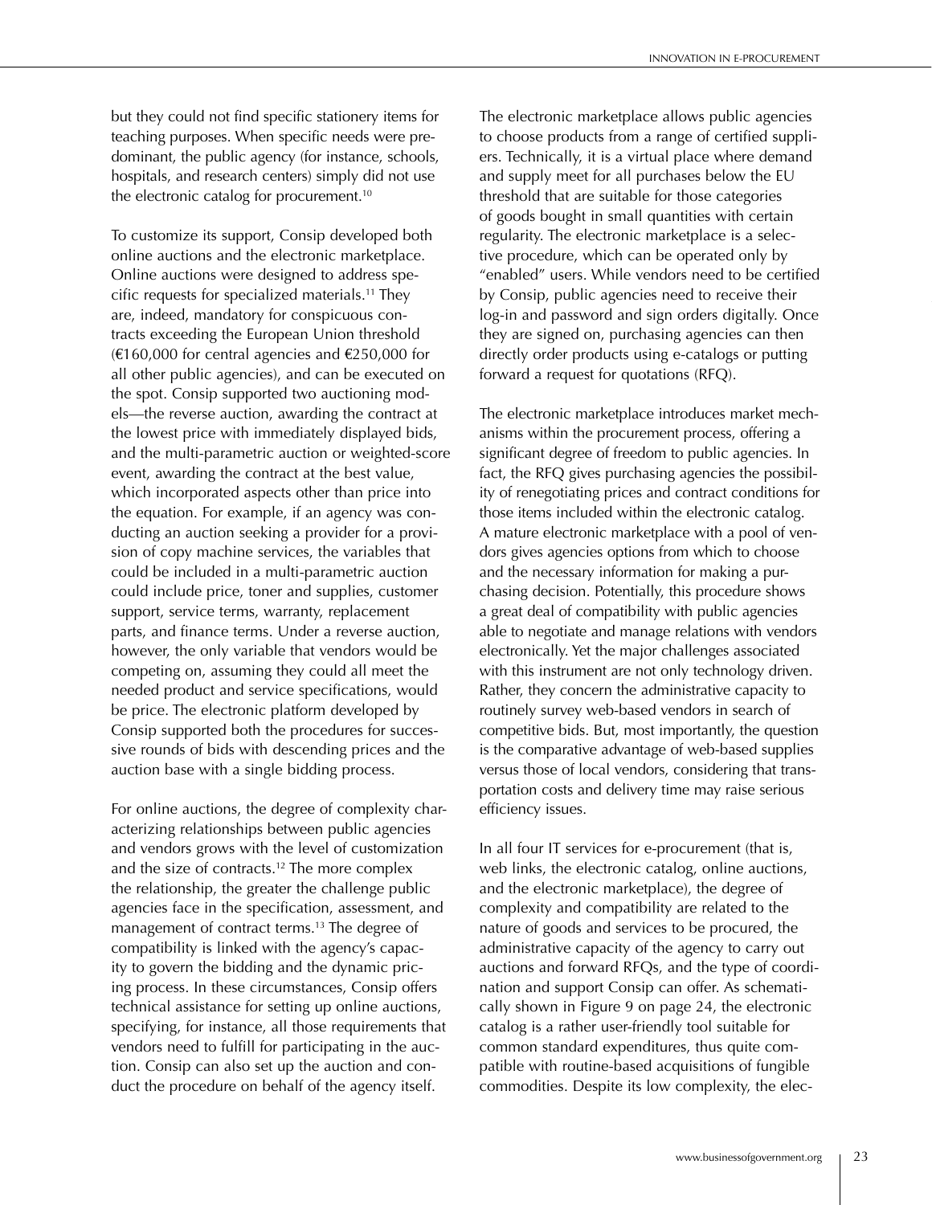but they could not find specific stationery items for teaching purposes. When specific needs were predominant, the public agency (for instance, schools, hospitals, and research centers) simply did not use the electronic catalog for procurement.[10]

To customize its support, Consip developed both online auctions and the electronic marketplace. Online auctions were designed to address specific requests for specialized materials.[11] They are, indeed, mandatory for conspicuous contracts exceeding the European Union threshold (€160,000 for central agencies and €250,000 for all other public agencies), and can be executed on the spot. Consip supported two auctioning models—the reverse auction, awarding the contract at the lowest price with immediately displayed bids, and the multi-parametric auction or weighted-score event, awarding the contract at the best value, which incorporated aspects other than price into the equation. For example, if an agency was conducting an auction seeking a provider for a provision of copy machine services, the variables that could be included in a multi-parametric auction could include price, toner and supplies, customer support, service terms, warranty, replacement parts, and finance terms. Under a reverse auction, however, the only variable that vendors would be competing on, assuming they could all meet the needed product and service specifications, would be price. The electronic platform developed by Consip supported both the procedures for successive rounds of bids with descending prices and the auction base with a single bidding process.

For online auctions, the degree of complexity characterizing relationships between public agencies and vendors grows with the level of customization and the size of contracts.[12] The more complex the relationship, the greater the challenge public agencies face in the specification, assessment, and management of contract terms.[13] The degree of compatibility is linked with the agency's capacity to govern the bidding and the dynamic pricing process. In these circumstances, Consip offers technical assistance for setting up online auctions, specifying, for instance, all those requirements that vendors need to fulfill for participating in the auction. Consip can also set up the auction and conduct the procedure on behalf of the agency itself.

The electronic marketplace allows public agencies to choose products from a range of certified suppliers. Technically, it is a virtual place where demand and supply meet for all purchases below the EU threshold that are suitable for those categories of goods bought in small quantities with certain regularity. The electronic marketplace is a selective procedure, which can be operated only by "enabled" users. While vendors need to be certified by Consip, public agencies need to receive their log-in and password and sign orders digitally. Once they are signed on, purchasing agencies can then directly order products using e-catalogs or putting forward a request for quotations (RFQ).

The electronic marketplace introduces market mechanisms within the procurement process, offering a significant degree of freedom to public agencies. In fact, the RFQ gives purchasing agencies the possibility of renegotiating prices and contract conditions for those items included within the electronic catalog. A mature electronic marketplace with a pool of vendors gives agencies options from which to choose and the necessary information for making a purchasing decision. Potentially, this procedure shows a great deal of compatibility with public agencies able to negotiate and manage relations with vendors electronically. Yet the major challenges associated with this instrument are not only technology driven. Rather, they concern the administrative capacity to routinely survey web-based vendors in search of competitive bids. But, most importantly, the question is the comparative advantage of web-based supplies versus those of local vendors, considering that transportation costs and delivery time may raise serious efficiency issues.

In all four IT services for e-procurement (that is, web links, the electronic catalog, online auctions, and the electronic marketplace), the degree of complexity and compatibility are related to the nature of goods and services to be procured, the administrative capacity of the agency to carry out auctions and forward RFQs, and the type of coordination and support Consip can offer. As schematically shown in Figure 9 on page 24, the electronic catalog is a rather user-friendly tool suitable for common standard expenditures, thus quite compatible with routine-based acquisitions of fungible commodities. Despite its low complexity, the elec-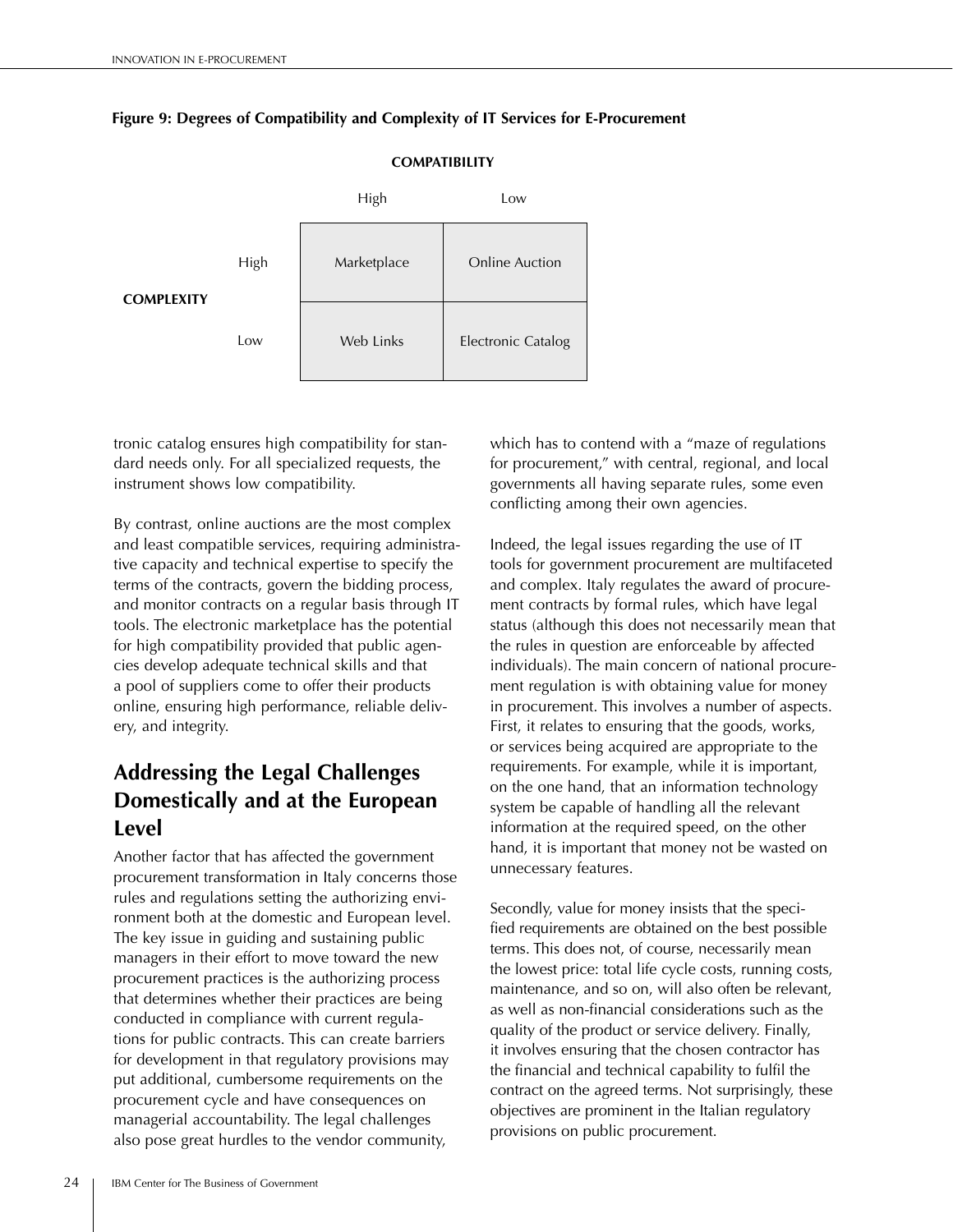**Figure 9: Degrees of Compatibility and Complexity of IT Services for E-Procurement**

| | | COMPATIBILITY | |
|---|---|---|---|
| | | High | Low |
| COMPLEXITY | High | Marketplace | Online Auction |
| | Low | Web Links | Electronic Catalog |

tronic catalog ensures high compatibility for standard needs only. For all specialized requests, the instrument shows low compatibility.

By contrast, online auctions are the most complex and least compatible services, requiring administrative capacity and technical expertise to specify the terms of the contracts, govern the bidding process, and monitor contracts on a regular basis through IT tools. The electronic marketplace has the potential for high compatibility provided that public agencies develop adequate technical skills and that a pool of suppliers come to offer their products online, ensuring high performance, reliable delivery, and integrity.

## Addressing the Legal Challenges Domestically and at the European Level

Another factor that has affected the government procurement transformation in Italy concerns those rules and regulations setting the authorizing environment both at the domestic and European level. The key issue in guiding and sustaining public managers in their effort to move toward the new procurement practices is the authorizing process that determines whether their practices are being conducted in compliance with current regulations for public contracts. This can create barriers for development in that regulatory provisions may put additional, cumbersome requirements on the procurement cycle and have consequences on managerial accountability. The legal challenges also pose great hurdles to the vendor community, which has to contend with a "maze of regulations for procurement," with central, regional, and local governments all having separate rules, some even conflicting among their own agencies.

Indeed, the legal issues regarding the use of IT tools for government procurement are multifaceted and complex. Italy regulates the award of procurement contracts by formal rules, which have legal status (although this does not necessarily mean that the rules in question are enforceable by affected individuals). The main concern of national procurement regulation is with obtaining value for money in procurement. This involves a number of aspects. First, it relates to ensuring that the goods, works, or services being acquired are appropriate to the requirements. For example, while it is important, on the one hand, that an information technology system be capable of handling all the relevant information at the required speed, on the other hand, it is important that money not be wasted on unnecessary features.

Secondly, value for money insists that the specified requirements are obtained on the best possible terms. This does not, of course, necessarily mean the lowest price: total life cycle costs, running costs, maintenance, and so on, will also often be relevant, as well as non-financial considerations such as the quality of the product or service delivery. Finally, it involves ensuring that the chosen contractor has the financial and technical capability to fulfil the contract on the agreed terms. Not surprisingly, these objectives are prominent in the Italian regulatory provisions on public procurement.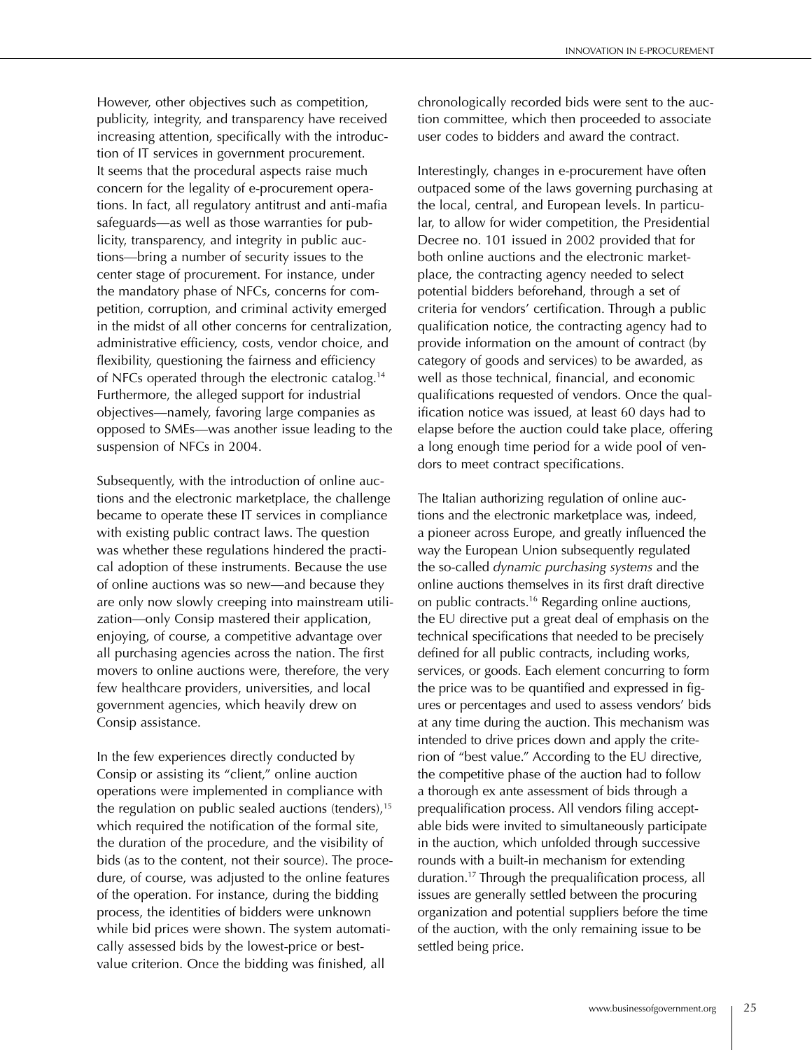However, other objectives such as competition, publicity, integrity, and transparency have received increasing attention, specifically with the introduction of IT services in government procurement. It seems that the procedural aspects raise much concern for the legality of e-procurement operations. In fact, all regulatory antitrust and anti-mafia safeguards—as well as those warranties for publicity, transparency, and integrity in public auctions—bring a number of security issues to the center stage of procurement. For instance, under the mandatory phase of NFCs, concerns for competition, corruption, and criminal activity emerged in the midst of all other concerns for centralization, administrative efficiency, costs, vendor choice, and flexibility, questioning the fairness and efficiency of NFCs operated through the electronic catalog.[14] Furthermore, the alleged support for industrial objectives—namely, favoring large companies as opposed to SMEs—was another issue leading to the suspension of NFCs in 2004.

Subsequently, with the introduction of online auctions and the electronic marketplace, the challenge became to operate these IT services in compliance with existing public contract laws. The question was whether these regulations hindered the practical adoption of these instruments. Because the use of online auctions was so new—and because they are only now slowly creeping into mainstream utilization—only Consip mastered their application, enjoying, of course, a competitive advantage over all purchasing agencies across the nation. The first movers to online auctions were, therefore, the very few healthcare providers, universities, and local government agencies, which heavily drew on Consip assistance.

In the few experiences directly conducted by Consip or assisting its "client," online auction operations were implemented in compliance with the regulation on public sealed auctions (tenders),[15] which required the notification of the formal site, the duration of the procedure, and the visibility of bids (as to the content, not their source). The procedure, of course, was adjusted to the online features of the operation. For instance, during the bidding process, the identities of bidders were unknown while bid prices were shown. The system automatically assessed bids by the lowest-price or best-value criterion. Once the bidding was finished, all chronologically recorded bids were sent to the auction committee, which then proceeded to associate user codes to bidders and award the contract.

Interestingly, changes in e-procurement have often outpaced some of the laws governing purchasing at the local, central, and European levels. In particular, to allow for wider competition, the Presidential Decree no. 101 issued in 2002 provided that for both online auctions and the electronic marketplace, the contracting agency needed to select potential bidders beforehand, through a set of criteria for vendors' certification. Through a public qualification notice, the contracting agency had to provide information on the amount of contract (by category of goods and services) to be awarded, as well as those technical, financial, and economic qualifications requested of vendors. Once the qualification notice was issued, at least 60 days had to elapse before the auction could take place, offering a long enough time period for a wide pool of vendors to meet contract specifications.

The Italian authorizing regulation of online auctions and the electronic marketplace was, indeed, a pioneer across Europe, and greatly influenced the way the European Union subsequently regulated the so-called *dynamic purchasing systems* and the online auctions themselves in its first draft directive on public contracts.[16] Regarding online auctions, the EU directive put a great deal of emphasis on the technical specifications that needed to be precisely defined for all public contracts, including works, services, or goods. Each element concurring to form the price was to be quantified and expressed in figures or percentages and used to assess vendors' bids at any time during the auction. This mechanism was intended to drive prices down and apply the criterion of "best value." According to the EU directive, the competitive phase of the auction had to follow a thorough ex ante assessment of bids through a prequalification process. All vendors filing acceptable bids were invited to simultaneously participate in the auction, which unfolded through successive rounds with a built-in mechanism for extending duration.[17] Through the prequalification process, all issues are generally settled between the procuring organization and potential suppliers before the time of the auction, with the only remaining issue to be settled being price.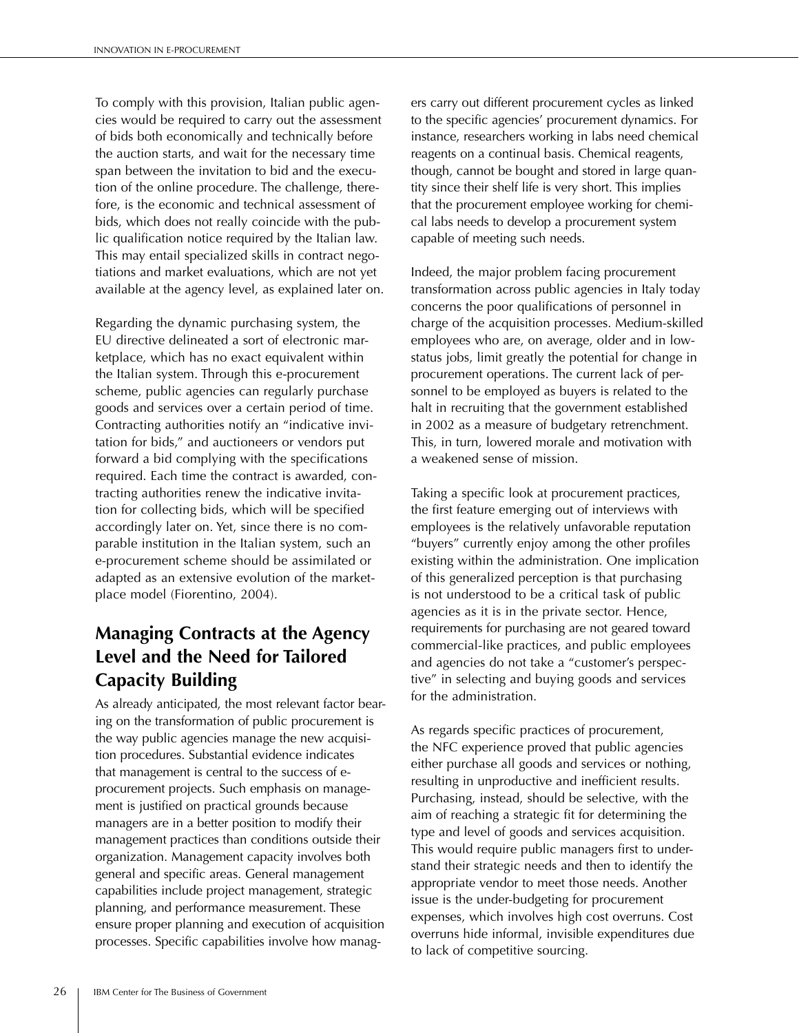To comply with this provision, Italian public agencies would be required to carry out the assessment of bids both economically and technically before the auction starts, and wait for the necessary time span between the invitation to bid and the execution of the online procedure. The challenge, therefore, is the economic and technical assessment of bids, which does not really coincide with the public qualification notice required by the Italian law. This may entail specialized skills in contract negotiations and market evaluations, which are not yet available at the agency level, as explained later on.

Regarding the dynamic purchasing system, the EU directive delineated a sort of electronic marketplace, which has no exact equivalent within the Italian system. Through this e-procurement scheme, public agencies can regularly purchase goods and services over a certain period of time. Contracting authorities notify an "indicative invitation for bids," and auctioneers or vendors put forward a bid complying with the specifications required. Each time the contract is awarded, contracting authorities renew the indicative invitation for collecting bids, which will be specified accordingly later on. Yet, since there is no comparable institution in the Italian system, such an e-procurement scheme should be assimilated or adapted as an extensive evolution of the marketplace model (Fiorentino, 2004).

## Managing Contracts at the Agency Level and the Need for Tailored Capacity Building

As already anticipated, the most relevant factor bearing on the transformation of public procurement is the way public agencies manage the new acquisition procedures. Substantial evidence indicates that management is central to the success of e-procurement projects. Such emphasis on management is justified on practical grounds because managers are in a better position to modify their management practices than conditions outside their organization. Management capacity involves both general and specific areas. General management capabilities include project management, strategic planning, and performance measurement. These ensure proper planning and execution of acquisition processes. Specific capabilities involve how managers carry out different procurement cycles as linked to the specific agencies' procurement dynamics. For instance, researchers working in labs need chemical reagents on a continual basis. Chemical reagents, though, cannot be bought and stored in large quantity since their shelf life is very short. This implies that the procurement employee working for chemical labs needs to develop a procurement system capable of meeting such needs.

Indeed, the major problem facing procurement transformation across public agencies in Italy today concerns the poor qualifications of personnel in charge of the acquisition processes. Medium-skilled employees who are, on average, older and in low-status jobs, limit greatly the potential for change in procurement operations. The current lack of personnel to be employed as buyers is related to the halt in recruiting that the government established in 2002 as a measure of budgetary retrenchment. This, in turn, lowered morale and motivation with a weakened sense of mission.

Taking a specific look at procurement practices, the first feature emerging out of interviews with employees is the relatively unfavorable reputation "buyers" currently enjoy among the other profiles existing within the administration. One implication of this generalized perception is that purchasing is not understood to be a critical task of public agencies as it is in the private sector. Hence, requirements for purchasing are not geared toward commercial-like practices, and public employees and agencies do not take a "customer's perspective" in selecting and buying goods and services for the administration.

As regards specific practices of procurement, the NFC experience proved that public agencies either purchase all goods and services or nothing, resulting in unproductive and inefficient results. Purchasing, instead, should be selective, with the aim of reaching a strategic fit for determining the type and level of goods and services acquisition. This would require public managers first to understand their strategic needs and then to identify the appropriate vendor to meet those needs. Another issue is the under-budgeting for procurement expenses, which involves high cost overruns. Cost overruns hide informal, invisible expenditures due to lack of competitive sourcing.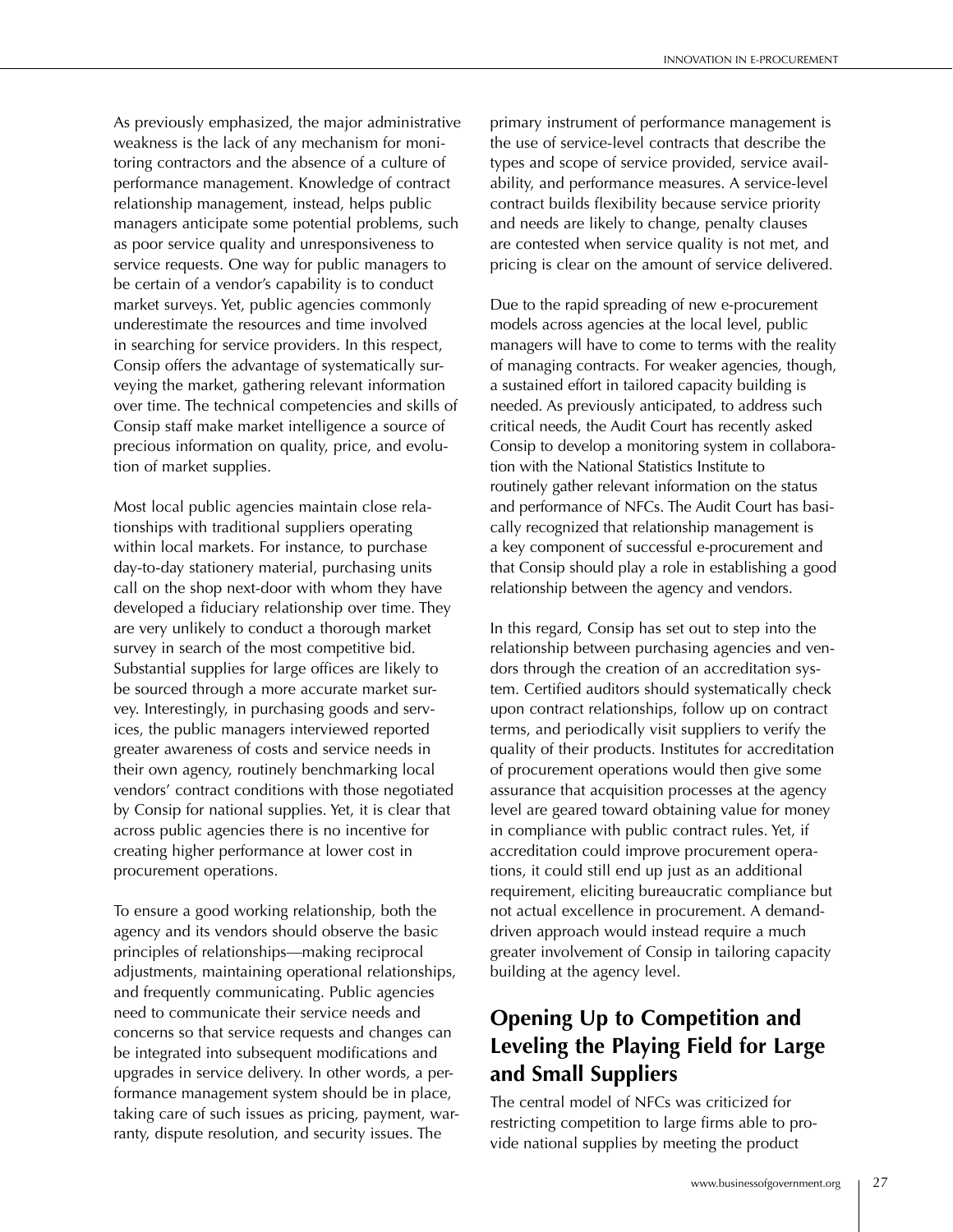As previously emphasized, the major administrative weakness is the lack of any mechanism for monitoring contractors and the absence of a culture of performance management. Knowledge of contract relationship management, instead, helps public managers anticipate some potential problems, such as poor service quality and unresponsiveness to service requests. One way for public managers to be certain of a vendor's capability is to conduct market surveys. Yet, public agencies commonly underestimate the resources and time involved in searching for service providers. In this respect, Consip offers the advantage of systematically surveying the market, gathering relevant information over time. The technical competencies and skills of Consip staff make market intelligence a source of precious information on quality, price, and evolution of market supplies.

Most local public agencies maintain close relationships with traditional suppliers operating within local markets. For instance, to purchase day-to-day stationery material, purchasing units call on the shop next-door with whom they have developed a fiduciary relationship over time. They are very unlikely to conduct a thorough market survey in search of the most competitive bid. Substantial supplies for large offices are likely to be sourced through a more accurate market survey. Interestingly, in purchasing goods and services, the public managers interviewed reported greater awareness of costs and service needs in their own agency, routinely benchmarking local vendors' contract conditions with those negotiated by Consip for national supplies. Yet, it is clear that across public agencies there is no incentive for creating higher performance at lower cost in procurement operations.

To ensure a good working relationship, both the agency and its vendors should observe the basic principles of relationships—making reciprocal adjustments, maintaining operational relationships, and frequently communicating. Public agencies need to communicate their service needs and concerns so that service requests and changes can be integrated into subsequent modifications and upgrades in service delivery. In other words, a performance management system should be in place, taking care of such issues as pricing, payment, warranty, dispute resolution, and security issues. The primary instrument of performance management is the use of service-level contracts that describe the types and scope of service provided, service availability, and performance measures. A service-level contract builds flexibility because service priority and needs are likely to change, penalty clauses are contested when service quality is not met, and pricing is clear on the amount of service delivered.

Due to the rapid spreading of new e-procurement models across agencies at the local level, public managers will have to come to terms with the reality of managing contracts. For weaker agencies, though, a sustained effort in tailored capacity building is needed. As previously anticipated, to address such critical needs, the Audit Court has recently asked Consip to develop a monitoring system in collaboration with the National Statistics Institute to routinely gather relevant information on the status and performance of NFCs. The Audit Court has basically recognized that relationship management is a key component of successful e-procurement and that Consip should play a role in establishing a good relationship between the agency and vendors.

In this regard, Consip has set out to step into the relationship between purchasing agencies and vendors through the creation of an accreditation system. Certified auditors should systematically check upon contract relationships, follow up on contract terms, and periodically visit suppliers to verify the quality of their products. Institutes for accreditation of procurement operations would then give some assurance that acquisition processes at the agency level are geared toward obtaining value for money in compliance with public contract rules. Yet, if accreditation could improve procurement operations, it could still end up just as an additional requirement, eliciting bureaucratic compliance but not actual excellence in procurement. A demand-driven approach would instead require a much greater involvement of Consip in tailoring capacity building at the agency level.

## Opening Up to Competition and Leveling the Playing Field for Large and Small Suppliers

The central model of NFCs was criticized for restricting competition to large firms able to provide national supplies by meeting the product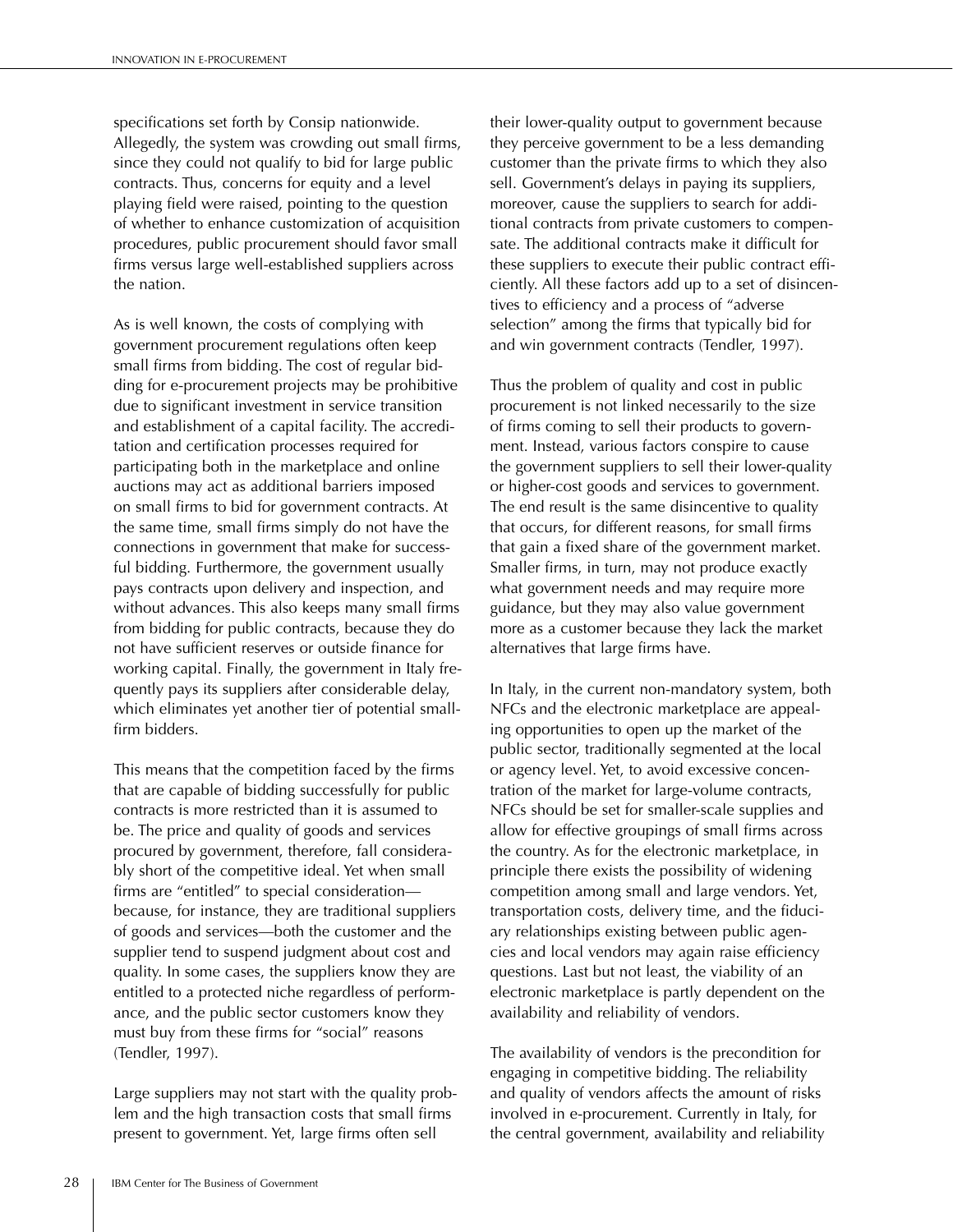specifications set forth by Consip nationwide. Allegedly, the system was crowding out small firms, since they could not qualify to bid for large public contracts. Thus, concerns for equity and a level playing field were raised, pointing to the question of whether to enhance customization of acquisition procedures, public procurement should favor small firms versus large well-established suppliers across the nation.

As is well known, the costs of complying with government procurement regulations often keep small firms from bidding. The cost of regular bidding for e-procurement projects may be prohibitive due to significant investment in service transition and establishment of a capital facility. The accreditation and certification processes required for participating both in the marketplace and online auctions may act as additional barriers imposed on small firms to bid for government contracts. At the same time, small firms simply do not have the connections in government that make for successful bidding. Furthermore, the government usually pays contracts upon delivery and inspection, and without advances. This also keeps many small firms from bidding for public contracts, because they do not have sufficient reserves or outside finance for working capital. Finally, the government in Italy frequently pays its suppliers after considerable delay, which eliminates yet another tier of potential small-firm bidders.

This means that the competition faced by the firms that are capable of bidding successfully for public contracts is more restricted than it is assumed to be. The price and quality of goods and services procured by government, therefore, fall considerably short of the competitive ideal. Yet when small firms are "entitled" to special consideration—because, for instance, they are traditional suppliers of goods and services—both the customer and the supplier tend to suspend judgment about cost and quality. In some cases, the suppliers know they are entitled to a protected niche regardless of performance, and the public sector customers know they must buy from these firms for "social" reasons (Tendler, 1997).

Large suppliers may not start with the quality problem and the high transaction costs that small firms present to government. Yet, large firms often sell their lower-quality output to government because they perceive government to be a less demanding customer than the private firms to which they also sell. Government's delays in paying its suppliers, moreover, cause the suppliers to search for additional contracts from private customers to compensate. The additional contracts make it difficult for these suppliers to execute their public contract efficiently. All these factors add up to a set of disincentives to efficiency and a process of "adverse selection" among the firms that typically bid for and win government contracts (Tendler, 1997).

Thus the problem of quality and cost in public procurement is not linked necessarily to the size of firms coming to sell their products to government. Instead, various factors conspire to cause the government suppliers to sell their lower-quality or higher-cost goods and services to government. The end result is the same disincentive to quality that occurs, for different reasons, for small firms that gain a fixed share of the government market. Smaller firms, in turn, may not produce exactly what government needs and may require more guidance, but they may also value government more as a customer because they lack the market alternatives that large firms have.

In Italy, in the current non-mandatory system, both NFCs and the electronic marketplace are appealing opportunities to open up the market of the public sector, traditionally segmented at the local or agency level. Yet, to avoid excessive concentration of the market for large-volume contracts, NFCs should be set for smaller-scale supplies and allow for effective groupings of small firms across the country. As for the electronic marketplace, in principle there exists the possibility of widening competition among small and large vendors. Yet, transportation costs, delivery time, and the fiduciary relationships existing between public agencies and local vendors may again raise efficiency questions. Last but not least, the viability of an electronic marketplace is partly dependent on the availability and reliability of vendors.

The availability of vendors is the precondition for engaging in competitive bidding. The reliability and quality of vendors affects the amount of risks involved in e-procurement. Currently in Italy, for the central government, availability and reliability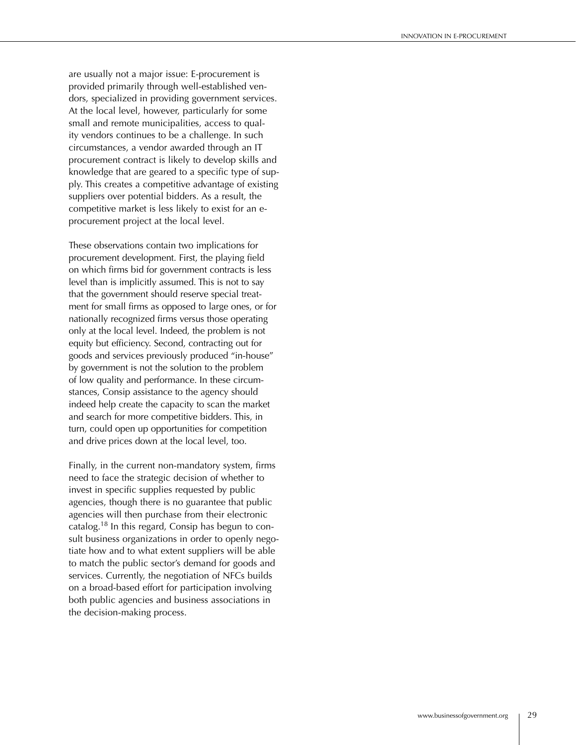are usually not a major issue: E-procurement is provided primarily through well-established vendors, specialized in providing government services. At the local level, however, particularly for some small and remote municipalities, access to quality vendors continues to be a challenge. In such circumstances, a vendor awarded through an IT procurement contract is likely to develop skills and knowledge that are geared to a specific type of supply. This creates a competitive advantage of existing suppliers over potential bidders. As a result, the competitive market is less likely to exist for an e-procurement project at the local level.

These observations contain two implications for procurement development. First, the playing field on which firms bid for government contracts is less level than is implicitly assumed. This is not to say that the government should reserve special treatment for small firms as opposed to large ones, or for nationally recognized firms versus those operating only at the local level. Indeed, the problem is not equity but efficiency. Second, contracting out for goods and services previously produced "in-house" by government is not the solution to the problem of low quality and performance. In these circumstances, Consip assistance to the agency should indeed help create the capacity to scan the market and search for more competitive bidders. This, in turn, could open up opportunities for competition and drive prices down at the local level, too.

Finally, in the current non-mandatory system, firms need to face the strategic decision of whether to invest in specific supplies requested by public agencies, though there is no guarantee that public agencies will then purchase from their electronic catalog.[18] In this regard, Consip has begun to consult business organizations in order to openly negotiate how and to what extent suppliers will be able to match the public sector's demand for goods and services. Currently, the negotiation of NFCs builds on a broad-based effort for participation involving both public agencies and business associations in the decision-making process.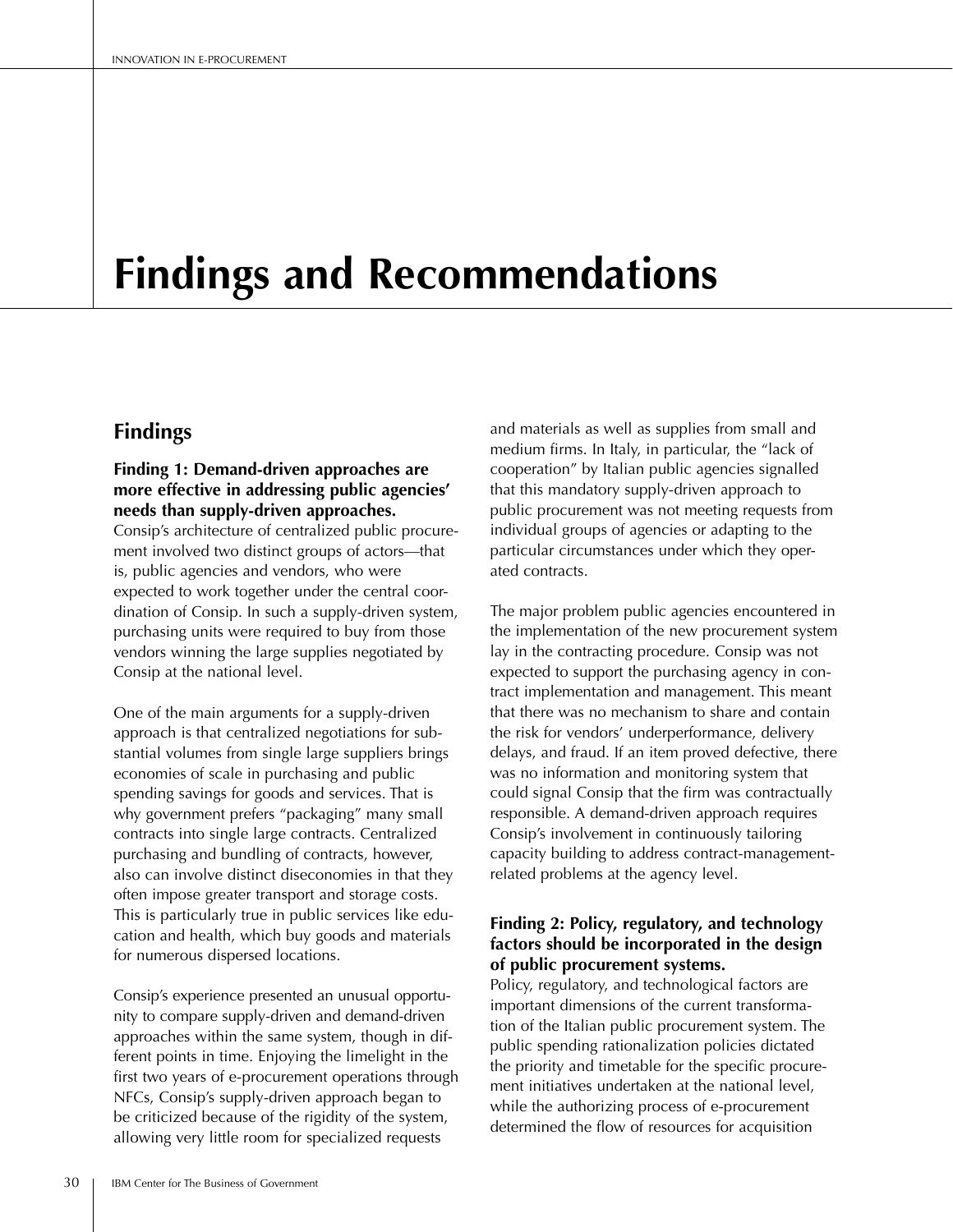# Findings and Recommendations

## Findings

### Finding 1: Demand-driven approaches are more effective in addressing public agencies' needs than supply-driven approaches.

Consip's architecture of centralized public procurement involved two distinct groups of actors—that is, public agencies and vendors, who were expected to work together under the central coordination of Consip. In such a supply-driven system, purchasing units were required to buy from those vendors winning the large supplies negotiated by Consip at the national level.

One of the main arguments for a supply-driven approach is that centralized negotiations for substantial volumes from single large suppliers brings economies of scale in purchasing and public spending savings for goods and services. That is why government prefers "packaging" many small contracts into single large contracts. Centralized purchasing and bundling of contracts, however, also can involve distinct diseconomies in that they often impose greater transport and storage costs. This is particularly true in public services like education and health, which buy goods and materials for numerous dispersed locations.

Consip's experience presented an unusual opportunity to compare supply-driven and demand-driven approaches within the same system, though in different points in time. Enjoying the limelight in the first two years of e-procurement operations through NFCs, Consip's supply-driven approach began to be criticized because of the rigidity of the system, allowing very little room for specialized requests and materials as well as supplies from small and medium firms. In Italy, in particular, the "lack of cooperation" by Italian public agencies signalled that this mandatory supply-driven approach to public procurement was not meeting requests from individual groups of agencies or adapting to the particular circumstances under which they operated contracts.

The major problem public agencies encountered in the implementation of the new procurement system lay in the contracting procedure. Consip was not expected to support the purchasing agency in contract implementation and management. This meant that there was no mechanism to share and contain the risk for vendors' underperformance, delivery delays, and fraud. If an item proved defective, there was no information and monitoring system that could signal Consip that the firm was contractually responsible. A demand-driven approach requires Consip's involvement in continuously tailoring capacity building to address contract-management-related problems at the agency level.

### Finding 2: Policy, regulatory, and technology factors should be incorporated in the design of public procurement systems.

Policy, regulatory, and technological factors are important dimensions of the current transformation of the Italian public procurement system. The public spending rationalization policies dictated the priority and timetable for the specific procurement initiatives undertaken at the national level, while the authorizing process of e-procurement determined the flow of resources for acquisition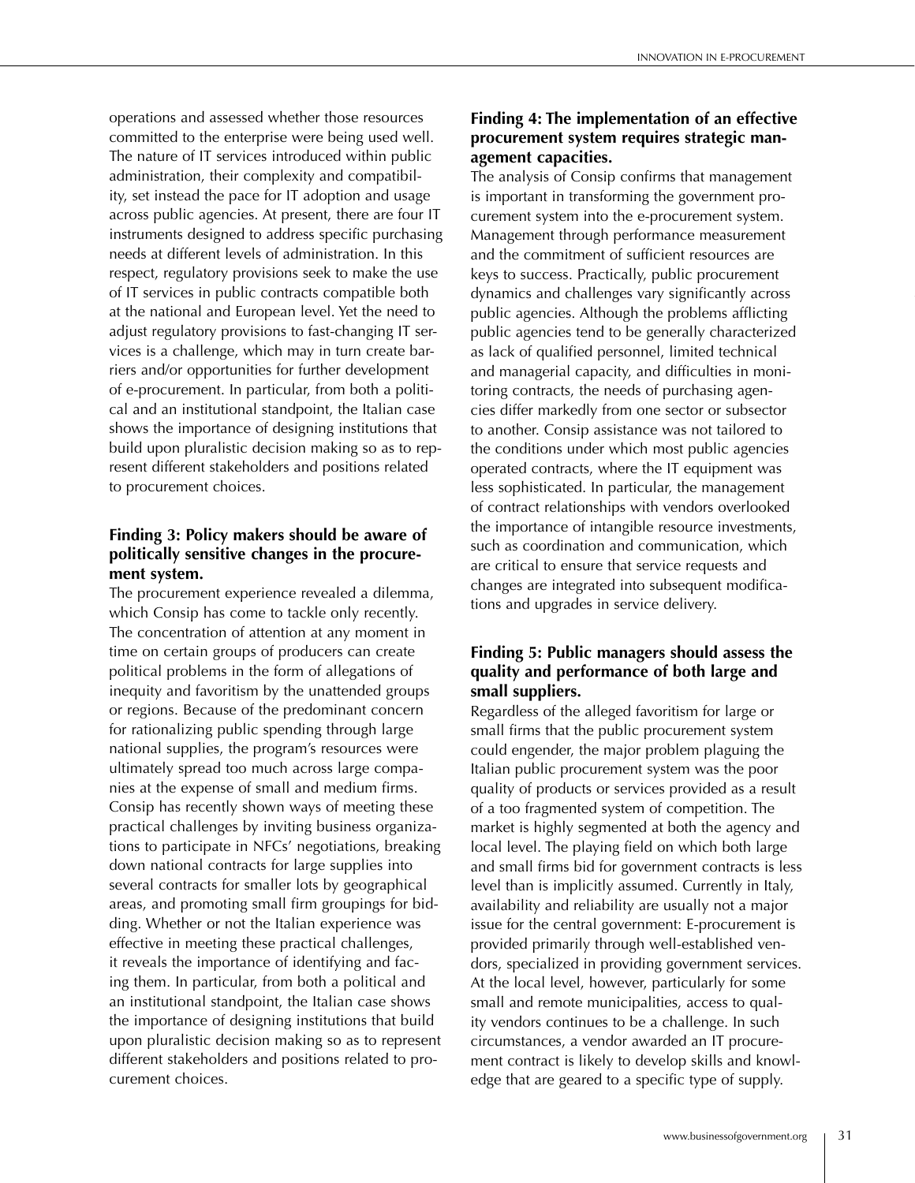operations and assessed whether those resources committed to the enterprise were being used well. The nature of IT services introduced within public administration, their complexity and compatibility, set instead the pace for IT adoption and usage across public agencies. At present, there are four IT instruments designed to address specific purchasing needs at different levels of administration. In this respect, regulatory provisions seek to make the use of IT services in public contracts compatible both at the national and European level. Yet the need to adjust regulatory provisions to fast-changing IT services is a challenge, which may in turn create barriers and/or opportunities for further development of e-procurement. In particular, from both a political and an institutional standpoint, the Italian case shows the importance of designing institutions that build upon pluralistic decision making so as to represent different stakeholders and positions related to procurement choices.

### Finding 3: Policy makers should be aware of politically sensitive changes in the procurement system.

The procurement experience revealed a dilemma, which Consip has come to tackle only recently. The concentration of attention at any moment in time on certain groups of producers can create political problems in the form of allegations of inequity and favoritism by the unattended groups or regions. Because of the predominant concern for rationalizing public spending through large national supplies, the program's resources were ultimately spread too much across large companies at the expense of small and medium firms. Consip has recently shown ways of meeting these practical challenges by inviting business organizations to participate in NFCs' negotiations, breaking down national contracts for large supplies into several contracts for smaller lots by geographical areas, and promoting small firm groupings for bidding. Whether or not the Italian experience was effective in meeting these practical challenges, it reveals the importance of identifying and facing them. In particular, from both a political and an institutional standpoint, the Italian case shows the importance of designing institutions that build upon pluralistic decision making so as to represent different stakeholders and positions related to procurement choices.

### Finding 4: The implementation of an effective procurement system requires strategic management capacities.

The analysis of Consip confirms that management is important in transforming the government procurement system into the e-procurement system. Management through performance measurement and the commitment of sufficient resources are keys to success. Practically, public procurement dynamics and challenges vary significantly across public agencies. Although the problems afflicting public agencies tend to be generally characterized as lack of qualified personnel, limited technical and managerial capacity, and difficulties in monitoring contracts, the needs of purchasing agencies differ markedly from one sector or subsector to another. Consip assistance was not tailored to the conditions under which most public agencies operated contracts, where the IT equipment was less sophisticated. In particular, the management of contract relationships with vendors overlooked the importance of intangible resource investments, such as coordination and communication, which are critical to ensure that service requests and changes are integrated into subsequent modifications and upgrades in service delivery.

### Finding 5: Public managers should assess the quality and performance of both large and small suppliers.

Regardless of the alleged favoritism for large or small firms that the public procurement system could engender, the major problem plaguing the Italian public procurement system was the poor quality of products or services provided as a result of a too fragmented system of competition. The market is highly segmented at both the agency and local level. The playing field on which both large and small firms bid for government contracts is less level than is implicitly assumed. Currently in Italy, availability and reliability are usually not a major issue for the central government: E-procurement is provided primarily through well-established vendors, specialized in providing government services. At the local level, however, particularly for some small and remote municipalities, access to quality vendors continues to be a challenge. In such circumstances, a vendor awarded an IT procurement contract is likely to develop skills and knowledge that are geared to a specific type of supply.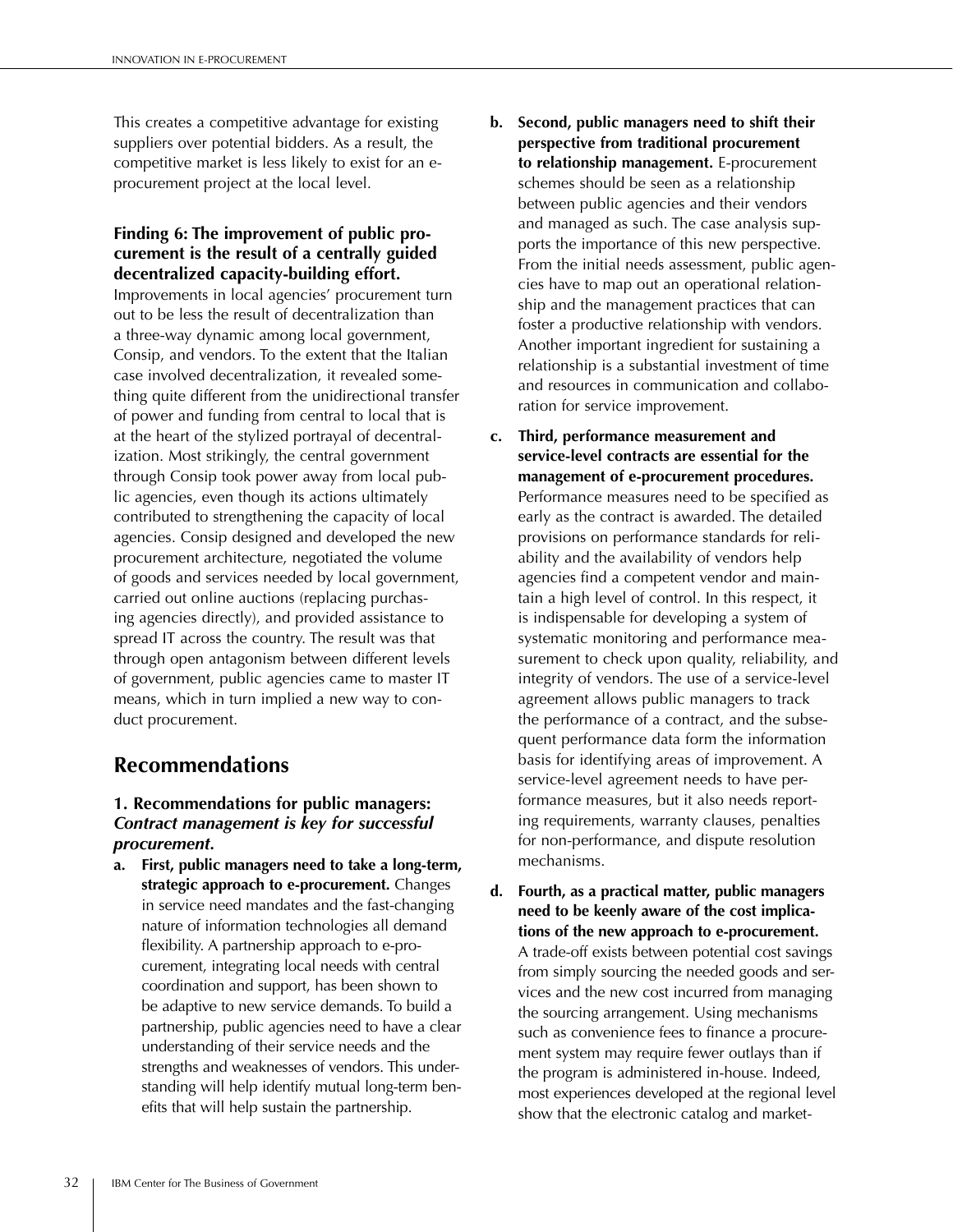This creates a competitive advantage for existing suppliers over potential bidders. As a result, the competitive market is less likely to exist for an e-procurement project at the local level.

### Finding 6: The improvement of public procurement is the result of a centrally guided decentralized capacity-building effort.

Improvements in local agencies' procurement turn out to be less the result of decentralization than a three-way dynamic among local government, Consip, and vendors. To the extent that the Italian case involved decentralization, it revealed something quite different from the unidirectional transfer of power and funding from central to local that is at the heart of the stylized portrayal of decentralization. Most strikingly, the central government through Consip took power away from local public agencies, even though its actions ultimately contributed to strengthening the capacity of local agencies. Consip designed and developed the new procurement architecture, negotiated the volume of goods and services needed by local government, carried out online auctions (replacing purchasing agencies directly), and provided assistance to spread IT across the country. The result was that through open antagonism between different levels of government, public agencies came to master IT means, which in turn implied a new way to conduct procurement.

## Recommendations

### 1. Recommendations for public managers: *Contract management is key for successful procurement*.

a. **First, public managers need to take a long-term, strategic approach to e-procurement.** Changes in service need mandates and the fast-changing nature of information technologies all demand flexibility. A partnership approach to e-procurement, integrating local needs with central coordination and support, has been shown to be adaptive to new service demands. To build a partnership, public agencies need to have a clear understanding of their service needs and the strengths and weaknesses of vendors. This understanding will help identify mutual long-term benefits that will help sustain the partnership.

b. **Second, public managers need to shift their perspective from traditional procurement to relationship management.** E-procurement schemes should be seen as a relationship between public agencies and their vendors and managed as such. The case analysis supports the importance of this new perspective. From the initial needs assessment, public agencies have to map out an operational relationship and the management practices that can foster a productive relationship with vendors. Another important ingredient for sustaining a relationship is a substantial investment of time and resources in communication and collaboration for service improvement.

c. **Third, performance measurement and service-level contracts are essential for the management of e-procurement procedures.** Performance measures need to be specified as early as the contract is awarded. The detailed provisions on performance standards for reliability and the availability of vendors help agencies find a competent vendor and maintain a high level of control. In this respect, it is indispensable for developing a system of systematic monitoring and performance measurement to check upon quality, reliability, and integrity of vendors. The use of a service-level agreement allows public managers to track the performance of a contract, and the subsequent performance data form the information basis for identifying areas of improvement. A service-level agreement needs to have performance measures, but it also needs reporting requirements, warranty clauses, penalties for non-performance, and dispute resolution mechanisms.

d. **Fourth, as a practical matter, public managers need to be keenly aware of the cost implications of the new approach to e-procurement.** A trade-off exists between potential cost savings from simply sourcing the needed goods and services and the new cost incurred from managing the sourcing arrangement. Using mechanisms such as convenience fees to finance a procurement system may require fewer outlays than if the program is administered in-house. Indeed, most experiences developed at the regional level show that the electronic catalog and market-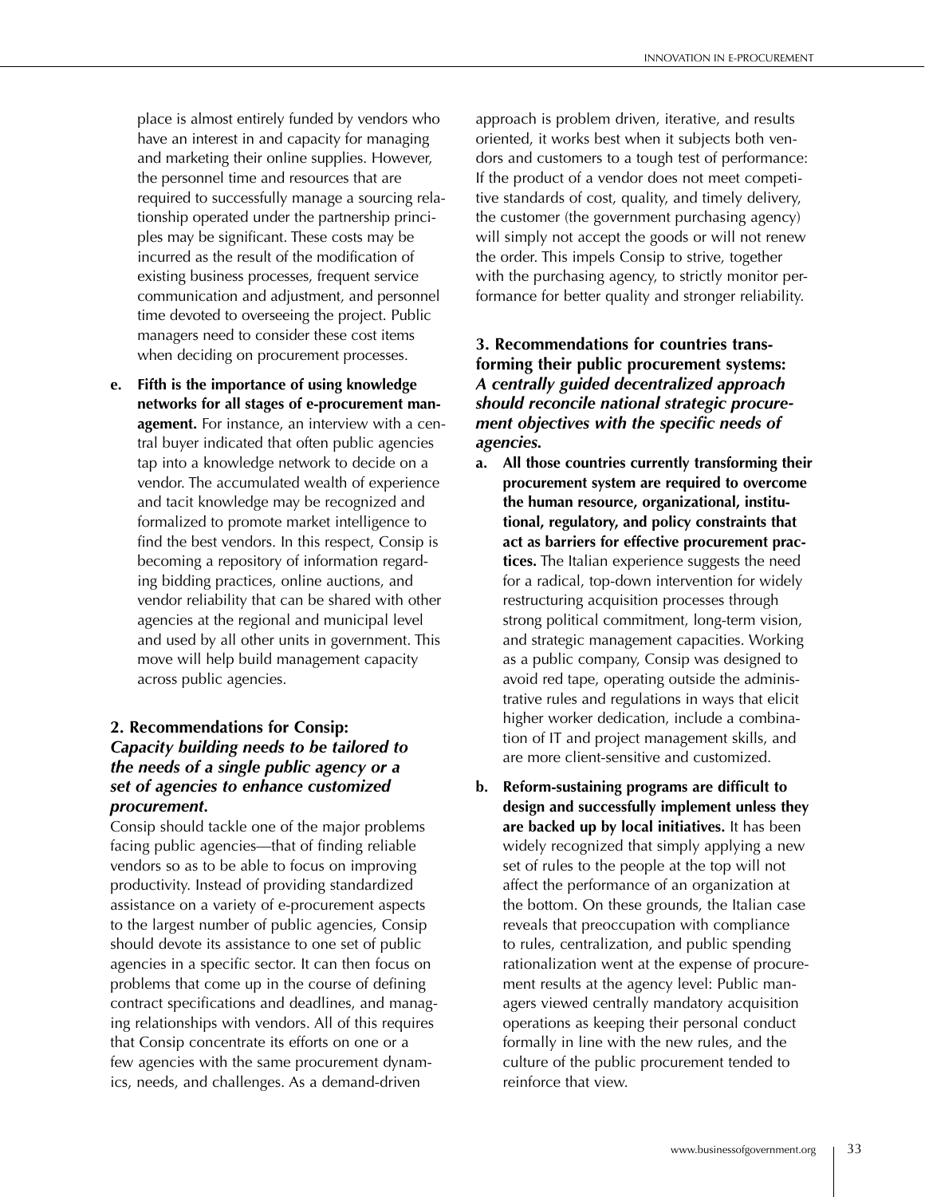place is almost entirely funded by vendors who have an interest in and capacity for managing and marketing their online supplies. However, the personnel time and resources that are required to successfully manage a sourcing relationship operated under the partnership principles may be significant. These costs may be incurred as the result of the modification of existing business processes, frequent service communication and adjustment, and personnel time devoted to overseeing the project. Public managers need to consider these cost items when deciding on procurement processes.

e. **Fifth is the importance of using knowledge networks for all stages of e-procurement management.** For instance, an interview with a central buyer indicated that often public agencies tap into a knowledge network to decide on a vendor. The accumulated wealth of experience and tacit knowledge may be recognized and formalized to promote market intelligence to find the best vendors. In this respect, Consip is becoming a repository of information regarding bidding practices, online auctions, and vendor reliability that can be shared with other agencies at the regional and municipal level and used by all other units in government. This move will help build management capacity across public agencies.

### 2. Recommendations for Consip: *Capacity building needs to be tailored to the needs of a single public agency or a set of agencies to enhance customized procurement.*

Consip should tackle one of the major problems facing public agencies—that of finding reliable vendors so as to be able to focus on improving productivity. Instead of providing standardized assistance on a variety of e-procurement aspects to the largest number of public agencies, Consip should devote its assistance to one set of public agencies in a specific sector. It can then focus on problems that come up in the course of defining contract specifications and deadlines, and managing relationships with vendors. All of this requires that Consip concentrate its efforts on one or a few agencies with the same procurement dynamics, needs, and challenges. As a demand-driven approach is problem driven, iterative, and results oriented, it works best when it subjects both vendors and customers to a tough test of performance: If the product of a vendor does not meet competitive standards of cost, quality, and timely delivery, the customer (the government purchasing agency) will simply not accept the goods or will not renew the order. This impels Consip to strive, together with the purchasing agency, to strictly monitor performance for better quality and stronger reliability.

### 3. Recommendations for countries transforming their public procurement systems: *A centrally guided decentralized approach should reconcile national strategic procurement objectives with the specific needs of agencies.*

a. **All those countries currently transforming their procurement system are required to overcome the human resource, organizational, institutional, regulatory, and policy constraints that act as barriers for effective procurement practices.** The Italian experience suggests the need for a radical, top-down intervention for widely restructuring acquisition processes through strong political commitment, long-term vision, and strategic management capacities. Working as a public company, Consip was designed to avoid red tape, operating outside the administrative rules and regulations in ways that elicit higher worker dedication, include a combination of IT and project management skills, and are more client-sensitive and customized.

b. **Reform-sustaining programs are difficult to design and successfully implement unless they are backed up by local initiatives.** It has been widely recognized that simply applying a new set of rules to the people at the top will not affect the performance of an organization at the bottom. On these grounds, the Italian case reveals that preoccupation with compliance to rules, centralization, and public spending rationalization went at the expense of procurement results at the agency level: Public managers viewed centrally mandatory acquisition operations as keeping their personal conduct formally in line with the new rules, and the culture of the public procurement tended to reinforce that view.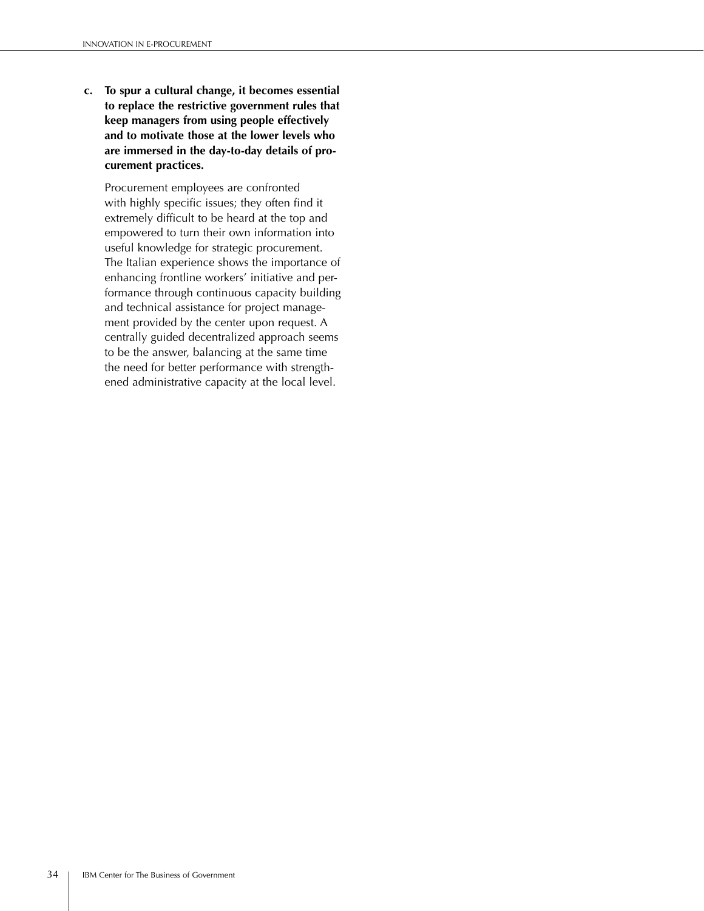**c. To spur a cultural change, it becomes essential to replace the restrictive government rules that keep managers from using people effectively and to motivate those at the lower levels who are immersed in the day-to-day details of procurement practices.**

Procurement employees are confronted with highly specific issues; they often find it extremely difficult to be heard at the top and empowered to turn their own information into useful knowledge for strategic procurement. The Italian experience shows the importance of enhancing frontline workers' initiative and performance through continuous capacity building and technical assistance for project management provided by the center upon request. A centrally guided decentralized approach seems to be the answer, balancing at the same time the need for better performance with strengthened administrative capacity at the local level.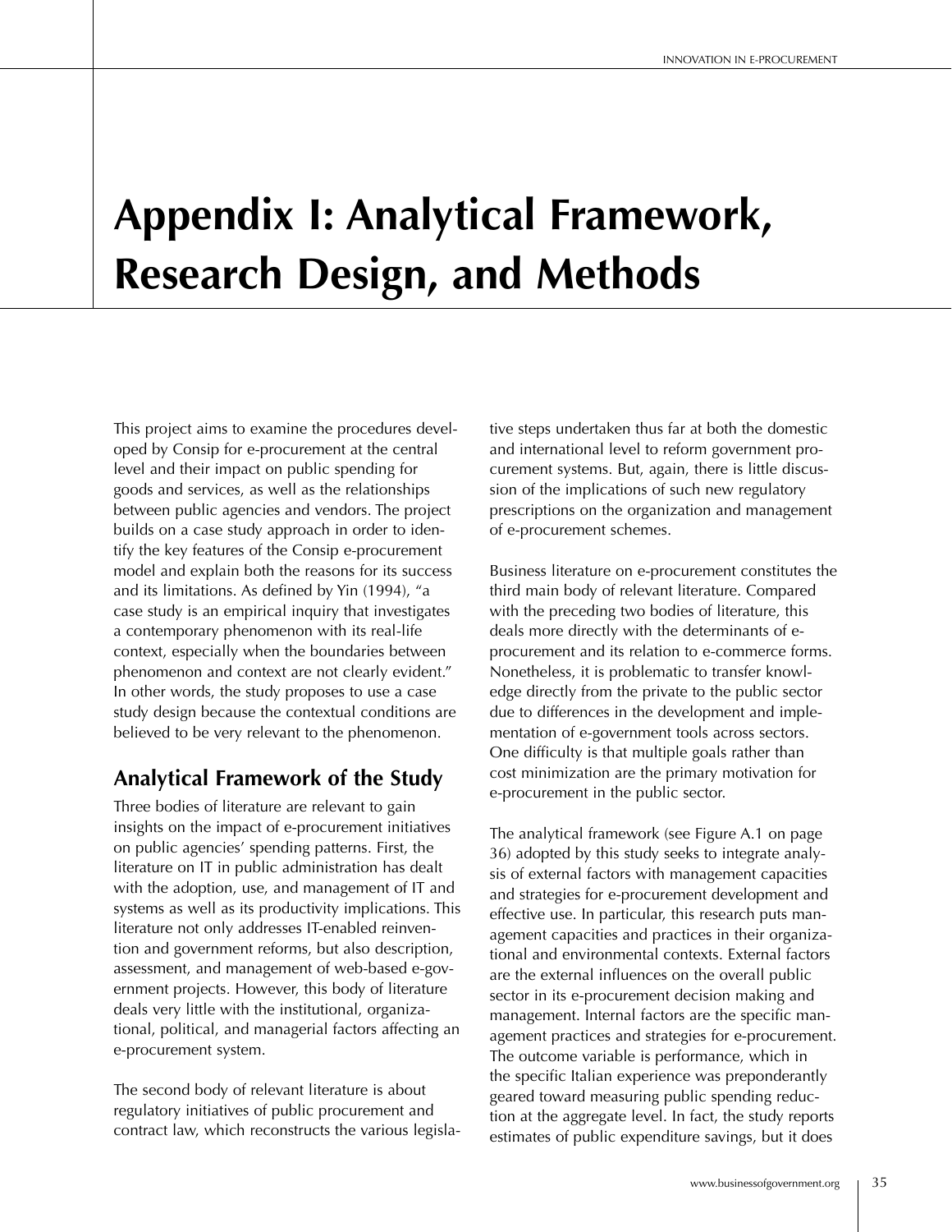# Appendix I: Analytical Framework, Research Design, and Methods

This project aims to examine the procedures developed by Consip for e-procurement at the central level and their impact on public spending for goods and services, as well as the relationships between public agencies and vendors. The project builds on a case study approach in order to identify the key features of the Consip e-procurement model and explain both the reasons for its success and its limitations. As defined by Yin (1994), "a case study is an empirical inquiry that investigates a contemporary phenomenon with its real-life context, especially when the boundaries between phenomenon and context are not clearly evident." In other words, the study proposes to use a case study design because the contextual conditions are believed to be very relevant to the phenomenon.

## Analytical Framework of the Study

Three bodies of literature are relevant to gain insights on the impact of e-procurement initiatives on public agencies' spending patterns. First, the literature on IT in public administration has dealt with the adoption, use, and management of IT and systems as well as its productivity implications. This literature not only addresses IT-enabled reinvention and government reforms, but also description, assessment, and management of web-based e-government projects. However, this body of literature deals very little with the institutional, organizational, political, and managerial factors affecting an e-procurement system.

The second body of relevant literature is about regulatory initiatives of public procurement and contract law, which reconstructs the various legislative steps undertaken thus far at both the domestic and international level to reform government procurement systems. But, again, there is little discussion of the implications of such new regulatory prescriptions on the organization and management of e-procurement schemes.

Business literature on e-procurement constitutes the third main body of relevant literature. Compared with the preceding two bodies of literature, this deals more directly with the determinants of e-procurement and its relation to e-commerce forms. Nonetheless, it is problematic to transfer knowledge directly from the private to the public sector due to differences in the development and implementation of e-government tools across sectors. One difficulty is that multiple goals rather than cost minimization are the primary motivation for e-procurement in the public sector.

The analytical framework (see Figure A.1 on page 36) adopted by this study seeks to integrate analysis of external factors with management capacities and strategies for e-procurement development and effective use. In particular, this research puts management capacities and practices in their organizational and environmental contexts. External factors are the external influences on the overall public sector in its e-procurement decision making and management. Internal factors are the specific management practices and strategies for e-procurement. The outcome variable is performance, which in the specific Italian experience was preponderantly geared toward measuring public spending reduction at the aggregate level. In fact, the study reports estimates of public expenditure savings, but it does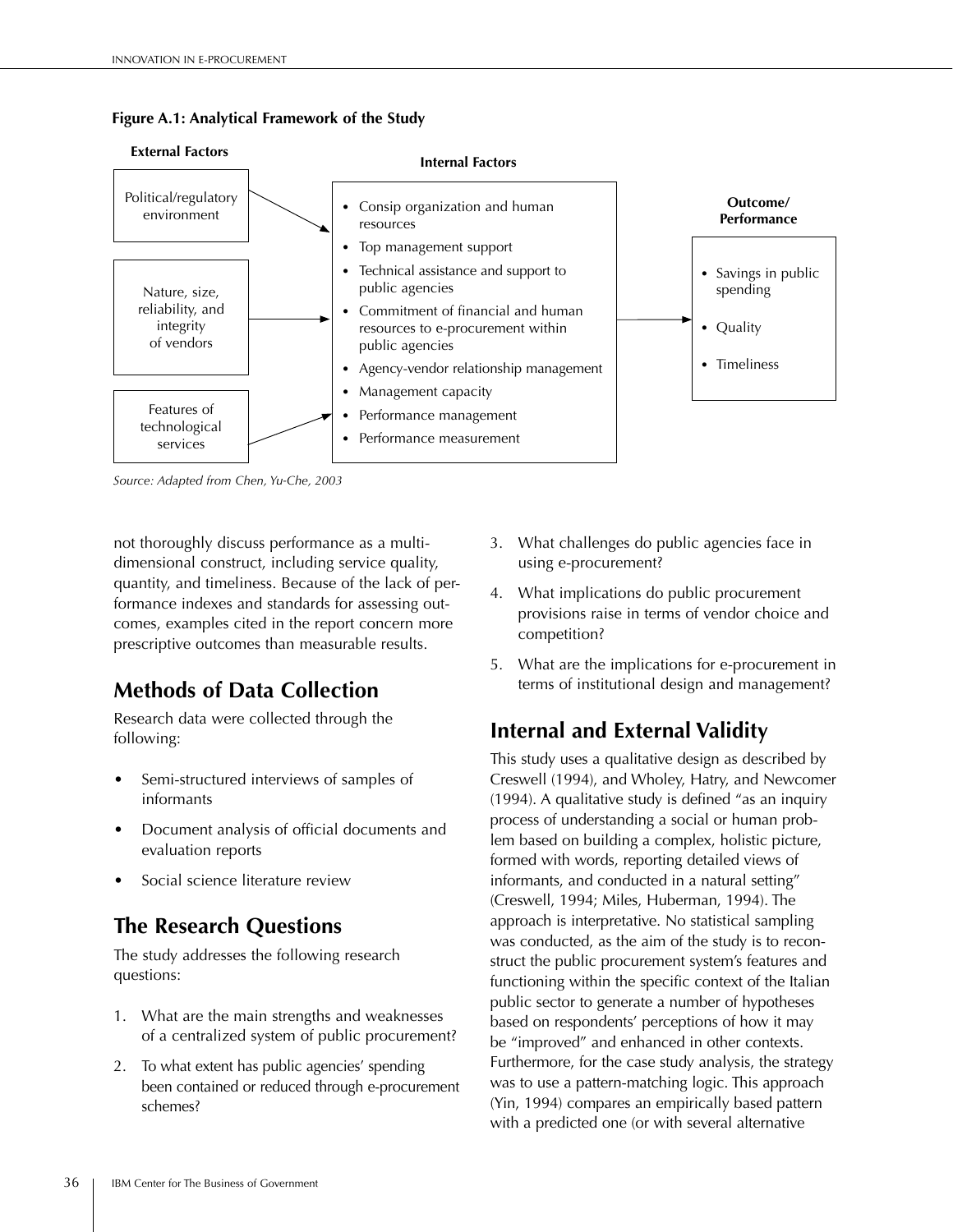**Figure A.1: Analytical Framework of the Study**

| External Factors | Internal Factors | Outcome/ Performance |
|---|---|---|
| Political/regulatory environment<br>Nature, size, reliability, and integrity of vendors<br>Features of technological services | • Consip organization and human resources<br>• Top management support<br>• Technical assistance and support to public agencies<br>• Commitment of financial and human resources to e-procurement within public agencies<br>• Agency-vendor relationship management<br>• Management capacity<br>• Performance management<br>• Performance measurement | • Savings in public spending<br>• Quality<br>• Timeliness |

*Source: Adapted from Chen, Yu-Che, 2003*

not thoroughly discuss performance as a multi-dimensional construct, including service quality, quantity, and timeliness. Because of the lack of performance indexes and standards for assessing outcomes, examples cited in the report concern more prescriptive outcomes than measurable results.

## Methods of Data Collection

Research data were collected through the following:

- Semi-structured interviews of samples of informants
- Document analysis of official documents and evaluation reports
- Social science literature review

## The Research Questions

The study addresses the following research questions:

1. What are the main strengths and weaknesses of a centralized system of public procurement?
2. To what extent has public agencies' spending been contained or reduced through e-procurement schemes?
3. What challenges do public agencies face in using e-procurement?
4. What implications do public procurement provisions raise in terms of vendor choice and competition?
5. What are the implications for e-procurement in terms of institutional design and management?

## Internal and External Validity

This study uses a qualitative design as described by Creswell (1994), and Wholey, Hatry, and Newcomer (1994). A qualitative study is defined "as an inquiry process of understanding a social or human problem based on building a complex, holistic picture, formed with words, reporting detailed views of informants, and conducted in a natural setting" (Creswell, 1994; Miles, Huberman, 1994). The approach is interpretative. No statistical sampling was conducted, as the aim of the study is to reconstruct the public procurement system's features and functioning within the specific context of the Italian public sector to generate a number of hypotheses based on respondents' perceptions of how it may be "improved" and enhanced in other contexts. Furthermore, for the case study analysis, the strategy was to use a pattern-matching logic. This approach (Yin, 1994) compares an empirically based pattern with a predicted one (or with several alternative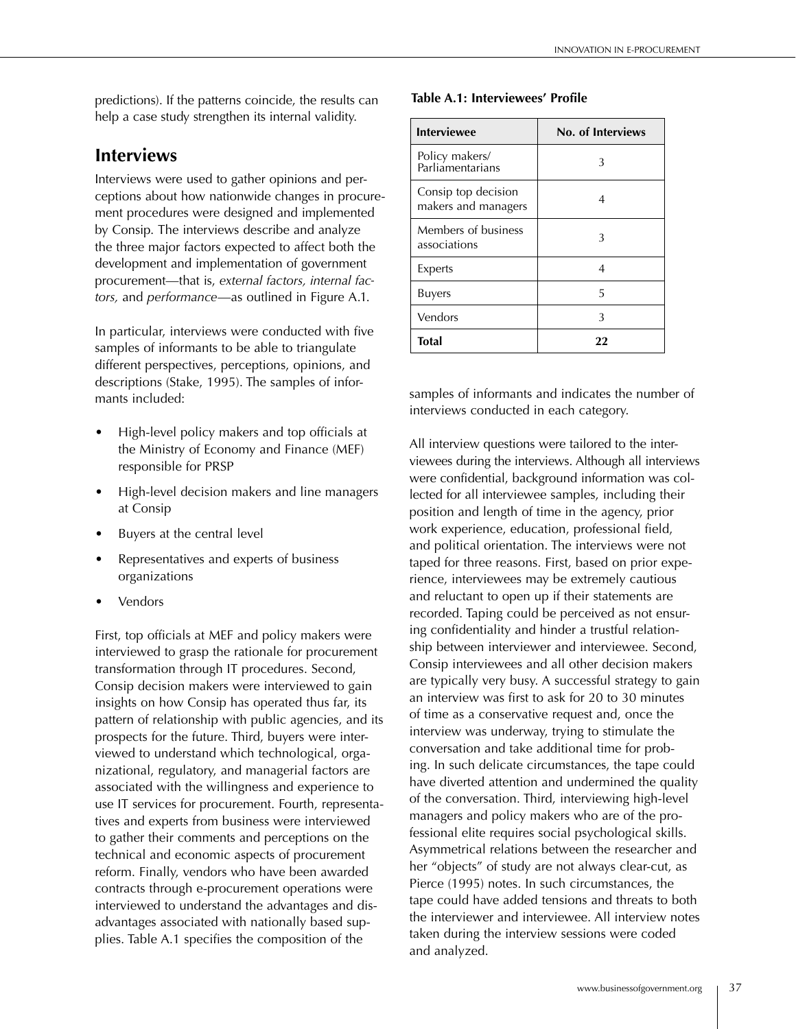predictions). If the patterns coincide, the results can help a case study strengthen its internal validity.

## Interviews

Interviews were used to gather opinions and perceptions about how nationwide changes in procurement procedures were designed and implemented by Consip. The interviews describe and analyze the three major factors expected to affect both the development and implementation of government procurement—that is, *external factors, internal factors,* and *performance*—as outlined in Figure A.1.

In particular, interviews were conducted with five samples of informants to be able to triangulate different perspectives, perceptions, opinions, and descriptions (Stake, 1995). The samples of informants included:

- High-level policy makers and top officials at the Ministry of Economy and Finance (MEF) responsible for PRSP
- High-level decision makers and line managers at Consip
- Buyers at the central level
- Representatives and experts of business organizations
- Vendors

First, top officials at MEF and policy makers were interviewed to grasp the rationale for procurement transformation through IT procedures. Second, Consip decision makers were interviewed to gain insights on how Consip has operated thus far, its pattern of relationship with public agencies, and its prospects for the future. Third, buyers were interviewed to understand which technological, organizational, regulatory, and managerial factors are associated with the willingness and experience to use IT services for procurement. Fourth, representatives and experts from business were interviewed to gather their comments and perceptions on the technical and economic aspects of procurement reform. Finally, vendors who have been awarded contracts through e-procurement operations were interviewed to understand the advantages and disadvantages associated with nationally based supplies. Table A.1 specifies the composition of the samples of informants and indicates the number of interviews conducted in each category.

**Table A.1: Interviewees' Profile**

| Interviewee | No. of Interviews |
|---|---|
| Policy makers/ Parliamentarians | 3 |
| Consip top decision makers and managers | 4 |
| Members of business associations | 3 |
| Experts | 4 |
| Buyers | 5 |
| Vendors | 3 |
| **Total** | **22** |

All interview questions were tailored to the interviewees during the interviews. Although all interviews were confidential, background information was collected for all interviewee samples, including their position and length of time in the agency, prior work experience, education, professional field, and political orientation. The interviews were not taped for three reasons. First, based on prior experience, interviewees may be extremely cautious and reluctant to open up if their statements are recorded. Taping could be perceived as not ensuring confidentiality and hinder a trustful relationship between interviewer and interviewee. Second, Consip interviewees and all other decision makers are typically very busy. A successful strategy to gain an interview was first to ask for 20 to 30 minutes of time as a conservative request and, once the interview was underway, trying to stimulate the conversation and take additional time for probing. In such delicate circumstances, the tape could have diverted attention and undermined the quality of the conversation. Third, interviewing high-level managers and policy makers who are of the professional elite requires social psychological skills. Asymmetrical relations between the researcher and her "objects" of study are not always clear-cut, as Pierce (1995) notes. In such circumstances, the tape could have added tensions and threats to both the interviewer and interviewee. All interview notes taken during the interview sessions were coded and analyzed.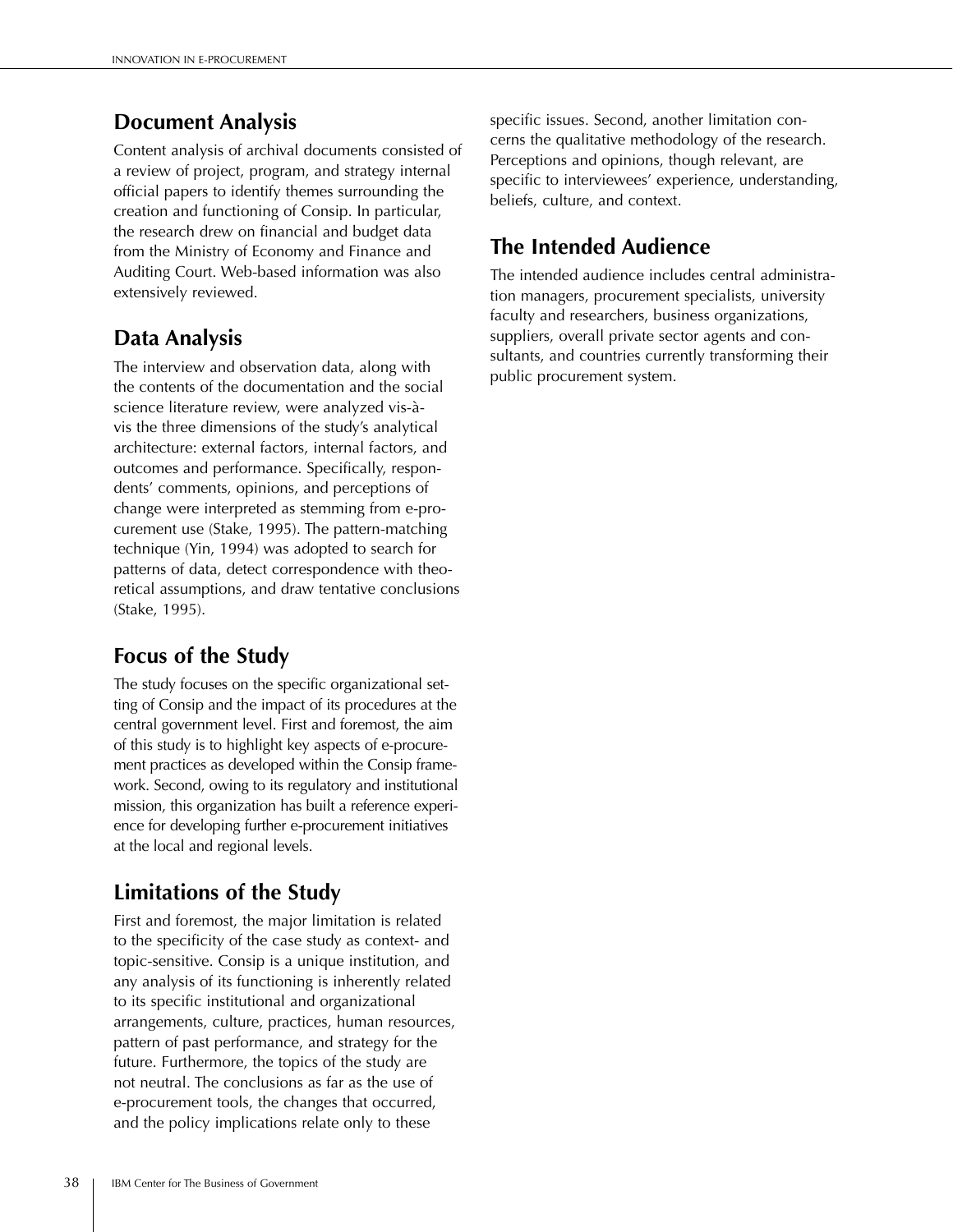## Document Analysis

Content analysis of archival documents consisted of a review of project, program, and strategy internal official papers to identify themes surrounding the creation and functioning of Consip. In particular, the research drew on financial and budget data from the Ministry of Economy and Finance and Auditing Court. Web-based information was also extensively reviewed.

## Data Analysis

The interview and observation data, along with the contents of the documentation and the social science literature review, were analyzed vis-à-vis the three dimensions of the study's analytical architecture: external factors, internal factors, and outcomes and performance. Specifically, respondents' comments, opinions, and perceptions of change were interpreted as stemming from e-procurement use (Stake, 1995). The pattern-matching technique (Yin, 1994) was adopted to search for patterns of data, detect correspondence with theoretical assumptions, and draw tentative conclusions (Stake, 1995).

## Focus of the Study

The study focuses on the specific organizational setting of Consip and the impact of its procedures at the central government level. First and foremost, the aim of this study is to highlight key aspects of e-procurement practices as developed within the Consip framework. Second, owing to its regulatory and institutional mission, this organization has built a reference experience for developing further e-procurement initiatives at the local and regional levels.

## Limitations of the Study

First and foremost, the major limitation is related to the specificity of the case study as context- and topic-sensitive. Consip is a unique institution, and any analysis of its functioning is inherently related to its specific institutional and organizational arrangements, culture, practices, human resources, pattern of past performance, and strategy for the future. Furthermore, the topics of the study are not neutral. The conclusions as far as the use of e-procurement tools, the changes that occurred, and the policy implications relate only to these specific issues. Second, another limitation concerns the qualitative methodology of the research. Perceptions and opinions, though relevant, are specific to interviewees' experience, understanding, beliefs, culture, and context.

## The Intended Audience

The intended audience includes central administration managers, procurement specialists, university faculty and researchers, business organizations, suppliers, overall private sector agents and consultants, and countries currently transforming their public procurement system.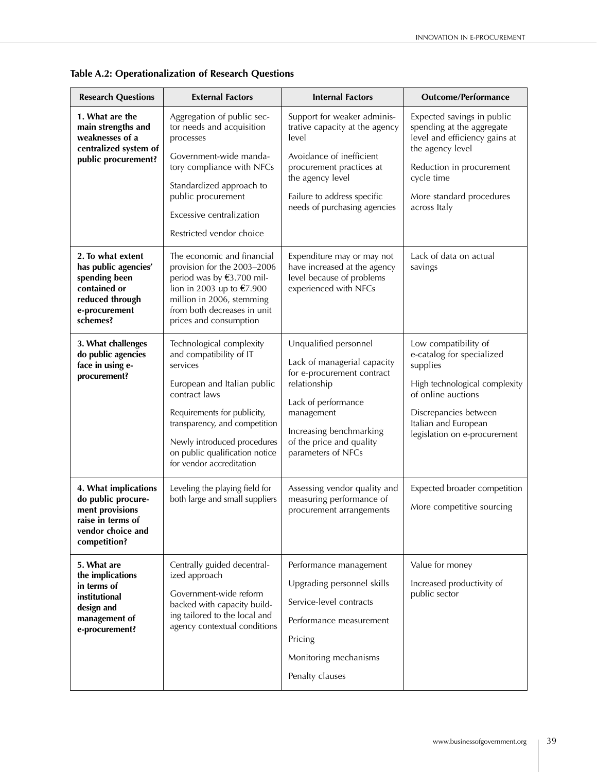**Table A.2: Operationalization of Research Questions**

| Research Questions | External Factors | Internal Factors | Outcome/Performance |
|---|---|---|---|
| **1. What are the main strengths and weaknesses of a centralized system of public procurement?** | Aggregation of public sector needs and acquisition processes<br><br>Government-wide mandatory compliance with NFCs<br><br>Standardized approach to public procurement<br><br>Excessive centralization<br><br>Restricted vendor choice | Support for weaker administrative capacity at the agency level<br><br>Avoidance of inefficient procurement practices at the agency level<br><br>Failure to address specific needs of purchasing agencies | Expected savings in public spending at the aggregate level and efficiency gains at the agency level<br><br>Reduction in procurement cycle time<br><br>More standard procedures across Italy |
| **2. To what extent has public agencies' spending been contained or reduced through e-procurement schemes?** | The economic and financial provision for the 2003–2006 period was by €3.700 million in 2003 up to €7.900 million in 2006, stemming from both decreases in unit prices and consumption | Expenditure may or may not have increased at the agency level because of problems experienced with NFCs | Lack of data on actual savings |
| **3. What challenges do public agencies face in using e-procurement?** | Technological complexity and compatibility of IT services<br><br>European and Italian public contract laws<br><br>Requirements for publicity, transparency, and competition<br><br>Newly introduced procedures on public qualification notice for vendor accreditation | Unqualified personnel<br><br>Lack of managerial capacity for e-procurement contract relationship<br><br>Lack of performance management<br><br>Increasing benchmarking of the price and quality parameters of NFCs | Low compatibility of e-catalog for specialized supplies<br><br>High technological complexity of online auctions<br><br>Discrepancies between Italian and European legislation on e-procurement |
| **4. What implications do public procurement provisions raise in terms of vendor choice and competition?** | Leveling the playing field for both large and small suppliers | Assessing vendor quality and measuring performance of procurement arrangements | Expected broader competition<br><br>More competitive sourcing |
| **5. What are the implications in terms of institutional design and management of e-procurement?** | Centrally guided decentralized approach<br><br>Government-wide reform backed with capacity building tailored to the local and agency contextual conditions | Performance management<br><br>Upgrading personnel skills<br><br>Service-level contracts<br><br>Performance measurement<br><br>Pricing<br><br>Monitoring mechanisms<br><br>Penalty clauses | Value for money<br><br>Increased productivity of public sector |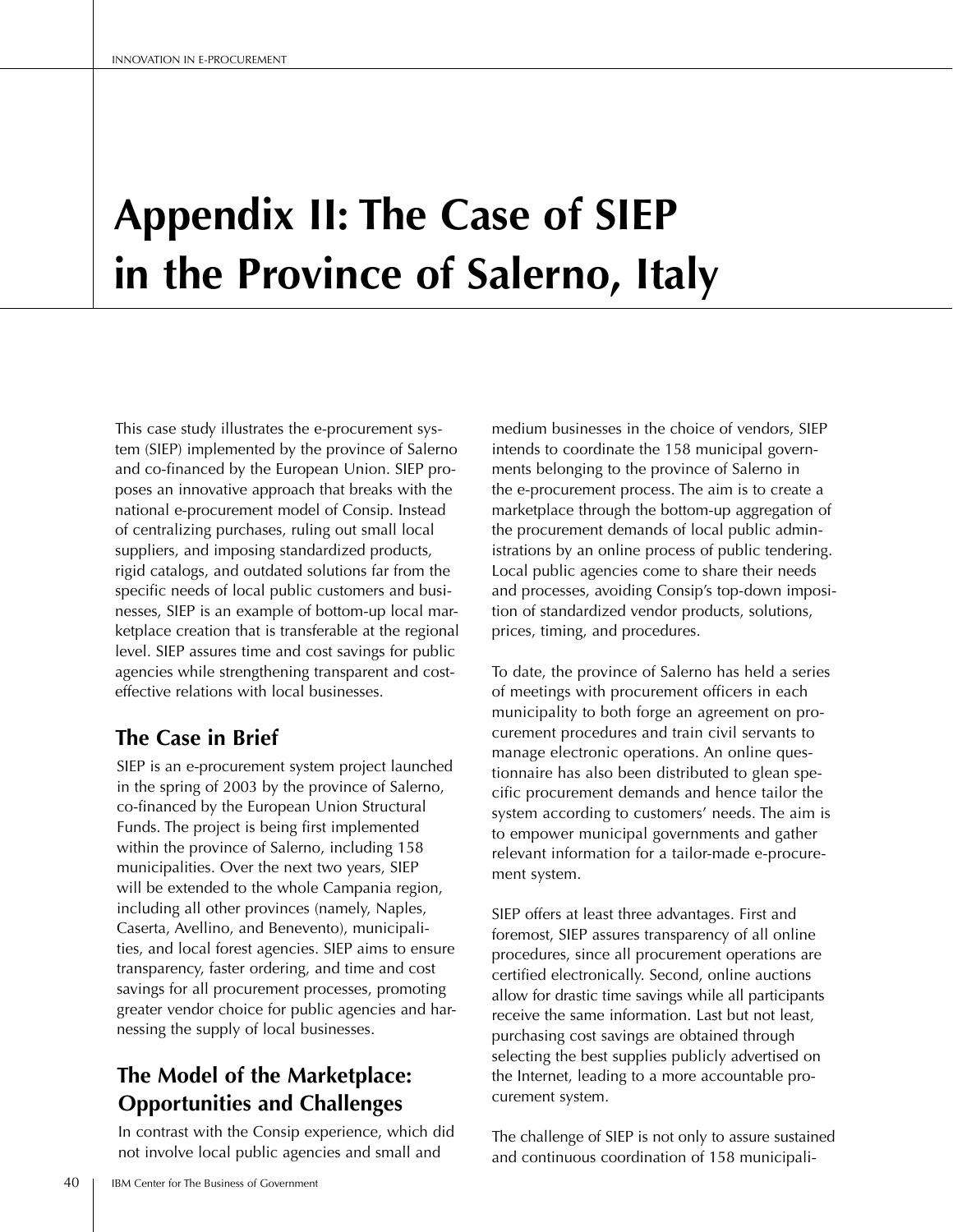# Appendix II: The Case of SIEP in the Province of Salerno, Italy

This case study illustrates the e-procurement system (SIEP) implemented by the province of Salerno and co-financed by the European Union. SIEP proposes an innovative approach that breaks with the national e-procurement model of Consip. Instead of centralizing purchases, ruling out small local suppliers, and imposing standardized products, rigid catalogs, and outdated solutions far from the specific needs of local public customers and businesses, SIEP is an example of bottom-up local marketplace creation that is transferable at the regional level. SIEP assures time and cost savings for public agencies while strengthening transparent and cost-effective relations with local businesses.

## The Case in Brief

SIEP is an e-procurement system project launched in the spring of 2003 by the province of Salerno, co-financed by the European Union Structural Funds. The project is being first implemented within the province of Salerno, including 158 municipalities. Over the next two years, SIEP will be extended to the whole Campania region, including all other provinces (namely, Naples, Caserta, Avellino, and Benevento), municipalities, and local forest agencies. SIEP aims to ensure transparency, faster ordering, and time and cost savings for all procurement processes, promoting greater vendor choice for public agencies and harnessing the supply of local businesses.

## The Model of the Marketplace: Opportunities and Challenges

In contrast with the Consip experience, which did not involve local public agencies and small and medium businesses in the choice of vendors, SIEP intends to coordinate the 158 municipal governments belonging to the province of Salerno in the e-procurement process. The aim is to create a marketplace through the bottom-up aggregation of the procurement demands of local public administrations by an online process of public tendering. Local public agencies come to share their needs and processes, avoiding Consip's top-down imposition of standardized vendor products, solutions, prices, timing, and procedures.

To date, the province of Salerno has held a series of meetings with procurement officers in each municipality to both forge an agreement on procurement procedures and train civil servants to manage electronic operations. An online questionnaire has also been distributed to glean specific procurement demands and hence tailor the system according to customers' needs. The aim is to empower municipal governments and gather relevant information for a tailor-made e-procurement system.

SIEP offers at least three advantages. First and foremost, SIEP assures transparency of all online procedures, since all procurement operations are certified electronically. Second, online auctions allow for drastic time savings while all participants receive the same information. Last but not least, purchasing cost savings are obtained through selecting the best supplies publicly advertised on the Internet, leading to a more accountable procurement system.

The challenge of SIEP is not only to assure sustained and continuous coordination of 158 municipali-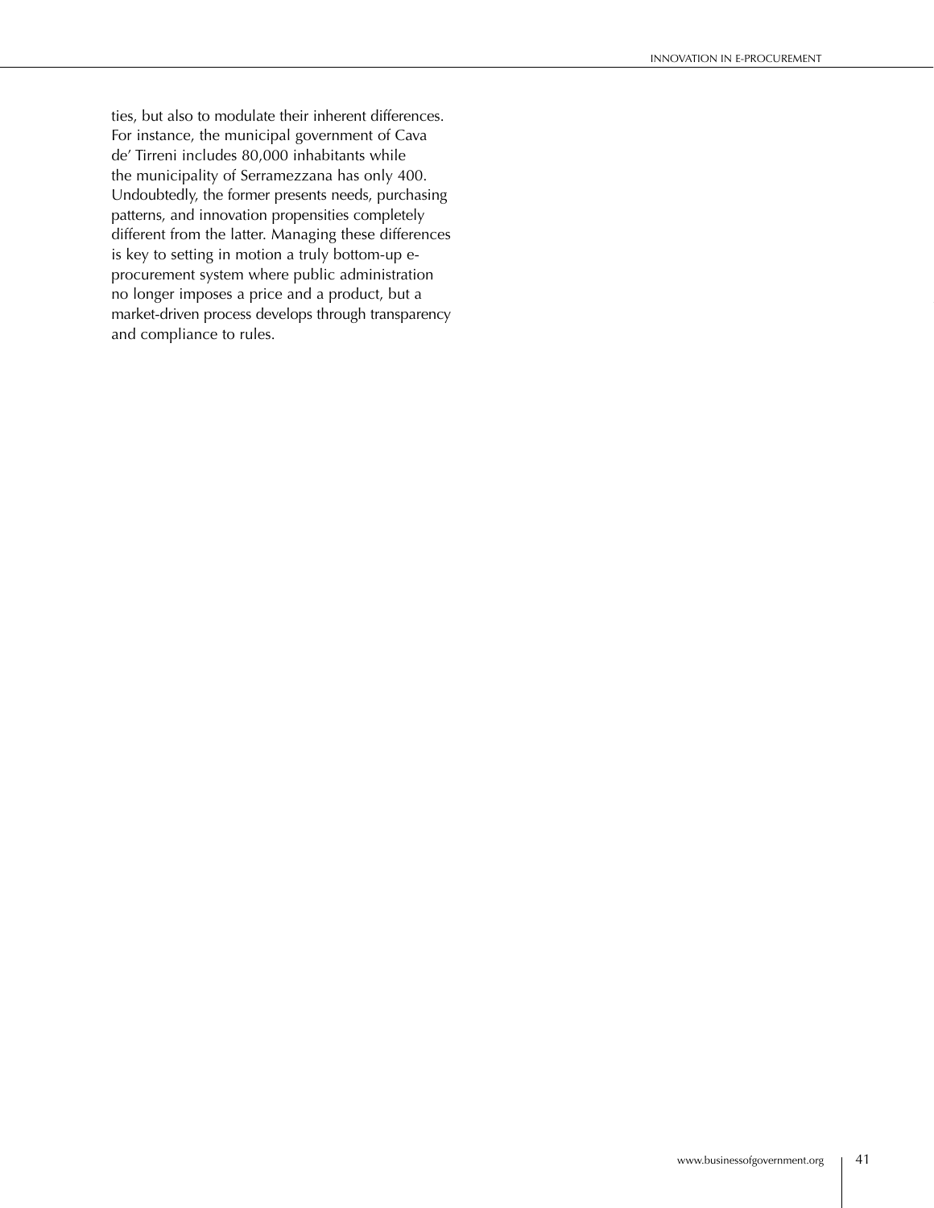ties, but also to modulate their inherent differences. For instance, the municipal government of Cava de' Tirreni includes 80,000 inhabitants while the municipality of Serramezzana has only 400. Undoubtedly, the former presents needs, purchasing patterns, and innovation propensities completely different from the latter. Managing these differences is key to setting in motion a truly bottom-up e-procurement system where public administration no longer imposes a price and a product, but a market-driven process develops through transparency and compliance to rules.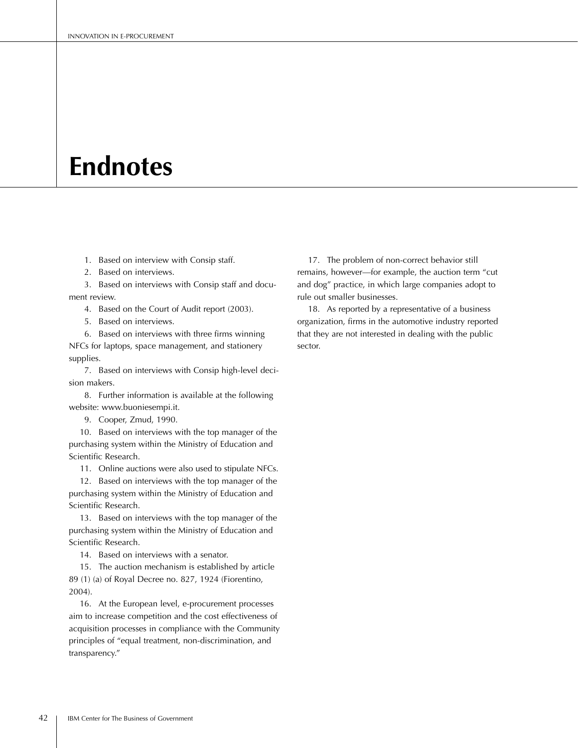# Endnotes

1. Based on interview with Consip staff.
2. Based on interviews.
3. Based on interviews with Consip staff and document review.
4. Based on the Court of Audit report (2003).
5. Based on interviews.
6. Based on interviews with three firms winning NFCs for laptops, space management, and stationery supplies.
7. Based on interviews with Consip high-level decision makers.
8. Further information is available at the following website: www.buoniesempi.it.
9. Cooper, Zmud, 1990.
10. Based on interviews with the top manager of the purchasing system within the Ministry of Education and Scientific Research.
11. Online auctions were also used to stipulate NFCs.
12. Based on interviews with the top manager of the purchasing system within the Ministry of Education and Scientific Research.
13. Based on interviews with the top manager of the purchasing system within the Ministry of Education and Scientific Research.
14. Based on interviews with a senator.
15. The auction mechanism is established by article 89 (1) (a) of Royal Decree no. 827, 1924 (Fiorentino, 2004).
16. At the European level, e-procurement processes aim to increase competition and the cost effectiveness of acquisition processes in compliance with the Community principles of "equal treatment, non-discrimination, and transparency."
17. The problem of non-correct behavior still remains, however—for example, the auction term "cut and dog" practice, in which large companies adopt to rule out smaller businesses.
18. As reported by a representative of a business organization, firms in the automotive industry reported that they are not interested in dealing with the public sector.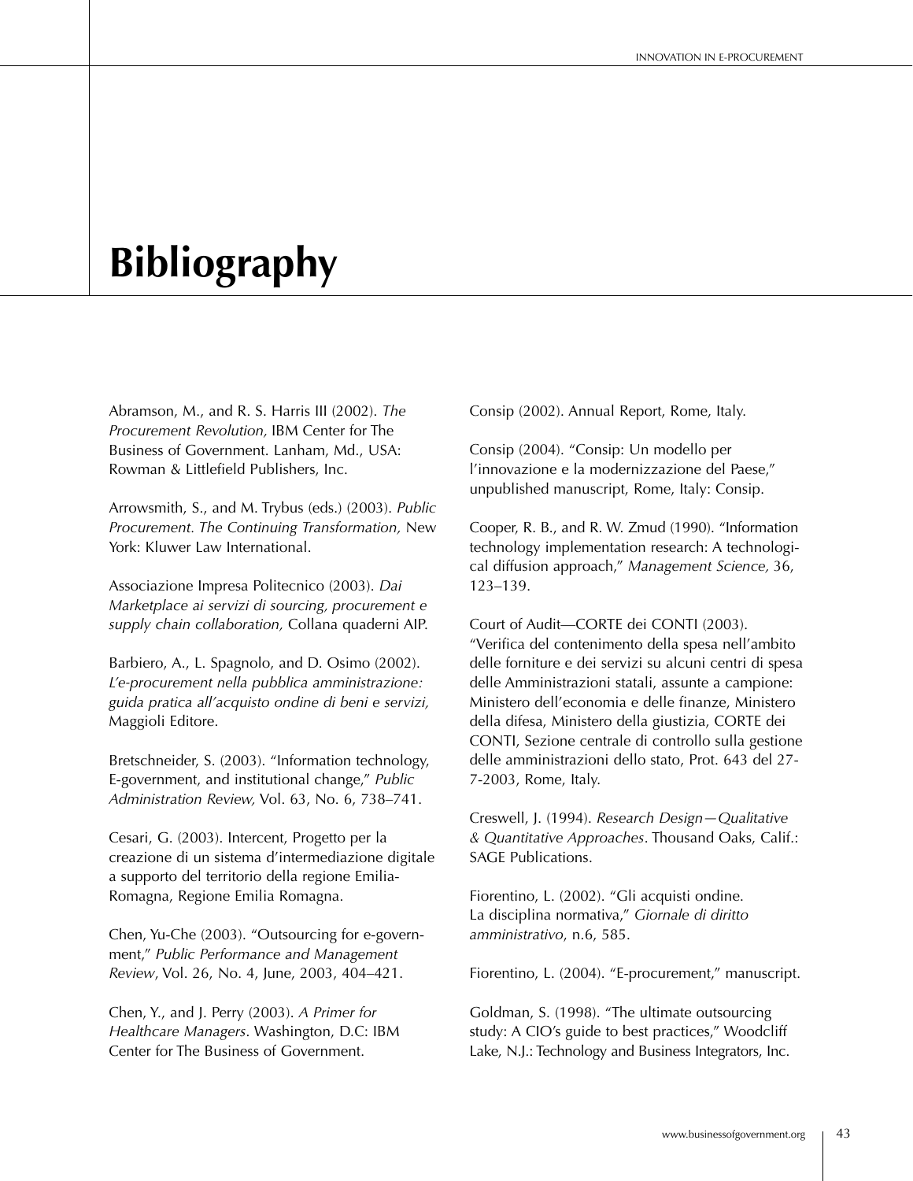# Bibliography

Abramson, M., and R. S. Harris III (2002). *The Procurement Revolution,* IBM Center for The Business of Government. Lanham, Md., USA: Rowman & Littlefield Publishers, Inc.

Arrowsmith, S., and M. Trybus (eds.) (2003). *Public Procurement. The Continuing Transformation,* New York: Kluwer Law International.

Associazione Impresa Politecnico (2003). *Dai Marketplace ai servizi di sourcing, procurement e supply chain collaboration,* Collana quaderni AIP.

Barbiero, A., L. Spagnolo, and D. Osimo (2002). *L'e-procurement nella pubblica amministrazione: guida pratica all'acquisto ondine di beni e servizi,* Maggioli Editore.

Bretschneider, S. (2003). "Information technology, E-government, and institutional change," *Public Administration Review,* Vol. 63, No. 6, 738–741.

Cesari, G. (2003). Intercent, Progetto per la creazione di un sistema d'intermediazione digitale a supporto del territorio della regione Emilia-Romagna, Regione Emilia Romagna.

Chen, Yu-Che (2003). "Outsourcing for e-government," *Public Performance and Management Review*, Vol. 26, No. 4, June, 2003, 404–421.

Chen, Y., and J. Perry (2003). *A Primer for Healthcare Managers*. Washington, D.C: IBM Center for The Business of Government.

Consip (2002). Annual Report, Rome, Italy.

Consip (2004). "Consip: Un modello per l'innovazione e la modernizzazione del Paese," unpublished manuscript, Rome, Italy: Consip.

Cooper, R. B., and R. W. Zmud (1990). "Information technology implementation research: A technological diffusion approach," *Management Science,* 36, 123–139.

Court of Audit—CORTE dei CONTI (2003). "Verifica del contenimento della spesa nell'ambito delle forniture e dei servizi su alcuni centri di spesa delle Amministrazioni statali, assunte a campione: Ministero dell'economia e delle finanze, Ministero della difesa, Ministero della giustizia, CORTE dei CONTI, Sezione centrale di controllo sulla gestione delle amministrazioni dello stato, Prot. 643 del 27-7-2003, Rome, Italy.

Creswell, J. (1994). *Research Design—Qualitative & Quantitative Approaches*. Thousand Oaks, Calif.: SAGE Publications.

Fiorentino, L. (2002). "Gli acquisti ondine. La disciplina normativa," *Giornale di diritto amministrativo*, n.6, 585.

Fiorentino, L. (2004). "E-procurement," manuscript.

Goldman, S. (1998). "The ultimate outsourcing study: A CIO's guide to best practices," Woodcliff Lake, N.J.: Technology and Business Integrators, Inc.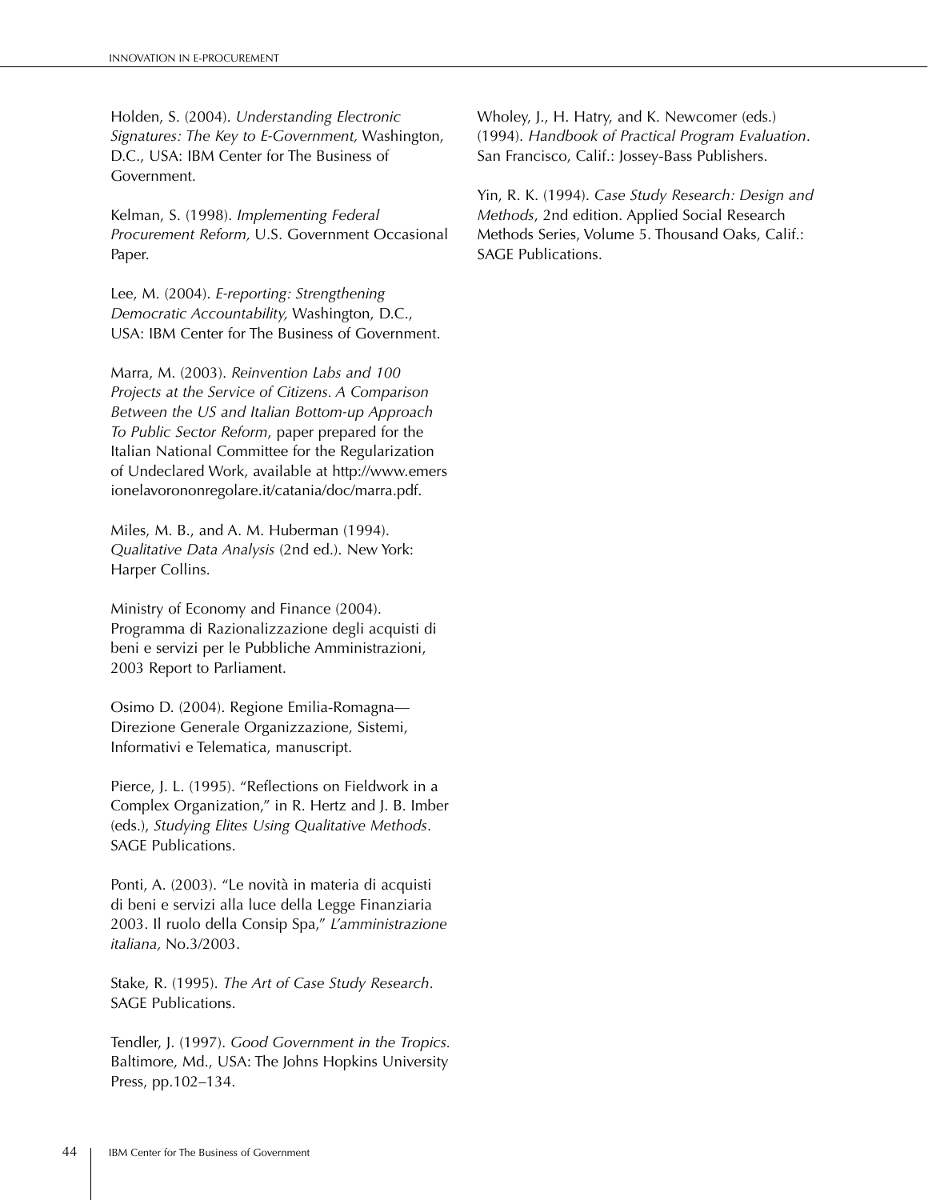Holden, S. (2004). *Understanding Electronic Signatures: The Key to E-Government,* Washington, D.C., USA: IBM Center for The Business of Government.

Kelman, S. (1998). *Implementing Federal Procurement Reform,* U.S. Government Occasional Paper.

Lee, M. (2004). *E-reporting: Strengthening Democratic Accountability,* Washington, D.C., USA: IBM Center for The Business of Government.

Marra, M. (2003). *Reinvention Labs and 100 Projects at the Service of Citizens. A Comparison Between the US and Italian Bottom-up Approach To Public Sector Reform*, paper prepared for the Italian National Committee for the Regularization of Undeclared Work, available at http://www.emersionelavorononregolare.it/catania/doc/marra.pdf.

Miles, M. B., and A. M. Huberman (1994). *Qualitative Data Analysis* (2nd ed.). New York: Harper Collins.

Ministry of Economy and Finance (2004). Programma di Razionalizzazione degli acquisti di beni e servizi per le Pubbliche Amministrazioni, 2003 Report to Parliament.

Osimo D. (2004). Regione Emilia-Romagna—Direzione Generale Organizzazione, Sistemi, Informativi e Telematica, manuscript.

Pierce, J. L. (1995). "Reflections on Fieldwork in a Complex Organization," in R. Hertz and J. B. Imber (eds.), *Studying Elites Using Qualitative Methods*. SAGE Publications.

Ponti, A. (2003). "Le novità in materia di acquisti di beni e servizi alla luce della Legge Finanziaria 2003. Il ruolo della Consip Spa," *L'amministrazione italiana,* No.3/2003.

Stake, R. (1995). *The Art of Case Study Research*. SAGE Publications.

Tendler, J. (1997). *Good Government in the Tropics.* Baltimore, Md., USA: The Johns Hopkins University Press, pp.102–134.

Wholey, J., H. Hatry, and K. Newcomer (eds.) (1994). *Handbook of Practical Program Evaluation*. San Francisco, Calif.: Jossey-Bass Publishers.

Yin, R. K. (1994). *Case Study Research: Design and Methods*, 2nd edition. Applied Social Research Methods Series, Volume 5. Thousand Oaks, Calif.: SAGE Publications.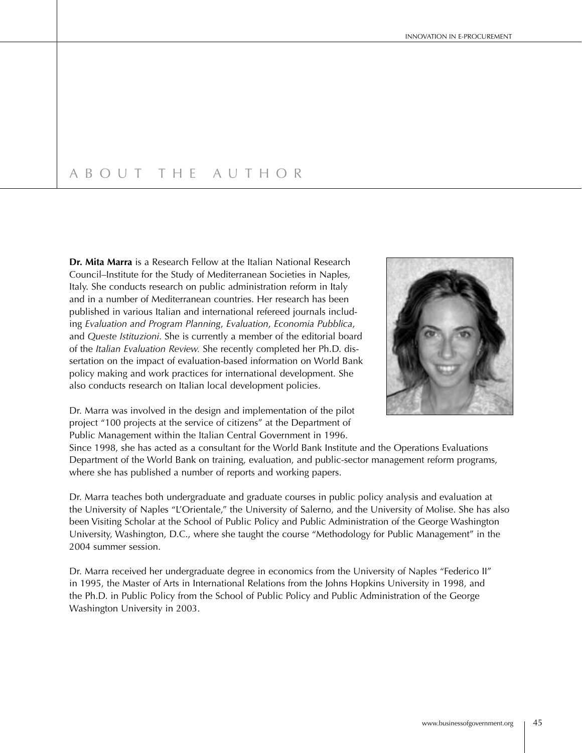# ABOUT THE AUTHOR

**Dr. Mita Marra** is a Research Fellow at the Italian National Research Council–Institute for the Study of Mediterranean Societies in Naples, Italy. She conducts research on public administration reform in Italy and in a number of Mediterranean countries. Her research has been published in various Italian and international refereed journals including *Evaluation and Program Planning*, *Evaluation*, *Economia Pubblica*, and *Queste Istituzioni*. She is currently a member of the editorial board of the *Italian Evaluation Review.* She recently completed her Ph.D. dissertation on the impact of evaluation-based information on World Bank policy making and work practices for international development. She also conducts research on Italian local development policies.

Dr. Marra was involved in the design and implementation of the pilot project "100 projects at the service of citizens" at the Department of Public Management within the Italian Central Government in 1996. Since 1998, she has acted as a consultant for the World Bank Institute and the Operations Evaluations Department of the World Bank on training, evaluation, and public-sector management reform programs, where she has published a number of reports and working papers.

Dr. Marra teaches both undergraduate and graduate courses in public policy analysis and evaluation at the University of Naples "L'Orientale," the University of Salerno, and the University of Molise. She has also been Visiting Scholar at the School of Public Policy and Public Administration of the George Washington University, Washington, D.C., where she taught the course "Methodology for Public Management" in the 2004 summer session.

Dr. Marra received her undergraduate degree in economics from the University of Naples "Federico II" in 1995, the Master of Arts in International Relations from the Johns Hopkins University in 1998, and the Ph.D. in Public Policy from the School of Public Policy and Public Administration of the George Washington University in 2003.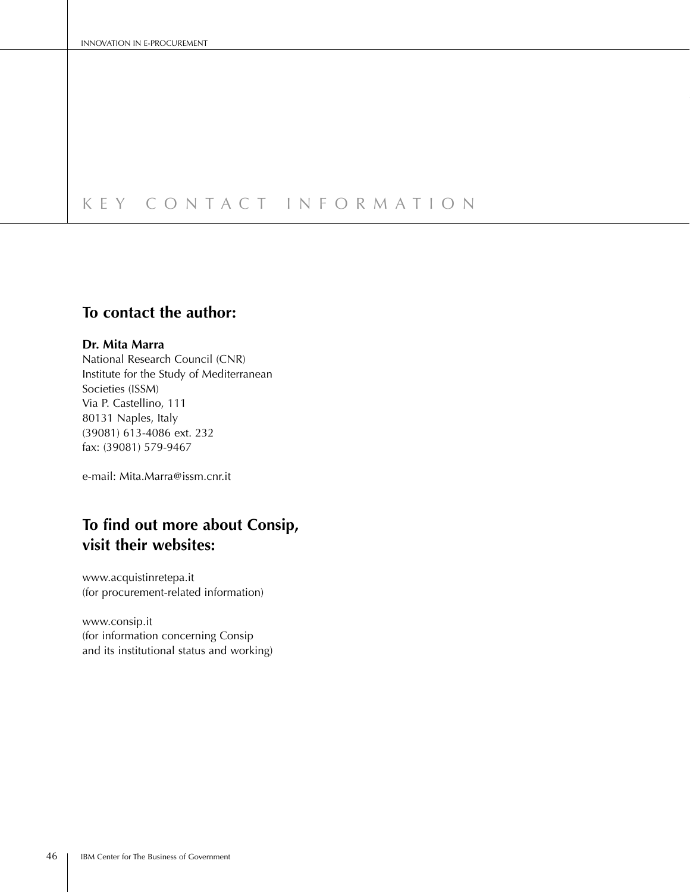# KEY CONTACT INFORMATION

## To contact the author:

**Dr. Mita Marra**
National Research Council (CNR)
Institute for the Study of Mediterranean Societies (ISSM)
Via P. Castellino, 111
80131 Naples, Italy
(39081) 613-4086 ext. 232
fax: (39081) 579-9467

e-mail: Mita.Marra@issm.cnr.it

## To find out more about Consip, visit their websites:

www.acquistinretepa.it
(for procurement-related information)

www.consip.it
(for information concerning Consip and its institutional status and working)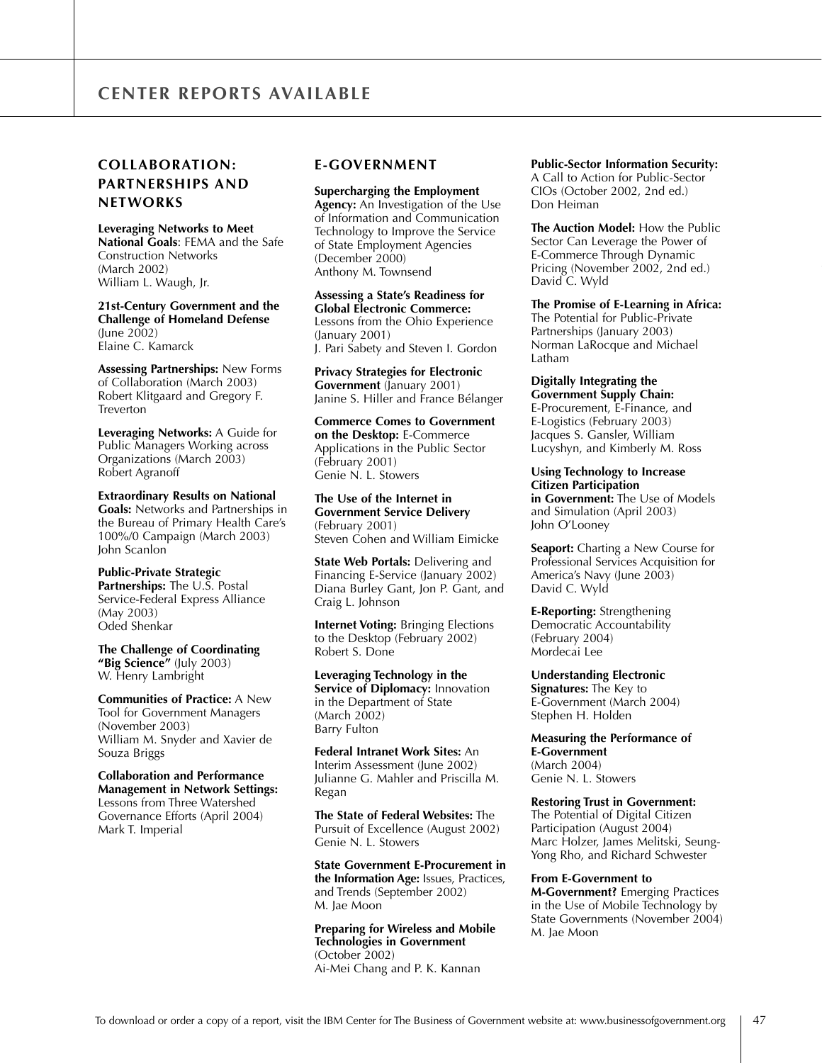# CENTER REPORTS AVAILABLE

## COLLABORATION: PARTNERSHIPS AND NETWORKS

**Leveraging Networks to Meet National Goals**: FEMA and the Safe Construction Networks (March 2002)
William L. Waugh, Jr.

**21st-Century Government and the Challenge of Homeland Defense** (June 2002)
Elaine C. Kamarck

**Assessing Partnerships:** New Forms of Collaboration (March 2003)
Robert Klitgaard and Gregory F. Treverton

**Leveraging Networks:** A Guide for Public Managers Working across Organizations (March 2003)
Robert Agranoff

**Extraordinary Results on National Goals:** Networks and Partnerships in the Bureau of Primary Health Care's 100%/0 Campaign (March 2003)
John Scanlon

**Public-Private Strategic Partnerships:** The U.S. Postal Service-Federal Express Alliance (May 2003)
Oded Shenkar

**The Challenge of Coordinating "Big Science"** (July 2003)
W. Henry Lambright

**Communities of Practice:** A New Tool for Government Managers (November 2003)
William M. Snyder and Xavier de Souza Briggs

**Collaboration and Performance Management in Network Settings:** Lessons from Three Watershed Governance Efforts (April 2004)
Mark T. Imperial

## E-GOVERNMENT

**Supercharging the Employment Agency:** An Investigation of the Use of Information and Communication Technology to Improve the Service of State Employment Agencies (December 2000)
Anthony M. Townsend

**Assessing a State's Readiness for Global Electronic Commerce:** Lessons from the Ohio Experience (January 2001)
J. Pari Sabety and Steven I. Gordon

**Privacy Strategies for Electronic Government** (January 2001)
Janine S. Hiller and France Bélanger

**Commerce Comes to Government on the Desktop:** E-Commerce Applications in the Public Sector (February 2001)
Genie N. L. Stowers

**The Use of the Internet in Government Service Delivery** (February 2001)
Steven Cohen and William Eimicke

**State Web Portals:** Delivering and Financing E-Service (January 2002)
Diana Burley Gant, Jon P. Gant, and Craig L. Johnson

**Internet Voting:** Bringing Elections to the Desktop (February 2002)
Robert S. Done

**Leveraging Technology in the Service of Diplomacy:** Innovation in the Department of State (March 2002)
Barry Fulton

**Federal Intranet Work Sites:** An Interim Assessment (June 2002)
Julianne G. Mahler and Priscilla M. Regan

**The State of Federal Websites:** The Pursuit of Excellence (August 2002)
Genie N. L. Stowers

**State Government E-Procurement in the Information Age:** Issues, Practices, and Trends (September 2002)
M. Jae Moon

**Preparing for Wireless and Mobile Technologies in Government** (October 2002)
Ai-Mei Chang and P. K. Kannan

**Public-Sector Information Security:** A Call to Action for Public-Sector CIOs (October 2002, 2nd ed.)
Don Heiman

**The Auction Model:** How the Public Sector Can Leverage the Power of E-Commerce Through Dynamic Pricing (November 2002, 2nd ed.)
David C. Wyld

**The Promise of E-Learning in Africa:** The Potential for Public-Private Partnerships (January 2003)
Norman LaRocque and Michael Latham

**Digitally Integrating the Government Supply Chain:** E-Procurement, E-Finance, and E-Logistics (February 2003)
Jacques S. Gansler, William Lucyshyn, and Kimberly M. Ross

**Using Technology to Increase Citizen Participation in Government:** The Use of Models and Simulation (April 2003)
John O'Looney

**Seaport:** Charting a New Course for Professional Services Acquisition for America's Navy (June 2003)
David C. Wyld

**E-Reporting:** Strengthening Democratic Accountability (February 2004)
Mordecai Lee

**Understanding Electronic Signatures:** The Key to E-Government (March 2004)
Stephen H. Holden

**Measuring the Performance of E-Government** (March 2004)
Genie N. L. Stowers

**Restoring Trust in Government:** The Potential of Digital Citizen Participation (August 2004)
Marc Holzer, James Melitski, Seung-Yong Rho, and Richard Schwester

**From E-Government to M-Government?** Emerging Practices in the Use of Mobile Technology by State Governments (November 2004)
M. Jae Moon

To download or order a copy of a report, visit the IBM Center for The Business of Government website at: www.businessofgovernment.org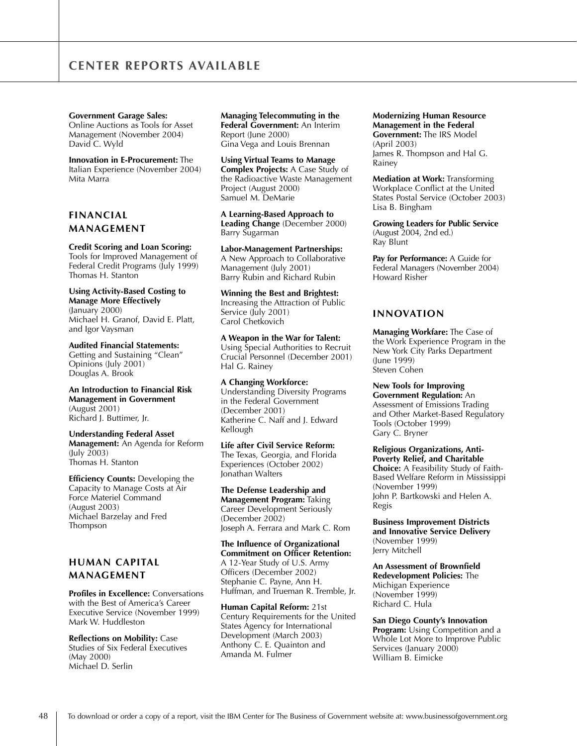# CENTER REPORTS AVAILABLE

**Government Garage Sales:** Online Auctions as Tools for Asset Management (November 2004)
David C. Wyld

**Innovation in E-Procurement:** The Italian Experience (November 2004)
Mita Marra

## FINANCIAL MANAGEMENT

**Credit Scoring and Loan Scoring:** Tools for Improved Management of Federal Credit Programs (July 1999)
Thomas H. Stanton

**Using Activity-Based Costing to Manage More Effectively** (January 2000)
Michael H. Granof, David E. Platt, and Igor Vaysman

**Audited Financial Statements:** Getting and Sustaining "Clean" Opinions (July 2001)
Douglas A. Brook

**An Introduction to Financial Risk Management in Government** (August 2001)
Richard J. Buttimer, Jr.

**Understanding Federal Asset Management:** An Agenda for Reform (July 2003)
Thomas H. Stanton

**Efficiency Counts:** Developing the Capacity to Manage Costs at Air Force Materiel Command (August 2003)
Michael Barzelay and Fred Thompson

## HUMAN CAPITAL MANAGEMENT

**Profiles in Excellence:** Conversations with the Best of America's Career Executive Service (November 1999)
Mark W. Huddleston

**Reflections on Mobility:** Case Studies of Six Federal Executives (May 2000)
Michael D. Serlin

**Managing Telecommuting in the Federal Government:** An Interim Report (June 2000)
Gina Vega and Louis Brennan

**Using Virtual Teams to Manage Complex Projects:** A Case Study of the Radioactive Waste Management Project (August 2000)
Samuel M. DeMarie

**A Learning-Based Approach to Leading Change** (December 2000)
Barry Sugarman

**Labor-Management Partnerships:** A New Approach to Collaborative Management (July 2001)
Barry Rubin and Richard Rubin

**Winning the Best and Brightest:** Increasing the Attraction of Public Service (July 2001)
Carol Chetkovich

**A Weapon in the War for Talent:** Using Special Authorities to Recruit Crucial Personnel (December 2001)
Hal G. Rainey

**A Changing Workforce:** Understanding Diversity Programs in the Federal Government (December 2001)
Katherine C. Naff and J. Edward Kellough

**Life after Civil Service Reform:** The Texas, Georgia, and Florida Experiences (October 2002)
Jonathan Walters

**The Defense Leadership and Management Program:** Taking Career Development Seriously (December 2002)
Joseph A. Ferrara and Mark C. Rom

**The Influence of Organizational Commitment on Officer Retention:** A 12-Year Study of U.S. Army Officers (December 2002)
Stephanie C. Payne, Ann H. Huffman, and Trueman R. Tremble, Jr.

**Human Capital Reform:** 21st Century Requirements for the United States Agency for International Development (March 2003)
Anthony C. E. Quainton and Amanda M. Fulmer

**Modernizing Human Resource Management in the Federal Government:** The IRS Model (April 2003)
James R. Thompson and Hal G. Rainey

**Mediation at Work:** Transforming Workplace Conflict at the United States Postal Service (October 2003)
Lisa B. Bingham

**Growing Leaders for Public Service** (August 2004, 2nd ed.)
Ray Blunt

**Pay for Performance:** A Guide for Federal Managers (November 2004)
Howard Risher

## INNOVATION

**Managing Workfare:** The Case of the Work Experience Program in the New York City Parks Department (June 1999)
Steven Cohen

**New Tools for Improving Government Regulation:** An Assessment of Emissions Trading and Other Market-Based Regulatory Tools (October 1999)
Gary C. Bryner

**Religious Organizations, Anti-Poverty Relief, and Charitable Choice:** A Feasibility Study of Faith-Based Welfare Reform in Mississippi (November 1999)
John P. Bartkowski and Helen A. Regis

**Business Improvement Districts and Innovative Service Delivery** (November 1999)
Jerry Mitchell

**An Assessment of Brownfield Redevelopment Policies:** The Michigan Experience (November 1999)
Richard C. Hula

**San Diego County's Innovation Program:** Using Competition and a Whole Lot More to Improve Public Services (January 2000)
William B. Eimicke

To download or order a copy of a report, visit the IBM Center for The Business of Government website at: www.businessofgovernment.org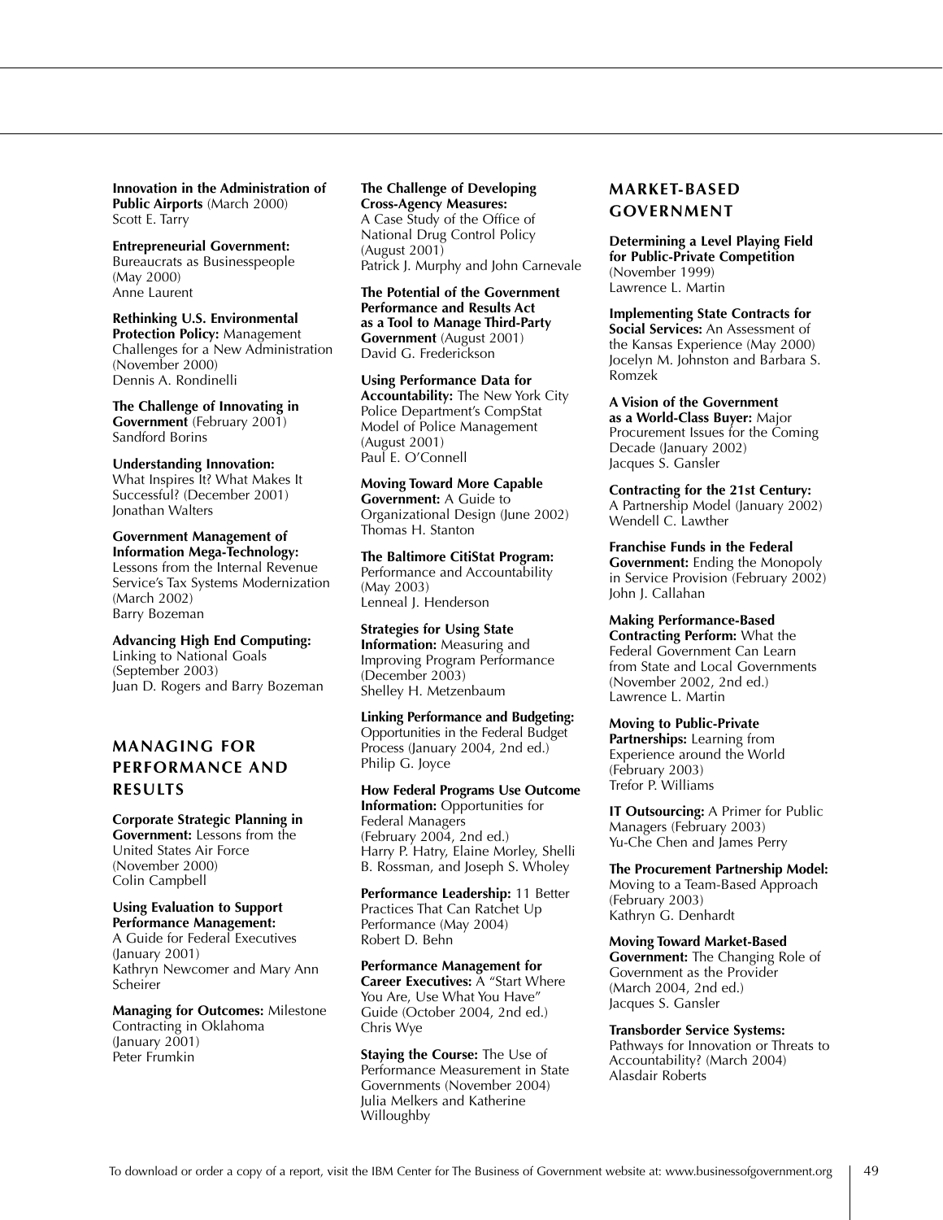**Innovation in the Administration of Public Airports** (March 2000)
Scott E. Tarry

**Entrepreneurial Government:** Bureaucrats as Businesspeople (May 2000)
Anne Laurent

**Rethinking U.S. Environmental Protection Policy:** Management Challenges for a New Administration (November 2000)
Dennis A. Rondinelli

**The Challenge of Innovating in Government** (February 2001)
Sandford Borins

**Understanding Innovation:** What Inspires It? What Makes It Successful? (December 2001)
Jonathan Walters

**Government Management of Information Mega-Technology:** Lessons from the Internal Revenue Service's Tax Systems Modernization (March 2002)
Barry Bozeman

**Advancing High End Computing:** Linking to National Goals (September 2003)
Juan D. Rogers and Barry Bozeman

## MANAGING FOR PERFORMANCE AND RESULTS

**Corporate Strategic Planning in Government:** Lessons from the United States Air Force (November 2000)
Colin Campbell

**Using Evaluation to Support Performance Management:** A Guide for Federal Executives (January 2001)
Kathryn Newcomer and Mary Ann Scheirer

**Managing for Outcomes:** Milestone Contracting in Oklahoma (January 2001)
Peter Frumkin

**The Challenge of Developing Cross-Agency Measures:** A Case Study of the Office of National Drug Control Policy (August 2001)
Patrick J. Murphy and John Carnevale

**The Potential of the Government Performance and Results Act as a Tool to Manage Third-Party Government** (August 2001)
David G. Frederickson

**Using Performance Data for Accountability:** The New York City Police Department's CompStat Model of Police Management (August 2001)
Paul E. O'Connell

**Moving Toward More Capable Government:** A Guide to Organizational Design (June 2002)
Thomas H. Stanton

**The Baltimore CitiStat Program:** Performance and Accountability (May 2003)
Lenneal J. Henderson

**Strategies for Using State Information:** Measuring and Improving Program Performance (December 2003)
Shelley H. Metzenbaum

**Linking Performance and Budgeting:** Opportunities in the Federal Budget Process (January 2004, 2nd ed.)
Philip G. Joyce

**How Federal Programs Use Outcome Information:** Opportunities for Federal Managers (February 2004, 2nd ed.)
Harry P. Hatry, Elaine Morley, Shelli B. Rossman, and Joseph S. Wholey

**Performance Leadership:** 11 Better Practices That Can Ratchet Up Performance (May 2004)
Robert D. Behn

**Performance Management for Career Executives:** A "Start Where You Are, Use What You Have" Guide (October 2004, 2nd ed.)
Chris Wye

**Staying the Course:** The Use of Performance Measurement in State Governments (November 2004)
Julia Melkers and Katherine Willoughby

## MARKET-BASED GOVERNMENT

**Determining a Level Playing Field for Public-Private Competition** (November 1999)
Lawrence L. Martin

**Implementing State Contracts for Social Services:** An Assessment of the Kansas Experience (May 2000)
Jocelyn M. Johnston and Barbara S. Romzek

**A Vision of the Government as a World-Class Buyer:** Major Procurement Issues for the Coming Decade (January 2002)
Jacques S. Gansler

**Contracting for the 21st Century:** A Partnership Model (January 2002)
Wendell C. Lawther

**Franchise Funds in the Federal Government:** Ending the Monopoly in Service Provision (February 2002)
John J. Callahan

**Making Performance-Based Contracting Perform:** What the Federal Government Can Learn from State and Local Governments (November 2002, 2nd ed.)
Lawrence L. Martin

**Moving to Public-Private Partnerships:** Learning from Experience around the World (February 2003)
Trefor P. Williams

**IT Outsourcing:** A Primer for Public Managers (February 2003)
Yu-Che Chen and James Perry

**The Procurement Partnership Model:** Moving to a Team-Based Approach (February 2003)
Kathryn G. Denhardt

**Moving Toward Market-Based Government:** The Changing Role of Government as the Provider (March 2004, 2nd ed.)
Jacques S. Gansler

**Transborder Service Systems:** Pathways for Innovation or Threats to Accountability? (March 2004)
Alasdair Roberts

To download or order a copy of a report, visit the IBM Center for The Business of Government website at: www.businessofgovernment.org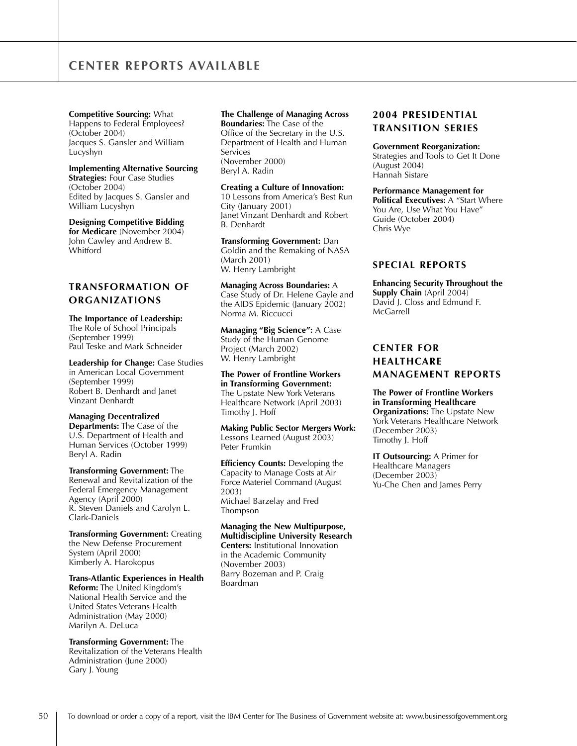# CENTER REPORTS AVAILABLE

**Competitive Sourcing:** What Happens to Federal Employees? (October 2004)
Jacques S. Gansler and William Lucyshyn

**Implementing Alternative Sourcing Strategies:** Four Case Studies (October 2004)
Edited by Jacques S. Gansler and William Lucyshyn

**Designing Competitive Bidding for Medicare** (November 2004)
John Cawley and Andrew B. Whitford

## TRANSFORMATION OF ORGANIZATIONS

**The Importance of Leadership:** The Role of School Principals (September 1999)
Paul Teske and Mark Schneider

**Leadership for Change:** Case Studies in American Local Government (September 1999)
Robert B. Denhardt and Janet Vinzant Denhardt

**Managing Decentralized Departments:** The Case of the U.S. Department of Health and Human Services (October 1999)
Beryl A. Radin

**Transforming Government:** The Renewal and Revitalization of the Federal Emergency Management Agency (April 2000)
R. Steven Daniels and Carolyn L. Clark-Daniels

**Transforming Government:** Creating the New Defense Procurement System (April 2000)
Kimberly A. Harokopus

**Trans-Atlantic Experiences in Health Reform:** The United Kingdom's National Health Service and the United States Veterans Health Administration (May 2000)
Marilyn A. DeLuca

**Transforming Government:** The Revitalization of the Veterans Health Administration (June 2000)
Gary J. Young

**The Challenge of Managing Across Boundaries:** The Case of the Office of the Secretary in the U.S. Department of Health and Human Services (November 2000)
Beryl A. Radin

**Creating a Culture of Innovation:** 10 Lessons from America's Best Run City (January 2001)
Janet Vinzant Denhardt and Robert B. Denhardt

**Transforming Government:** Dan Goldin and the Remaking of NASA (March 2001)
W. Henry Lambright

**Managing Across Boundaries:** A Case Study of Dr. Helene Gayle and the AIDS Epidemic (January 2002)
Norma M. Riccucci

**Managing "Big Science":** A Case Study of the Human Genome Project (March 2002)
W. Henry Lambright

**The Power of Frontline Workers in Transforming Government:** The Upstate New York Veterans Healthcare Network (April 2003)
Timothy J. Hoff

**Making Public Sector Mergers Work:** Lessons Learned (August 2003)
Peter Frumkin

**Efficiency Counts:** Developing the Capacity to Manage Costs at Air Force Materiel Command (August 2003)
Michael Barzelay and Fred Thompson

**Managing the New Multipurpose, Multidiscipline University Research Centers:** Institutional Innovation in the Academic Community (November 2003)
Barry Bozeman and P. Craig Boardman

## 2004 PRESIDENTIAL TRANSITION SERIES

**Government Reorganization:** Strategies and Tools to Get It Done (August 2004)
Hannah Sistare

**Performance Management for Political Executives:** A "Start Where You Are, Use What You Have" Guide (October 2004)
Chris Wye

## SPECIAL REPORTS

**Enhancing Security Throughout the Supply Chain** (April 2004)
David J. Closs and Edmund F. McGarrell

## CENTER FOR HEALTHCARE MANAGEMENT REPORTS

**The Power of Frontline Workers in Transforming Healthcare Organizations:** The Upstate New York Veterans Healthcare Network (December 2003)
Timothy J. Hoff

**IT Outsourcing:** A Primer for Healthcare Managers (December 2003)
Yu-Che Chen and James Perry

To download or order a copy of a report, visit the IBM Center for The Business of Government website at: www.businessofgovernment.org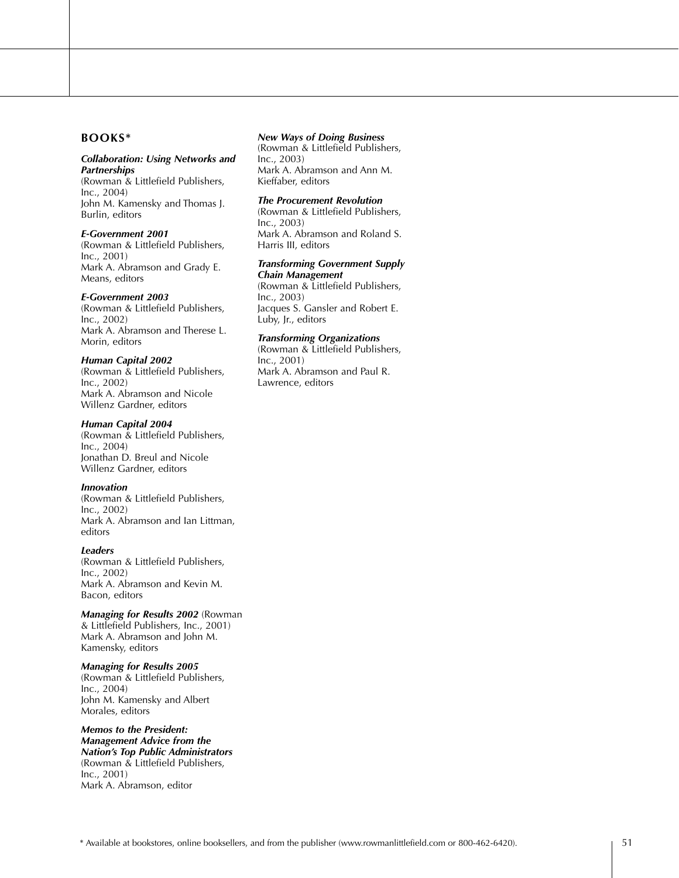## BOOKS*

***Collaboration: Using Networks and Partnerships***
(Rowman & Littlefield Publishers, Inc., 2004)
John M. Kamensky and Thomas J. Burlin, editors

***E-Government 2001***
(Rowman & Littlefield Publishers, Inc., 2001)
Mark A. Abramson and Grady E. Means, editors

***E-Government 2003***
(Rowman & Littlefield Publishers, Inc., 2002)
Mark A. Abramson and Therese L. Morin, editors

***Human Capital 2002***
(Rowman & Littlefield Publishers, Inc., 2002)
Mark A. Abramson and Nicole Willenz Gardner, editors

***Human Capital 2004***
(Rowman & Littlefield Publishers, Inc., 2004)
Jonathan D. Breul and Nicole Willenz Gardner, editors

***Innovation***
(Rowman & Littlefield Publishers, Inc., 2002)
Mark A. Abramson and Ian Littman, editors

***Leaders***
(Rowman & Littlefield Publishers, Inc., 2002)
Mark A. Abramson and Kevin M. Bacon, editors

***Managing for Results 2002*** (Rowman & Littlefield Publishers, Inc., 2001)
Mark A. Abramson and John M. Kamensky, editors

***Managing for Results 2005***
(Rowman & Littlefield Publishers, Inc., 2004)
John M. Kamensky and Albert Morales, editors

***Memos to the President: Management Advice from the Nation's Top Public Administrators***
(Rowman & Littlefield Publishers, Inc., 2001)
Mark A. Abramson, editor

***New Ways of Doing Business***
(Rowman & Littlefield Publishers, Inc., 2003)
Mark A. Abramson and Ann M. Kieffaber, editors

***The Procurement Revolution***
(Rowman & Littlefield Publishers, Inc., 2003)
Mark A. Abramson and Roland S. Harris III, editors

***Transforming Government Supply Chain Management***
(Rowman & Littlefield Publishers, Inc., 2003)
Jacques S. Gansler and Robert E. Luby, Jr., editors

***Transforming Organizations***
(Rowman & Littlefield Publishers, Inc., 2001)
Mark A. Abramson and Paul R. Lawrence, editors

* Available at bookstores, online booksellers, and from the publisher (www.rowmanlittlefield.com or 800-462-6420).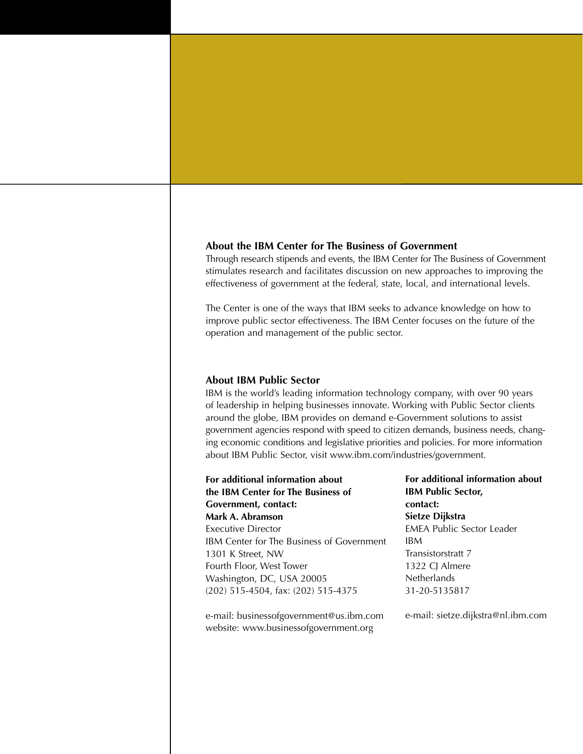## About the IBM Center for The Business of Government

Through research stipends and events, the IBM Center for The Business of Government stimulates research and facilitates discussion on new approaches to improving the effectiveness of government at the federal, state, local, and international levels.

The Center is one of the ways that IBM seeks to advance knowledge on how to improve public sector effectiveness. The IBM Center focuses on the future of the operation and management of the public sector.

## About IBM Public Sector

IBM is the world's leading information technology company, with over 90 years of leadership in helping businesses innovate. Working with Public Sector clients around the globe, IBM provides on demand e-Government solutions to assist government agencies respond with speed to citizen demands, business needs, changing economic conditions and legislative priorities and policies. For more information about IBM Public Sector, visit www.ibm.com/industries/government.

**For additional information about the IBM Center for The Business of Government, contact:**
**Mark A. Abramson**
Executive Director
IBM Center for The Business of Government
1301 K Street, NW
Fourth Floor, West Tower
Washington, DC, USA 20005
(202) 515-4504, fax: (202) 515-4375

e-mail: businessofgovernment@us.ibm.com
website: www.businessofgovernment.org

**For additional information about IBM Public Sector, contact:**
**Sietze Dijkstra**
EMEA Public Sector Leader
IBM
Transistorstratt 7
1322 CJ Almere
Netherlands
31-20-5135817

e-mail: sietze.dijkstra@nl.ibm.com